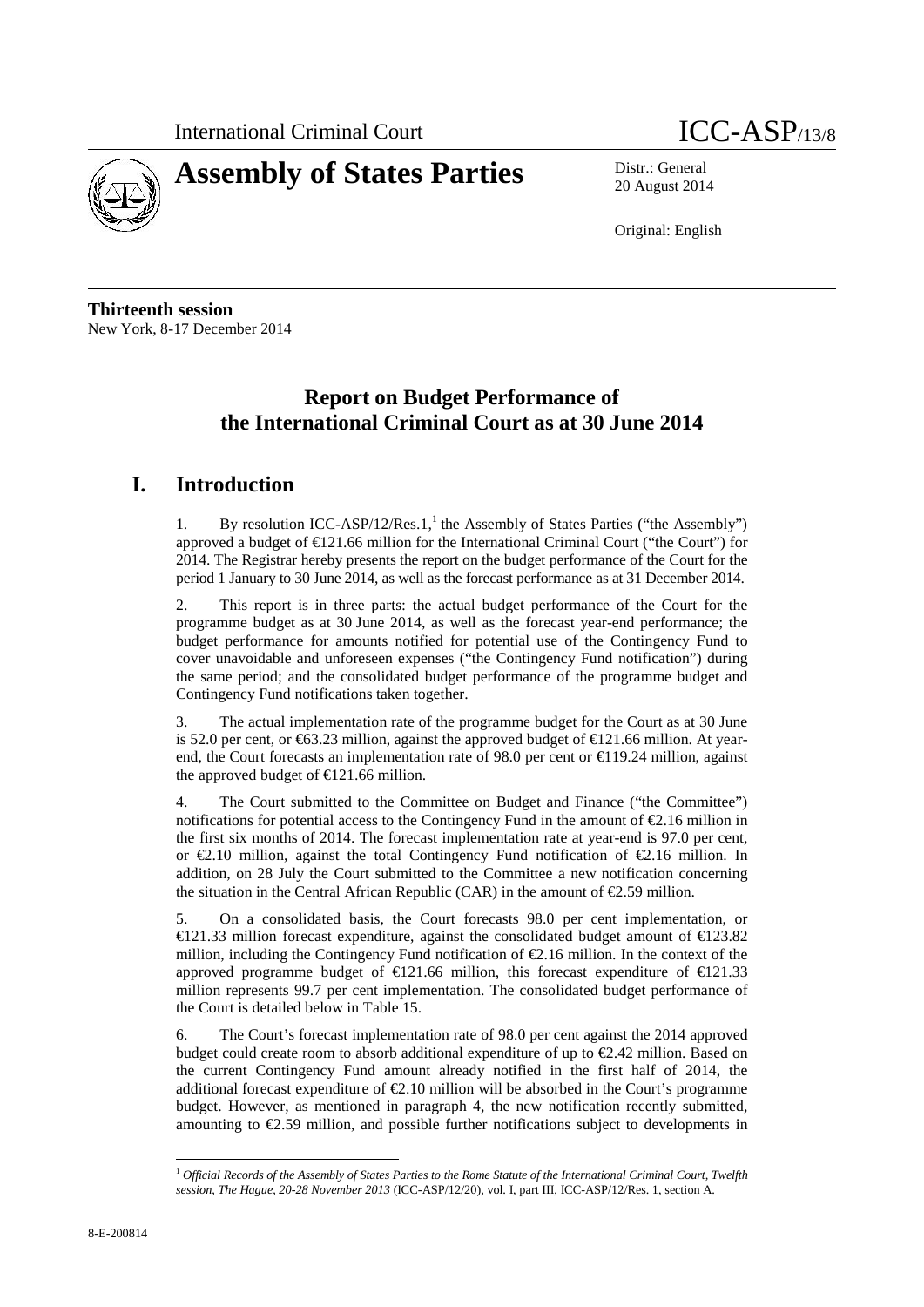International Criminal Court

ICC-ASP/13/8

# Assembly of States Parties

Distr.: General
20 August 2014

Original: English

**Thirteenth session**
New York, 8-17 December 2014

## Report on Budget Performance of the International Criminal Court as at 30 June 2014

## I. Introduction

1. By resolution ICC-ASP/12/Res.1,[1] the Assembly of States Parties ("the Assembly") approved a budget of €121.66 million for the International Criminal Court ("the Court") for 2014. The Registrar hereby presents the report on the budget performance of the Court for the period 1 January to 30 June 2014, as well as the forecast performance as at 31 December 2014.

2. This report is in three parts: the actual budget performance of the Court for the programme budget as at 30 June 2014, as well as the forecast year-end performance; the budget performance for amounts notified for potential use of the Contingency Fund to cover unavoidable and unforeseen expenses ("the Contingency Fund notification") during the same period; and the consolidated budget performance of the programme budget and Contingency Fund notifications taken together.

3. The actual implementation rate of the programme budget for the Court as at 30 June is 52.0 per cent, or €63.23 million, against the approved budget of €121.66 million. At year-end, the Court forecasts an implementation rate of 98.0 per cent or €119.24 million, against the approved budget of €121.66 million.

4. The Court submitted to the Committee on Budget and Finance ("the Committee") notifications for potential access to the Contingency Fund in the amount of €2.16 million in the first six months of 2014. The forecast implementation rate at year-end is 97.0 per cent, or €2.10 million, against the total Contingency Fund notification of €2.16 million. In addition, on 28 July the Court submitted to the Committee a new notification concerning the situation in the Central African Republic (CAR) in the amount of €2.59 million.

5. On a consolidated basis, the Court forecasts 98.0 per cent implementation, or €121.33 million forecast expenditure, against the consolidated budget amount of €123.82 million, including the Contingency Fund notification of €2.16 million. In the context of the approved programme budget of €121.66 million, this forecast expenditure of €121.33 million represents 99.7 per cent implementation. The consolidated budget performance of the Court is detailed below in Table 15.

6. The Court's forecast implementation rate of 98.0 per cent against the 2014 approved budget could create room to absorb additional expenditure of up to €2.42 million. Based on the current Contingency Fund amount already notified in the first half of 2014, the additional forecast expenditure of €2.10 million will be absorbed in the Court's programme budget. However, as mentioned in paragraph 4, the new notification recently submitted, amounting to €2.59 million, and possible further notifications subject to developments in

[1] *Official Records of the Assembly of States Parties to the Rome Statute of the International Criminal Court, Twelfth session, The Hague, 20-28 November 2013* (ICC-ASP/12/20), vol. I, part III, ICC-ASP/12/Res. 1, section A.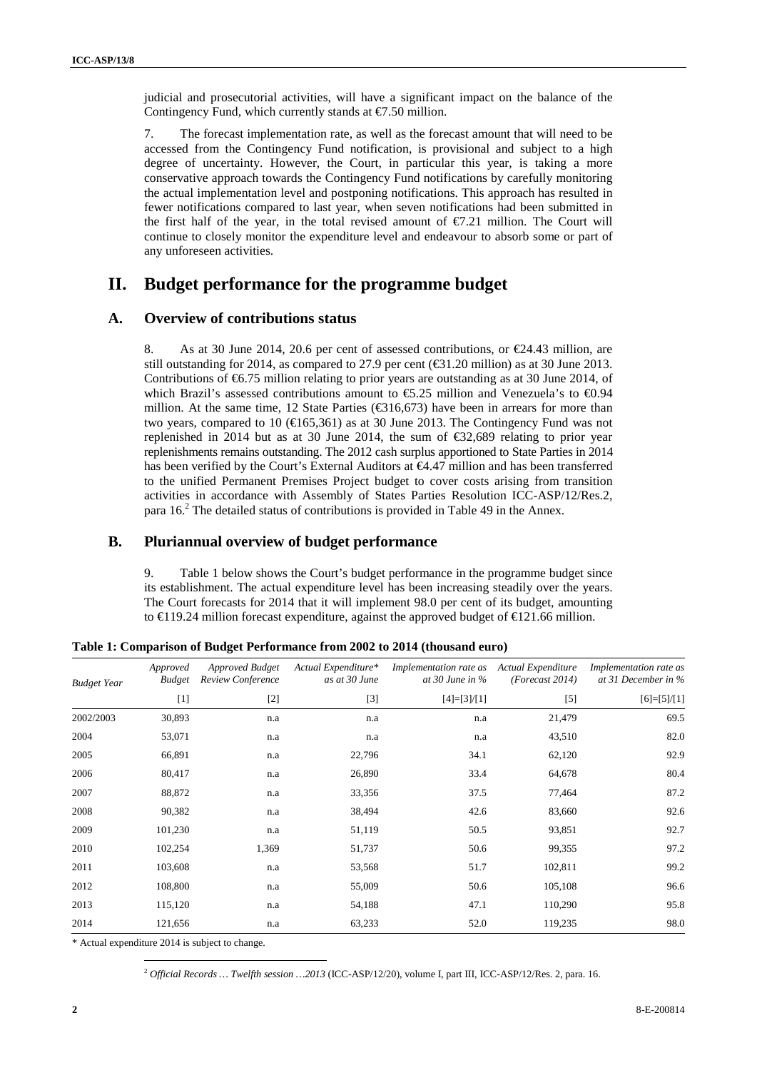judicial and prosecutorial activities, will have a significant impact on the balance of the Contingency Fund, which currently stands at €7.50 million.

7. The forecast implementation rate, as well as the forecast amount that will need to be accessed from the Contingency Fund notification, is provisional and subject to a high degree of uncertainty. However, the Court, in particular this year, is taking a more conservative approach towards the Contingency Fund notifications by carefully monitoring the actual implementation level and postponing notifications. This approach has resulted in fewer notifications compared to last year, when seven notifications had been submitted in the first half of the year, in the total revised amount of €7.21 million. The Court will continue to closely monitor the expenditure level and endeavour to absorb some or part of any unforeseen activities.

# II. Budget performance for the programme budget

## A. Overview of contributions status

8. As at 30 June 2014, 20.6 per cent of assessed contributions, or €24.43 million, are still outstanding for 2014, as compared to 27.9 per cent (€31.20 million) as at 30 June 2013. Contributions of €6.75 million relating to prior years are outstanding as at 30 June 2014, of which Brazil's assessed contributions amount to €5.25 million and Venezuela's to €0.94 million. At the same time, 12 State Parties (€316,673) have been in arrears for more than two years, compared to 10 (€165,361) as at 30 June 2013. The Contingency Fund was not replenished in 2014 but as at 30 June 2014, the sum of €32,689 relating to prior year replenishments remains outstanding. The 2012 cash surplus apportioned to State Parties in 2014 has been verified by the Court's External Auditors at €4.47 million and has been transferred to the unified Permanent Premises Project budget to cover costs arising from transition activities in accordance with Assembly of States Parties Resolution ICC-ASP/12/Res.2, para 16.[2] The detailed status of contributions is provided in Table 49 in the Annex.

## B. Pluriannual overview of budget performance

9. Table 1 below shows the Court's budget performance in the programme budget since its establishment. The actual expenditure level has been increasing steadily over the years. The Court forecasts for 2014 that it will implement 98.0 per cent of its budget, amounting to €119.24 million forecast expenditure, against the approved budget of €121.66 million.

**Table 1: Comparison of Budget Performance from 2002 to 2014 (thousand euro)**

| *Budget Year* | *Approved Budget* | *Approved Budget Review Conference* | *Actual Expenditure\* as at 30 June* | *Implementation rate as at 30 June in %* | *Actual Expenditure (Forecast 2014)* | *Implementation rate as at 31 December in %* |
|---|---|---|---|---|---|---|
| | [1] | [2] | [3] | [4]=[3]/[1] | [5] | [6]=[5]/[1] |
| 2002/2003 | 30,893 | n.a | n.a | n.a | 21,479 | 69.5 |
| 2004 | 53,071 | n.a | n.a | n.a | 43,510 | 82.0 |
| 2005 | 66,891 | n.a | 22,796 | 34.1 | 62,120 | 92.9 |
| 2006 | 80,417 | n.a | 26,890 | 33.4 | 64,678 | 80.4 |
| 2007 | 88,872 | n.a | 33,356 | 37.5 | 77,464 | 87.2 |
| 2008 | 90,382 | n.a | 38,494 | 42.6 | 83,660 | 92.6 |
| 2009 | 101,230 | n.a | 51,119 | 50.5 | 93,851 | 92.7 |
| 2010 | 102,254 | 1,369 | 51,737 | 50.6 | 99,355 | 97.2 |
| 2011 | 103,608 | n.a | 53,568 | 51.7 | 102,811 | 99.2 |
| 2012 | 108,800 | n.a | 55,009 | 50.6 | 105,108 | 96.6 |
| 2013 | 115,120 | n.a | 54,188 | 47.1 | 110,290 | 95.8 |
| 2014 | 121,656 | n.a | 63,233 | 52.0 | 119,235 | 98.0 |

\* Actual expenditure 2014 is subject to change.

[2] *Official Records … Twelfth session …2013* (ICC-ASP/12/20), volume I, part III, ICC-ASP/12/Res. 2, para. 16.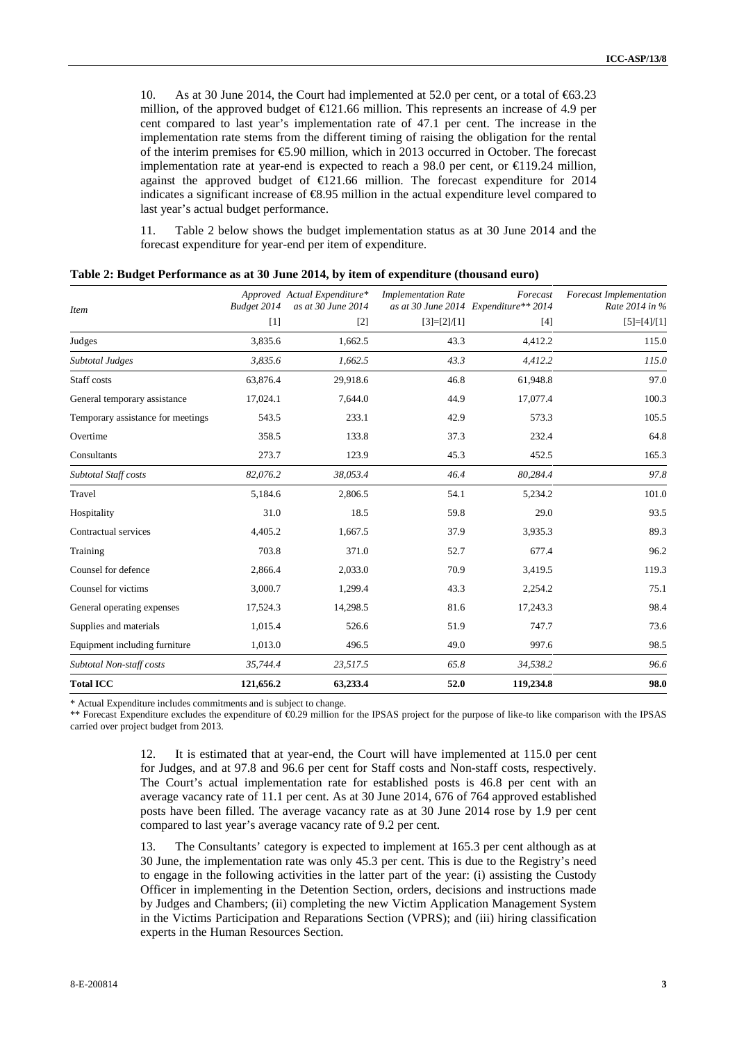10. As at 30 June 2014, the Court had implemented at 52.0 per cent, or a total of €63.23 million, of the approved budget of €121.66 million. This represents an increase of 4.9 per cent compared to last year's implementation rate of 47.1 per cent. The increase in the implementation rate stems from the different timing of raising the obligation for the rental of the interim premises for €5.90 million, which in 2013 occurred in October. The forecast implementation rate at year-end is expected to reach a 98.0 per cent, or €119.24 million, against the approved budget of €121.66 million. The forecast expenditure for 2014 indicates a significant increase of €8.95 million in the actual expenditure level compared to last year's actual budget performance.

11. Table 2 below shows the budget implementation status as at 30 June 2014 and the forecast expenditure for year-end per item of expenditure.

**Table 2: Budget Performance as at 30 June 2014, by item of expenditure (thousand euro)**

| *Item* | *Approved Budget 2014* | *Actual Expenditure\* as at 30 June 2014* | *Implementation Rate as at 30 June 2014* | *Forecast Expenditure\*\* 2014* | *Forecast Implementation Rate 2014 in %* |
|---|---|---|---|---|---|
| | [1] | [2] | [3]=[2]/[1] | [4] | [5]=[4]/[1] |
| Judges | 3,835.6 | 1,662.5 | 43.3 | 4,412.2 | 115.0 |
| *Subtotal Judges* | *3,835.6* | *1,662.5* | *43.3* | *4,412.2* | *115.0* |
| Staff costs | 63,876.4 | 29,918.6 | 46.8 | 61,948.8 | 97.0 |
| General temporary assistance | 17,024.1 | 7,644.0 | 44.9 | 17,077.4 | 100.3 |
| Temporary assistance for meetings | 543.5 | 233.1 | 42.9 | 573.3 | 105.5 |
| Overtime | 358.5 | 133.8 | 37.3 | 232.4 | 64.8 |
| Consultants | 273.7 | 123.9 | 45.3 | 452.5 | 165.3 |
| *Subtotal Staff costs* | *82,076.2* | *38,053.4* | *46.4* | *80,284.4* | *97.8* |
| Travel | 5,184.6 | 2,806.5 | 54.1 | 5,234.2 | 101.0 |
| Hospitality | 31.0 | 18.5 | 59.8 | 29.0 | 93.5 |
| Contractual services | 4,405.2 | 1,667.5 | 37.9 | 3,935.3 | 89.3 |
| Training | 703.8 | 371.0 | 52.7 | 677.4 | 96.2 |
| Counsel for defence | 2,866.4 | 2,033.0 | 70.9 | 3,419.5 | 119.3 |
| Counsel for victims | 3,000.7 | 1,299.4 | 43.3 | 2,254.2 | 75.1 |
| General operating expenses | 17,524.3 | 14,298.5 | 81.6 | 17,243.3 | 98.4 |
| Supplies and materials | 1,015.4 | 526.6 | 51.9 | 747.7 | 73.6 |
| Equipment including furniture | 1,013.0 | 496.5 | 49.0 | 997.6 | 98.5 |
| *Subtotal Non-staff costs* | *35,744.4* | *23,517.5* | *65.8* | *34,538.2* | *96.6* |
| **Total ICC** | **121,656.2** | **63,233.4** | **52.0** | **119,234.8** | **98.0** |

\* Actual Expenditure includes commitments and is subject to change.

\*\* Forecast Expenditure excludes the expenditure of €0.29 million for the IPSAS project for the purpose of like-to like comparison with the IPSAS carried over project budget from 2013.

12. It is estimated that at year-end, the Court will have implemented at 115.0 per cent for Judges, and at 97.8 and 96.6 per cent for Staff costs and Non-staff costs, respectively. The Court's actual implementation rate for established posts is 46.8 per cent with an average vacancy rate of 11.1 per cent. As at 30 June 2014, 676 of 764 approved established posts have been filled. The average vacancy rate as at 30 June 2014 rose by 1.9 per cent compared to last year's average vacancy rate of 9.2 per cent.

13. The Consultants' category is expected to implement at 165.3 per cent although as at 30 June, the implementation rate was only 45.3 per cent. This is due to the Registry's need to engage in the following activities in the latter part of the year: (i) assisting the Custody Officer in implementing in the Detention Section, orders, decisions and instructions made by Judges and Chambers; (ii) completing the new Victim Application Management System in the Victims Participation and Reparations Section (VPRS); and (iii) hiring classification experts in the Human Resources Section.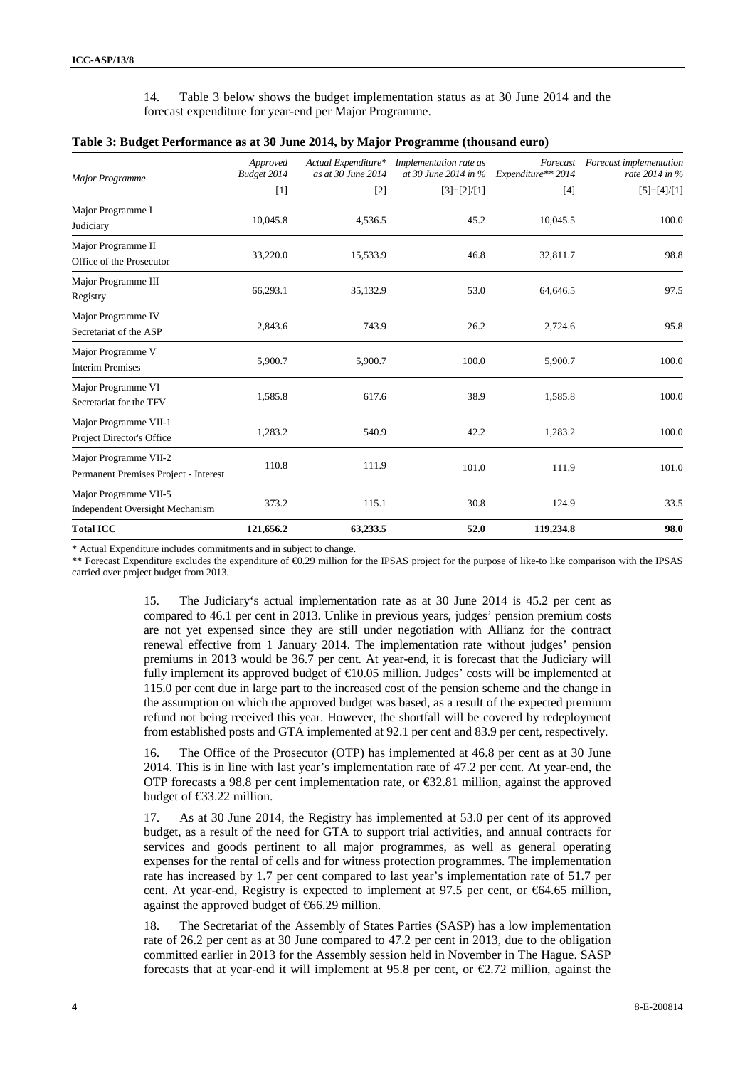14. Table 3 below shows the budget implementation status as at 30 June 2014 and the forecast expenditure for year-end per Major Programme.

**Table 3: Budget Performance as at 30 June 2014, by Major Programme (thousand euro)**

| *Major Programme* | *Approved Budget 2014* | *Actual Expenditure\* as at 30 June 2014* | *Implementation rate as at 30 June 2014 in %* | *Forecast Expenditure\*\* 2014* | *Forecast implementation rate 2014 in %* |
|---|---|---|---|---|---|
| | [1] | [2] | [3]=[2]/[1] | [4] | [5]=[4]/[1] |
| Major Programme I Judiciary | 10,045.8 | 4,536.5 | 45.2 | 10,045.5 | 100.0 |
| Major Programme II Office of the Prosecutor | 33,220.0 | 15,533.9 | 46.8 | 32,811.7 | 98.8 |
| Major Programme III Registry | 66,293.1 | 35,132.9 | 53.0 | 64,646.5 | 97.5 |
| Major Programme IV Secretariat of the ASP | 2,843.6 | 743.9 | 26.2 | 2,724.6 | 95.8 |
| Major Programme V Interim Premises | 5,900.7 | 5,900.7 | 100.0 | 5,900.7 | 100.0 |
| Major Programme VI Secretariat for the TFV | 1,585.8 | 617.6 | 38.9 | 1,585.8 | 100.0 |
| Major Programme VII-1 Project Director's Office | 1,283.2 | 540.9 | 42.2 | 1,283.2 | 100.0 |
| Major Programme VII-2 Permanent Premises Project - Interest | 110.8 | 111.9 | 101.0 | 111.9 | 101.0 |
| Major Programme VII-5 Independent Oversight Mechanism | 373.2 | 115.1 | 30.8 | 124.9 | 33.5 |
| **Total ICC** | **121,656.2** | **63,233.5** | **52.0** | **119,234.8** | **98.0** |

\* Actual Expenditure includes commitments and in subject to change.

\*\* Forecast Expenditure excludes the expenditure of €0.29 million for the IPSAS project for the purpose of like-to like comparison with the IPSAS carried over project budget from 2013.

15. The Judiciary's actual implementation rate as at 30 June 2014 is 45.2 per cent as compared to 46.1 per cent in 2013. Unlike in previous years, judges' pension premium costs are not yet expensed since they are still under negotiation with Allianz for the contract renewal effective from 1 January 2014. The implementation rate without judges' pension premiums in 2013 would be 36.7 per cent. At year-end, it is forecast that the Judiciary will fully implement its approved budget of €10.05 million. Judges' costs will be implemented at 115.0 per cent due in large part to the increased cost of the pension scheme and the change in the assumption on which the approved budget was based, as a result of the expected premium refund not being received this year. However, the shortfall will be covered by redeployment from established posts and GTA implemented at 92.1 per cent and 83.9 per cent, respectively.

16. The Office of the Prosecutor (OTP) has implemented at 46.8 per cent as at 30 June 2014. This is in line with last year's implementation rate of 47.2 per cent. At year-end, the OTP forecasts a 98.8 per cent implementation rate, or €32.81 million, against the approved budget of €33.22 million.

17. As at 30 June 2014, the Registry has implemented at 53.0 per cent of its approved budget, as a result of the need for GTA to support trial activities, and annual contracts for services and goods pertinent to all major programmes, as well as general operating expenses for the rental of cells and for witness protection programmes. The implementation rate has increased by 1.7 per cent compared to last year's implementation rate of 51.7 per cent. At year-end, Registry is expected to implement at 97.5 per cent, or €64.65 million, against the approved budget of €66.29 million.

18. The Secretariat of the Assembly of States Parties (SASP) has a low implementation rate of 26.2 per cent as at 30 June compared to 47.2 per cent in 2013, due to the obligation committed earlier in 2013 for the Assembly session held in November in The Hague. SASP forecasts that at year-end it will implement at 95.8 per cent, or €2.72 million, against the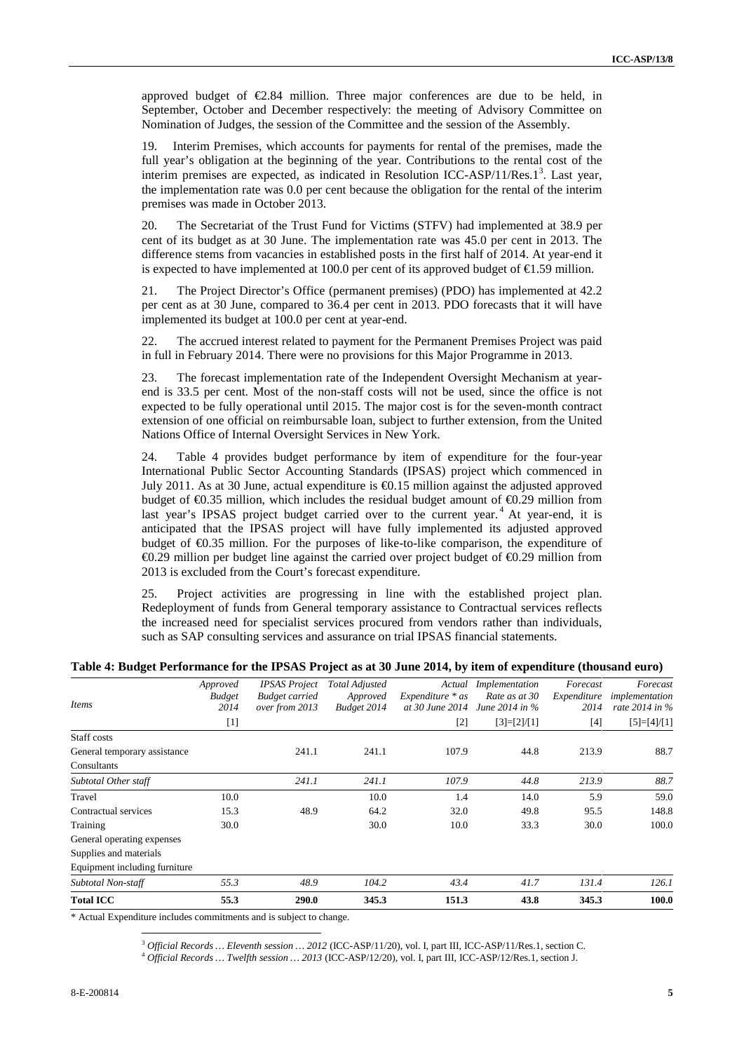approved budget of €2.84 million. Three major conferences are due to be held, in September, October and December respectively: the meeting of Advisory Committee on Nomination of Judges, the session of the Committee and the session of the Assembly.

19. Interim Premises, which accounts for payments for rental of the premises, made the full year's obligation at the beginning of the year. Contributions to the rental cost of the interim premises are expected, as indicated in Resolution ICC-ASP/11/Res.1[3]. Last year, the implementation rate was 0.0 per cent because the obligation for the rental of the interim premises was made in October 2013.

20. The Secretariat of the Trust Fund for Victims (STFV) had implemented at 38.9 per cent of its budget as at 30 June. The implementation rate was 45.0 per cent in 2013. The difference stems from vacancies in established posts in the first half of 2014. At year-end it is expected to have implemented at 100.0 per cent of its approved budget of €1.59 million.

21. The Project Director's Office (permanent premises) (PDO) has implemented at 42.2 per cent as at 30 June, compared to 36.4 per cent in 2013. PDO forecasts that it will have implemented its budget at 100.0 per cent at year-end.

22. The accrued interest related to payment for the Permanent Premises Project was paid in full in February 2014. There were no provisions for this Major Programme in 2013.

23. The forecast implementation rate of the Independent Oversight Mechanism at year-end is 33.5 per cent. Most of the non-staff costs will not be used, since the office is not expected to be fully operational until 2015. The major cost is for the seven-month contract extension of one official on reimbursable loan, subject to further extension, from the United Nations Office of Internal Oversight Services in New York.

24. Table 4 provides budget performance by item of expenditure for the four-year International Public Sector Accounting Standards (IPSAS) project which commenced in July 2011. As at 30 June, actual expenditure is €0.15 million against the adjusted approved budget of €0.35 million, which includes the residual budget amount of €0.29 million from last year's IPSAS project budget carried over to the current year.[4] At year-end, it is anticipated that the IPSAS project will have fully implemented its adjusted approved budget of €0.35 million. For the purposes of like-to-like comparison, the expenditure of €0.29 million per budget line against the carried over project budget of €0.29 million from 2013 is excluded from the Court's forecast expenditure.

25. Project activities are progressing in line with the established project plan. Redeployment of funds from General temporary assistance to Contractual services reflects the increased need for specialist services procured from vendors rather than individuals, such as SAP consulting services and assurance on trial IPSAS financial statements.

**Table 4: Budget Performance for the IPSAS Project as at 30 June 2014, by item of expenditure (thousand euro)**

| *Items* | *Approved Budget 2014* | *IPSAS Project Budget carried over from 2013* | *Total Adjusted Approved Budget 2014* | *Actual Expenditure * as at 30 June 2014* | *Implementation Rate as at 30 June 2014 in %* | *Forecast Expenditure 2014* | *Forecast implementation rate 2014 in %* |
|---|---|---|---|---|---|---|---|
| | [1] | | | [2] | [3]=[2]/[1] | [4] | [5]=[4]/[1] |
| Staff costs | | | | | | | |
| General temporary assistance | | 241.1 | 241.1 | 107.9 | 44.8 | 213.9 | 88.7 |
| Consultants | | | | | | | |
| *Subtotal Other staff* | | *241.1* | *241.1* | *107.9* | *44.8* | *213.9* | *88.7* |
| Travel | 10.0 | | 10.0 | 1.4 | 14.0 | 5.9 | 59.0 |
| Contractual services | 15.3 | 48.9 | 64.2 | 32.0 | 49.8 | 95.5 | 148.8 |
| Training | 30.0 | | 30.0 | 10.0 | 33.3 | 30.0 | 100.0 |
| General operating expenses | | | | | | | |
| Supplies and materials | | | | | | | |
| Equipment including furniture | | | | | | | |
| *Subtotal Non-staff* | *55.3* | *48.9* | *104.2* | *43.4* | *41.7* | *131.4* | *126.1* |
| **Total ICC** | **55.3** | **290.0** | **345.3** | **151.3** | **43.8** | **345.3** | **100.0** |

\* Actual Expenditure includes commitments and is subject to change.

[3] *Official Records … Eleventh session … 2012* (ICC-ASP/11/20), vol. I, part III, ICC-ASP/11/Res.1, section C.

[4] *Official Records … Twelfth session … 2013* (ICC-ASP/12/20), vol. I, part III, ICC-ASP/12/Res.1, section J.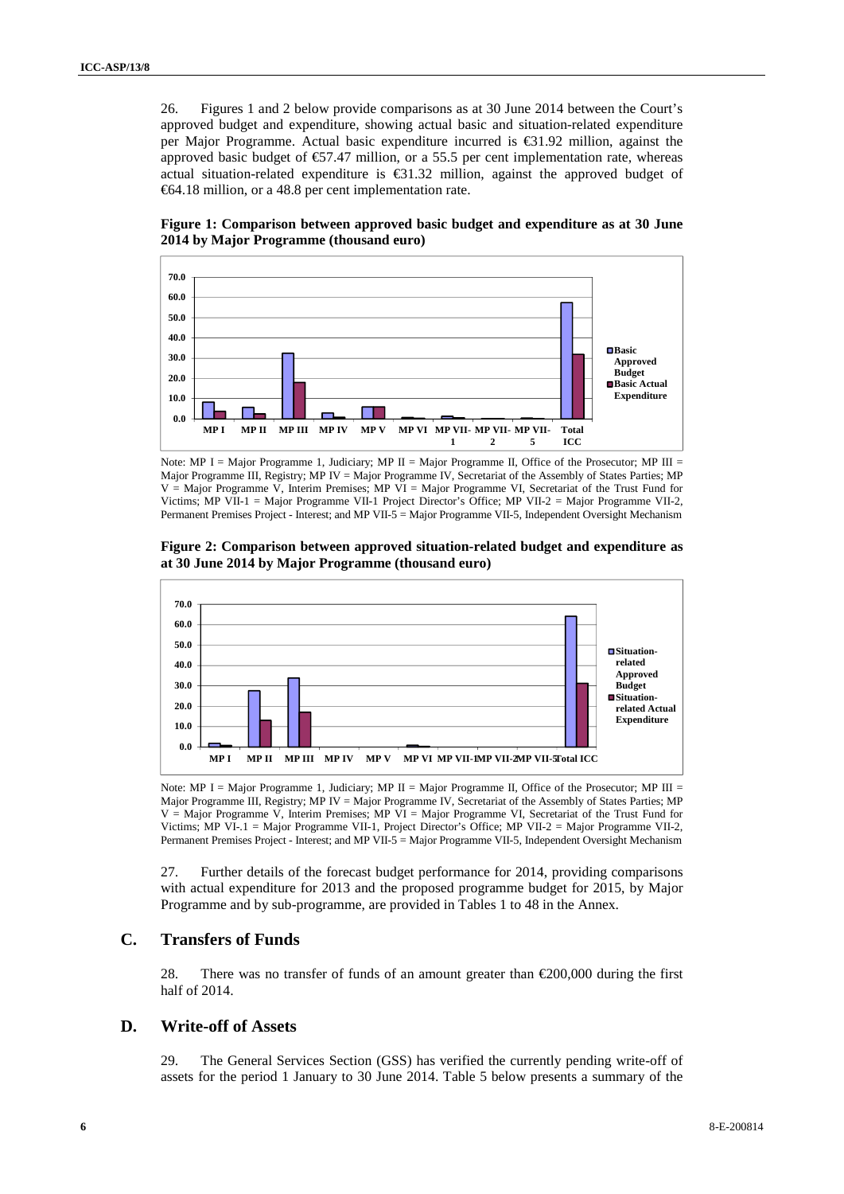26. Figures 1 and 2 below provide comparisons as at 30 June 2014 between the Court's approved budget and expenditure, showing actual basic and situation-related expenditure per Major Programme. Actual basic expenditure incurred is €31.92 million, against the approved basic budget of €57.47 million, or a 55.5 per cent implementation rate, whereas actual situation-related expenditure is €31.32 million, against the approved budget of €64.18 million, or a 48.8 per cent implementation rate.

**Figure 1: Comparison between approved basic budget and expenditure as at 30 June 2014 by Major Programme (thousand euro)**

70.0
60.0
50.0
40.0
30.0
20.0
10.0
0.0

MP I, MP II, MP III, MP IV, MP V, MP VI, MP VII-1, MP VII-2, MP VII-5, Total ICC

Basic Approved Budget
Basic Actual Expenditure

Note: MP I = Major Programme 1, Judiciary; MP II = Major Programme II, Office of the Prosecutor; MP III = Major Programme III, Registry; MP IV = Major Programme IV, Secretariat of the Assembly of States Parties; MP V = Major Programme V, Interim Premises; MP VI = Major Programme VI, Secretariat of the Trust Fund for Victims; MP VII-1 = Major Programme VII-1 Project Director's Office; MP VII-2 = Major Programme VII-2, Permanent Premises Project - Interest; and MP VII-5 = Major Programme VII-5, Independent Oversight Mechanism

**Figure 2: Comparison between approved situation-related budget and expenditure as at 30 June 2014 by Major Programme (thousand euro)**

70.0
60.0
50.0
40.0
30.0
20.0
10.0
0.0

MP I, MP II, MP III, MP IV, MP V, MP VI, MP VII-1, MP VII-2, MP VII-5, Total ICC

Situation-related Approved Budget
Situation-related Actual Expenditure

Note: MP I = Major Programme 1, Judiciary; MP II = Major Programme II, Office of the Prosecutor; MP III = Major Programme III, Registry; MP IV = Major Programme IV, Secretariat of the Assembly of States Parties; MP V = Major Programme V, Interim Premises; MP VI = Major Programme VI, Secretariat of the Trust Fund for Victims; MP VI-.1 = Major Programme VII-1, Project Director's Office; MP VII-2 = Major Programme VII-2, Permanent Premises Project - Interest; and MP VII-5 = Major Programme VII-5, Independent Oversight Mechanism

27. Further details of the forecast budget performance for 2014, providing comparisons with actual expenditure for 2013 and the proposed programme budget for 2015, by Major Programme and by sub-programme, are provided in Tables 1 to 48 in the Annex.

## C. Transfers of Funds

28. There was no transfer of funds of an amount greater than €200,000 during the first half of 2014.

## D. Write-off of Assets

29. The General Services Section (GSS) has verified the currently pending write-off of assets for the period 1 January to 30 June 2014. Table 5 below presents a summary of the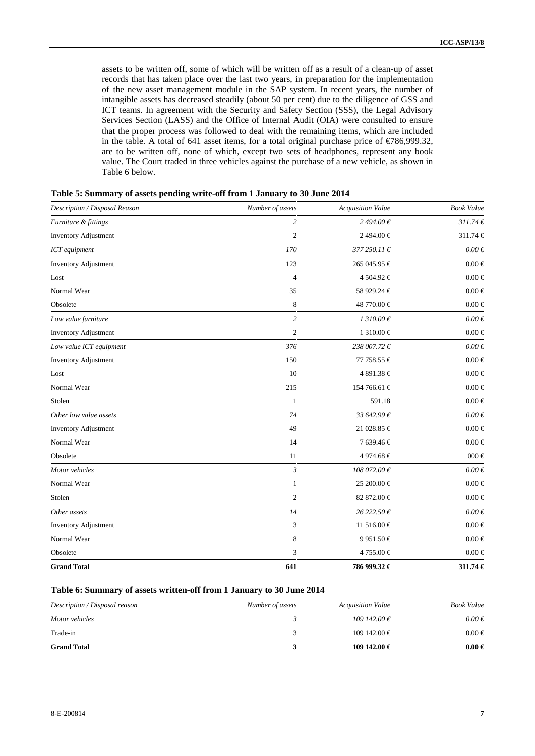assets to be written off, some of which will be written off as a result of a clean-up of asset records that has taken place over the last two years, in preparation for the implementation of the new asset management module in the SAP system. In recent years, the number of intangible assets has decreased steadily (about 50 per cent) due to the diligence of GSS and ICT teams. In agreement with the Security and Safety Section (SSS), the Legal Advisory Services Section (LASS) and the Office of Internal Audit (OIA) were consulted to ensure that the proper process was followed to deal with the remaining items, which are included in the table. A total of 641 asset items, for a total original purchase price of €786,999.32, are to be written off, none of which, except two sets of headphones, represent any book value. The Court traded in three vehicles against the purchase of a new vehicle, as shown in Table 6 below.

**Table 5: Summary of assets pending write-off from 1 January to 30 June 2014**

| *Description / Disposal Reason* | *Number of assets* | *Acquisition Value* | *Book Value* |
|---|---|---|---|
| *Furniture & fittings* | *2* | *2 494.00 €* | *311.74 €* |
| Inventory Adjustment | 2 | 2 494.00 € | 311.74 € |
| *ICT equipment* | *170* | *377 250.11 €* | *0.00 €* |
| Inventory Adjustment | 123 | 265 045.95 € | 0.00 € |
| Lost | 4 | 4 504.92 € | 0.00 € |
| Normal Wear | 35 | 58 929.24 € | 0.00 € |
| Obsolete | 8 | 48 770.00 € | 0.00 € |
| *Low value furniture* | *2* | *1 310.00 €* | *0.00 €* |
| Inventory Adjustment | 2 | 1 310.00 € | 0.00 € |
| *Low value ICT equipment* | *376* | *238 007.72 €* | *0.00 €* |
| Inventory Adjustment | 150 | 77 758.55 € | 0.00 € |
| Lost | 10 | 4 891.38 € | 0.00 € |
| Normal Wear | 215 | 154 766.61 € | 0.00 € |
| Stolen | 1 | 591.18 | 0.00 € |
| *Other low value assets* | *74* | *33 642.99 €* | *0.00 €* |
| Inventory Adjustment | 49 | 21 028.85 € | 0.00 € |
| Normal Wear | 14 | 7 639.46 € | 0.00 € |
| Obsolete | 11 | 4 974.68 € | 000 € |
| *Motor vehicles* | *3* | *108 072.00 €* | *0.00 €* |
| Normal Wear | 1 | 25 200.00 € | 0.00 € |
| Stolen | 2 | 82 872.00 € | 0.00 € |
| *Other assets* | *14* | *26 222.50 €* | *0.00 €* |
| Inventory Adjustment | 3 | 11 516.00 € | 0.00 € |
| Normal Wear | 8 | 9 951.50 € | 0.00 € |
| Obsolete | 3 | 4 755.00 € | 0.00 € |
| **Grand Total** | **641** | **786 999.32 €** | **311.74 €** |

**Table 6: Summary of assets written-off from 1 January to 30 June 2014**

| *Description / Disposal reason* | *Number of assets* | *Acquisition Value* | *Book Value* |
|---|---|---|---|
| *Motor vehicles* | *3* | *109 142.00 €* | *0.00 €* |
| Trade-in | 3 | 109 142.00 € | 0.00 € |
| **Grand Total** | **3** | **109 142.00 €** | **0.00 €** |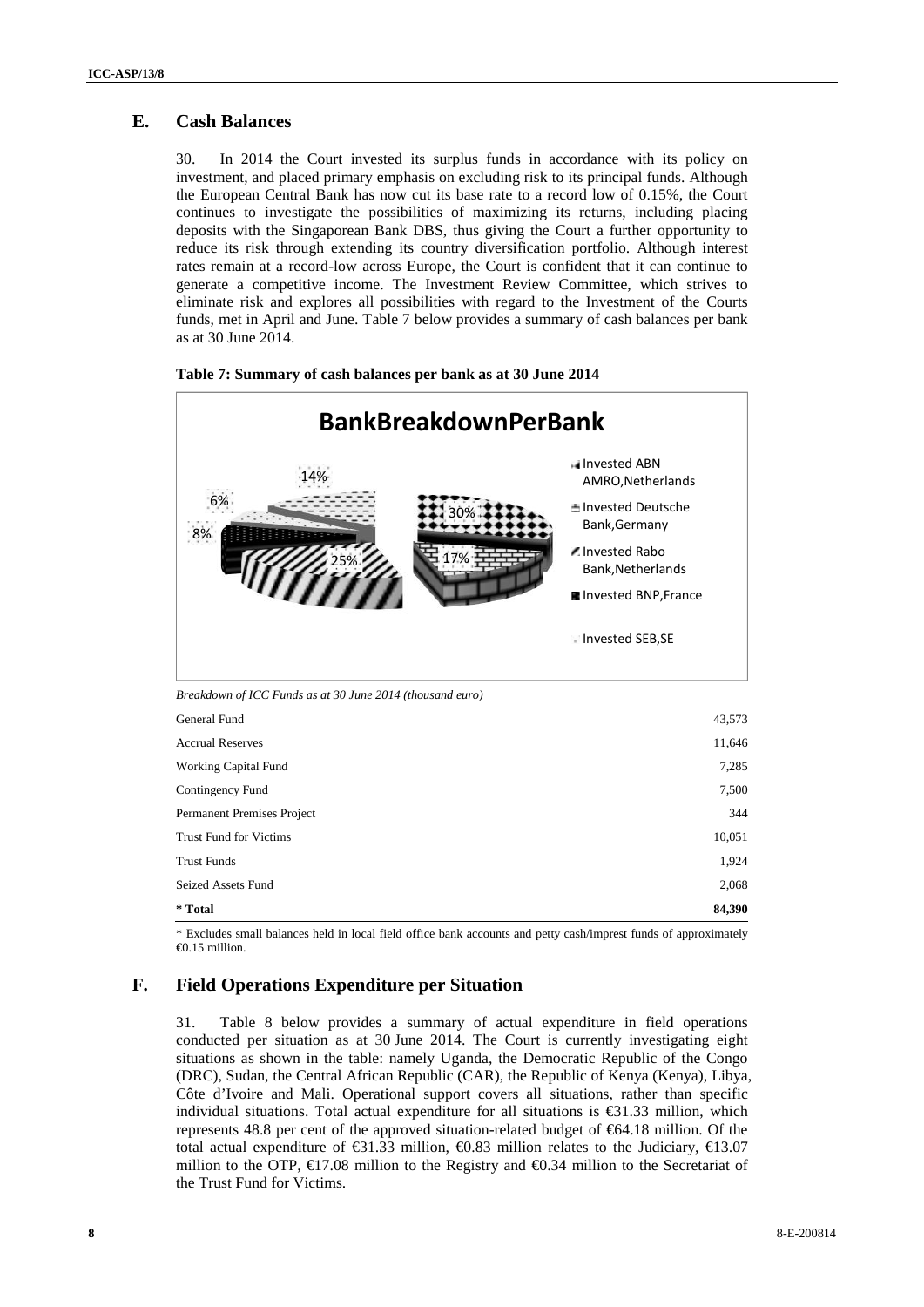## E. Cash Balances

30. In 2014 the Court invested its surplus funds in accordance with its policy on investment, and placed primary emphasis on excluding risk to its principal funds. Although the European Central Bank has now cut its base rate to a record low of 0.15%, the Court continues to investigate the possibilities of maximizing its returns, including placing deposits with the Singaporean Bank DBS, thus giving the Court a further opportunity to reduce its risk through extending its country diversification portfolio. Although interest rates remain at a record-low across Europe, the Court is confident that it can continue to generate a competitive income. The Investment Review Committee, which strives to eliminate risk and explores all possibilities with regard to the Investment of the Courts funds, met in April and June. Table 7 below provides a summary of cash balances per bank as at 30 June 2014.

**Table 7: Summary of cash balances per bank as at 30 June 2014**

BankBreakdownPerBank

14%
6%
8%
25%
30%
17%

Invested ABN AMRO,Netherlands
Invested Deutsche Bank,Germany
Invested Rabo Bank,Netherlands
Invested BNP,France
Invested SEB,SE

*Breakdown of ICC Funds as at 30 June 2014 (thousand euro)*

| | |
|---|---|
| General Fund | 43,573 |
| Accrual Reserves | 11,646 |
| Working Capital Fund | 7,285 |
| Contingency Fund | 7,500 |
| Permanent Premises Project | 344 |
| Trust Fund for Victims | 10,051 |
| Trust Funds | 1,924 |
| Seized Assets Fund | 2,068 |
| **\* Total** | **84,390** |

\* Excludes small balances held in local field office bank accounts and petty cash/imprest funds of approximately €0.15 million.

## F. Field Operations Expenditure per Situation

31. Table 8 below provides a summary of actual expenditure in field operations conducted per situation as at 30 June 2014. The Court is currently investigating eight situations as shown in the table: namely Uganda, the Democratic Republic of the Congo (DRC), Sudan, the Central African Republic (CAR), the Republic of Kenya (Kenya), Libya, Côte d'Ivoire and Mali. Operational support covers all situations, rather than specific individual situations. Total actual expenditure for all situations is €31.33 million, which represents 48.8 per cent of the approved situation-related budget of €64.18 million. Of the total actual expenditure of €31.33 million, €0.83 million relates to the Judiciary, €13.07 million to the OTP, €17.08 million to the Registry and €0.34 million to the Secretariat of the Trust Fund for Victims.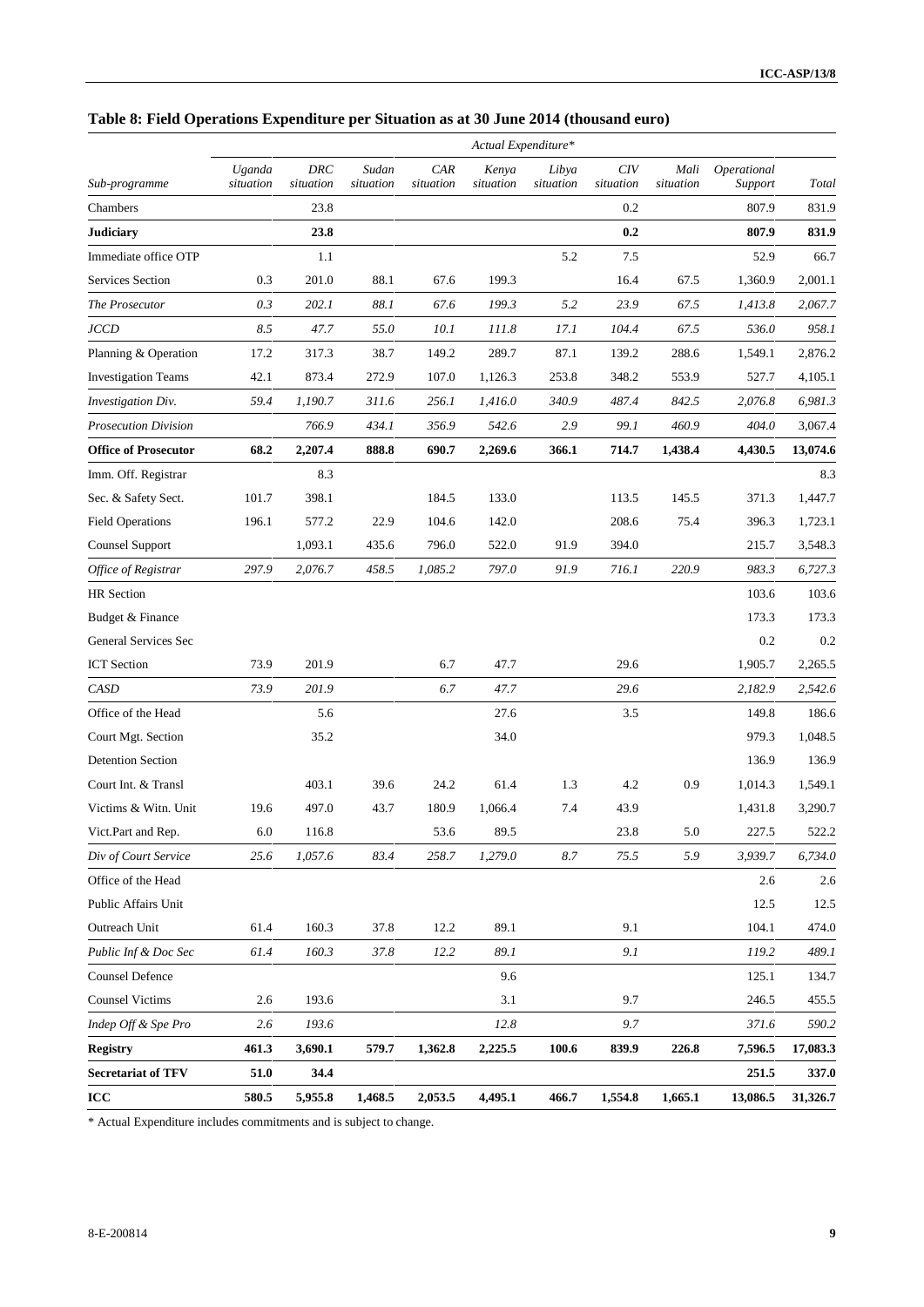## Table 8: Field Operations Expenditure per Situation as at 30 June 2014 (thousand euro)

| | *Actual Expenditure** | | | | | | | | | |
|---|---|---|---|---|---|---|---|---|---|---|
| *Sub-programme* | *Uganda situation* | *DRC situation* | *Sudan situation* | *CAR situation* | *Kenya situation* | *Libya situation* | *CIV situation* | *Mali situation* | *Operational Support* | *Total* |
| Chambers | | 23.8 | | | | | 0.2 | | 807.9 | 831.9 |
| **Judiciary** | | **23.8** | | | | | **0.2** | | **807.9** | **831.9** |
| Immediate office OTP | | 1.1 | | | | 5.2 | 7.5 | | 52.9 | 66.7 |
| Services Section | 0.3 | 201.0 | 88.1 | 67.6 | 199.3 | | 16.4 | 67.5 | 1,360.9 | 2,001.1 |
| *The Prosecutor* | *0.3* | *202.1* | *88.1* | *67.6* | *199.3* | *5.2* | *23.9* | *67.5* | *1,413.8* | *2,067.7* |
| *JCCD* | *8.5* | *47.7* | *55.0* | *10.1* | *111.8* | *17.1* | *104.4* | *67.5* | *536.0* | *958.1* |
| Planning & Operation | 17.2 | 317.3 | 38.7 | 149.2 | 289.7 | 87.1 | 139.2 | 288.6 | 1,549.1 | 2,876.2 |
| Investigation Teams | 42.1 | 873.4 | 272.9 | 107.0 | 1,126.3 | 253.8 | 348.2 | 553.9 | 527.7 | 4,105.1 |
| *Investigation Div.* | *59.4* | *1,190.7* | *311.6* | *256.1* | *1,416.0* | *340.9* | *487.4* | *842.5* | *2,076.8* | *6,981.3* |
| *Prosecution Division* | | *766.9* | *434.1* | *356.9* | *542.6* | *2.9* | *99.1* | *460.9* | *404.0* | 3,067.4 |
| **Office of Prosecutor** | **68.2** | **2,207.4** | **888.8** | **690.7** | **2,269.6** | **366.1** | **714.7** | **1,438.4** | **4,430.5** | **13,074.6** |
| Imm. Off. Registrar | | 8.3 | | | | | | | | 8.3 |
| Sec. & Safety Sect. | 101.7 | 398.1 | | 184.5 | 133.0 | | 113.5 | 145.5 | 371.3 | 1,447.7 |
| Field Operations | 196.1 | 577.2 | 22.9 | 104.6 | 142.0 | | 208.6 | 75.4 | 396.3 | 1,723.1 |
| Counsel Support | | 1,093.1 | 435.6 | 796.0 | 522.0 | 91.9 | 394.0 | | 215.7 | 3,548.3 |
| *Office of Registrar* | *297.9* | *2,076.7* | *458.5* | *1,085.2* | *797.0* | *91.9* | *716.1* | *220.9* | *983.3* | *6,727.3* |
| HR Section | | | | | | | | | 103.6 | 103.6 |
| Budget & Finance | | | | | | | | | 173.3 | 173.3 |
| General Services Sec | | | | | | | | | 0.2 | 0.2 |
| ICT Section | 73.9 | 201.9 | | 6.7 | 47.7 | | 29.6 | | 1,905.7 | 2,265.5 |
| *CASD* | *73.9* | *201.9* | | *6.7* | *47.7* | | *29.6* | | *2,182.9* | *2,542.6* |
| Office of the Head | | 5.6 | | | 27.6 | | 3.5 | | 149.8 | 186.6 |
| Court Mgt. Section | | 35.2 | | | 34.0 | | | | 979.3 | 1,048.5 |
| Detention Section | | | | | | | | | 136.9 | 136.9 |
| Court Int. & Transl | | 403.1 | 39.6 | 24.2 | 61.4 | 1.3 | 4.2 | 0.9 | 1,014.3 | 1,549.1 |
| Victims & Witn. Unit | 19.6 | 497.0 | 43.7 | 180.9 | 1,066.4 | 7.4 | 43.9 | | 1,431.8 | 3,290.7 |
| Vict.Part and Rep. | 6.0 | 116.8 | | 53.6 | 89.5 | | 23.8 | 5.0 | 227.5 | 522.2 |
| *Div of Court Service* | *25.6* | *1,057.6* | *83.4* | *258.7* | *1,279.0* | *8.7* | *75.5* | *5.9* | *3,939.7* | *6,734.0* |
| Office of the Head | | | | | | | | | 2.6 | 2.6 |
| Public Affairs Unit | | | | | | | | | 12.5 | 12.5 |
| Outreach Unit | 61.4 | 160.3 | 37.8 | 12.2 | 89.1 | | 9.1 | | 104.1 | 474.0 |
| *Public Inf & Doc Sec* | *61.4* | *160.3* | *37.8* | *12.2* | *89.1* | | *9.1* | | *119.2* | *489.1* |
| Counsel Defence | | | | | 9.6 | | | | 125.1 | 134.7 |
| Counsel Victims | 2.6 | 193.6 | | | 3.1 | | 9.7 | | 246.5 | 455.5 |
| *Indep Off & Spe Pro* | *2.6* | *193.6* | | | *12.8* | | *9.7* | | *371.6* | *590.2* |
| **Registry** | **461.3** | **3,690.1** | **579.7** | **1,362.8** | **2,225.5** | **100.6** | **839.9** | **226.8** | **7,596.5** | **17,083.3** |
| **Secretariat of TFV** | **51.0** | **34.4** | | | | | | | **251.5** | **337.0** |
| **ICC** | **580.5** | **5,955.8** | **1,468.5** | **2,053.5** | **4,495.1** | **466.7** | **1,554.8** | **1,665.1** | **13,086.5** | **31,326.7** |

\* Actual Expenditure includes commitments and is subject to change.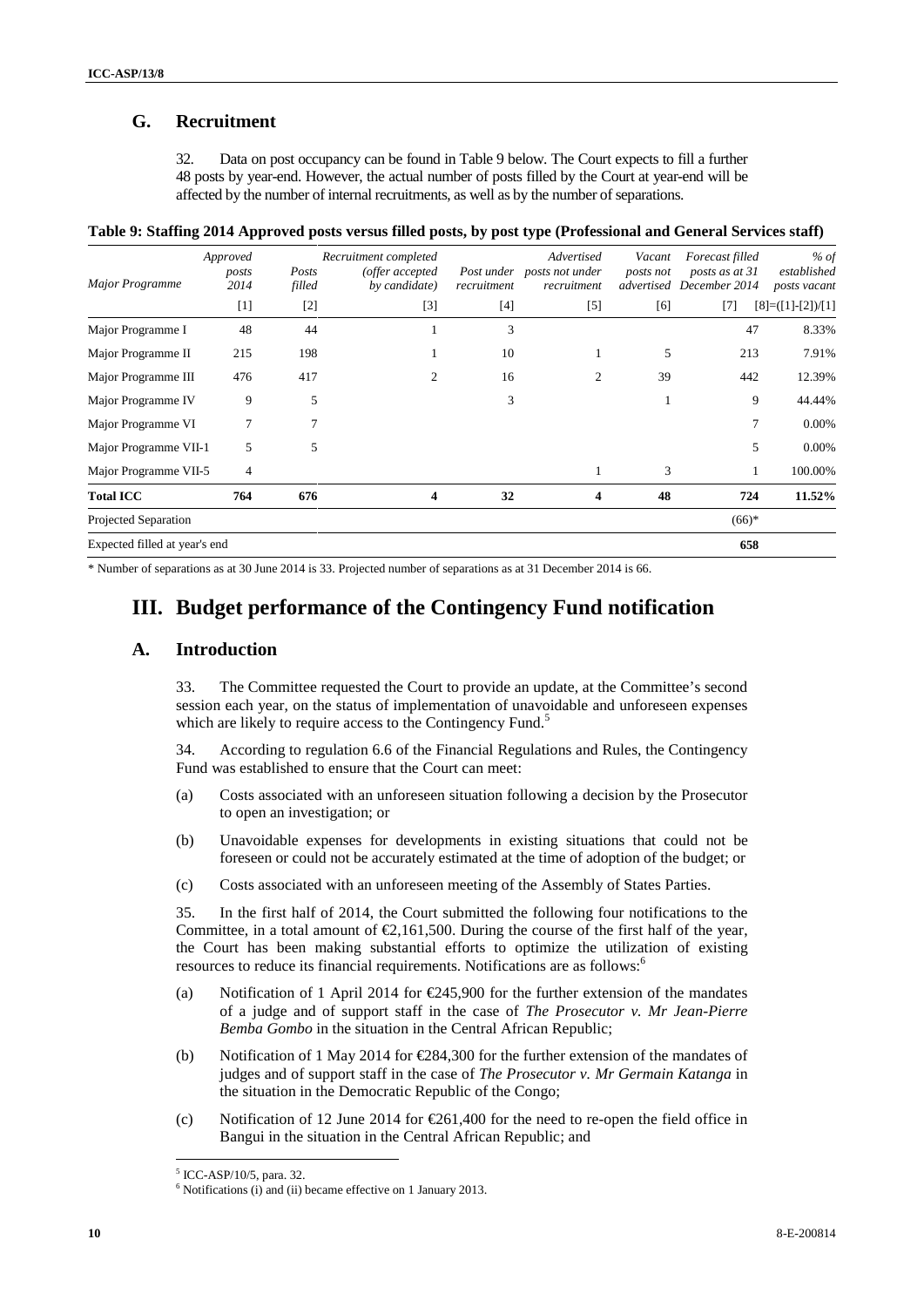## G. Recruitment

32. Data on post occupancy can be found in Table 9 below. The Court expects to fill a further 48 posts by year-end. However, the actual number of posts filled by the Court at year-end will be affected by the number of internal recruitments, as well as by the number of separations.

**Table 9: Staffing 2014 Approved posts versus filled posts, by post type (Professional and General Services staff)**

| *Major Programme* | *Approved posts 2014* | *Posts filled* | *Recruitment completed (offer accepted by candidate)* | *Post under recruitment* | *Advertised posts not under recruitment* | *Vacant posts not advertised* | *Forecast filled posts as at 31 December 2014* | *% of established posts vacant* |
|---|---|---|---|---|---|---|---|---|
| | [1] | [2] | [3] | [4] | [5] | [6] | [7] | [8]=([1]-[2])/[1] |
| Major Programme I | 48 | 44 | 1 | 3 | | | 47 | 8.33% |
| Major Programme II | 215 | 198 | 1 | 10 | 1 | 5 | 213 | 7.91% |
| Major Programme III | 476 | 417 | 2 | 16 | 2 | 39 | 442 | 12.39% |
| Major Programme IV | 9 | 5 | | 3 | | 1 | 9 | 44.44% |
| Major Programme VI | 7 | 7 | | | | | 7 | 0.00% |
| Major Programme VII-1 | 5 | 5 | | | | | 5 | 0.00% |
| Major Programme VII-5 | 4 | | | | 1 | 3 | 1 | 100.00% |
| **Total ICC** | **764** | **676** | **4** | **32** | **4** | **48** | **724** | **11.52%** |
| Projected Separation | | | | | | | (66)* | |
| Expected filled at year's end | | | | | | | **658** | |

\* Number of separations as at 30 June 2014 is 33. Projected number of separations as at 31 December 2014 is 66.

# III. Budget performance of the Contingency Fund notification

## A. Introduction

33. The Committee requested the Court to provide an update, at the Committee's second session each year, on the status of implementation of unavoidable and unforeseen expenses which are likely to require access to the Contingency Fund.[5]

34. According to regulation 6.6 of the Financial Regulations and Rules, the Contingency Fund was established to ensure that the Court can meet:

(a) Costs associated with an unforeseen situation following a decision by the Prosecutor to open an investigation; or

(b) Unavoidable expenses for developments in existing situations that could not be foreseen or could not be accurately estimated at the time of adoption of the budget; or

(c) Costs associated with an unforeseen meeting of the Assembly of States Parties.

35. In the first half of 2014, the Court submitted the following four notifications to the Committee, in a total amount of €2,161,500. During the course of the first half of the year, the Court has been making substantial efforts to optimize the utilization of existing resources to reduce its financial requirements. Notifications are as follows:[6]

(a) Notification of 1 April 2014 for €245,900 for the further extension of the mandates of a judge and of support staff in the case of *The Prosecutor v. Mr Jean-Pierre Bemba Gombo* in the situation in the Central African Republic;

(b) Notification of 1 May 2014 for €284,300 for the further extension of the mandates of judges and of support staff in the case of *The Prosecutor v. Mr Germain Katanga* in the situation in the Democratic Republic of the Congo;

(c) Notification of 12 June 2014 for €261,400 for the need to re-open the field office in Bangui in the situation in the Central African Republic; and

[5] ICC-ASP/10/5, para. 32.

[6] Notifications (i) and (ii) became effective on 1 January 2013.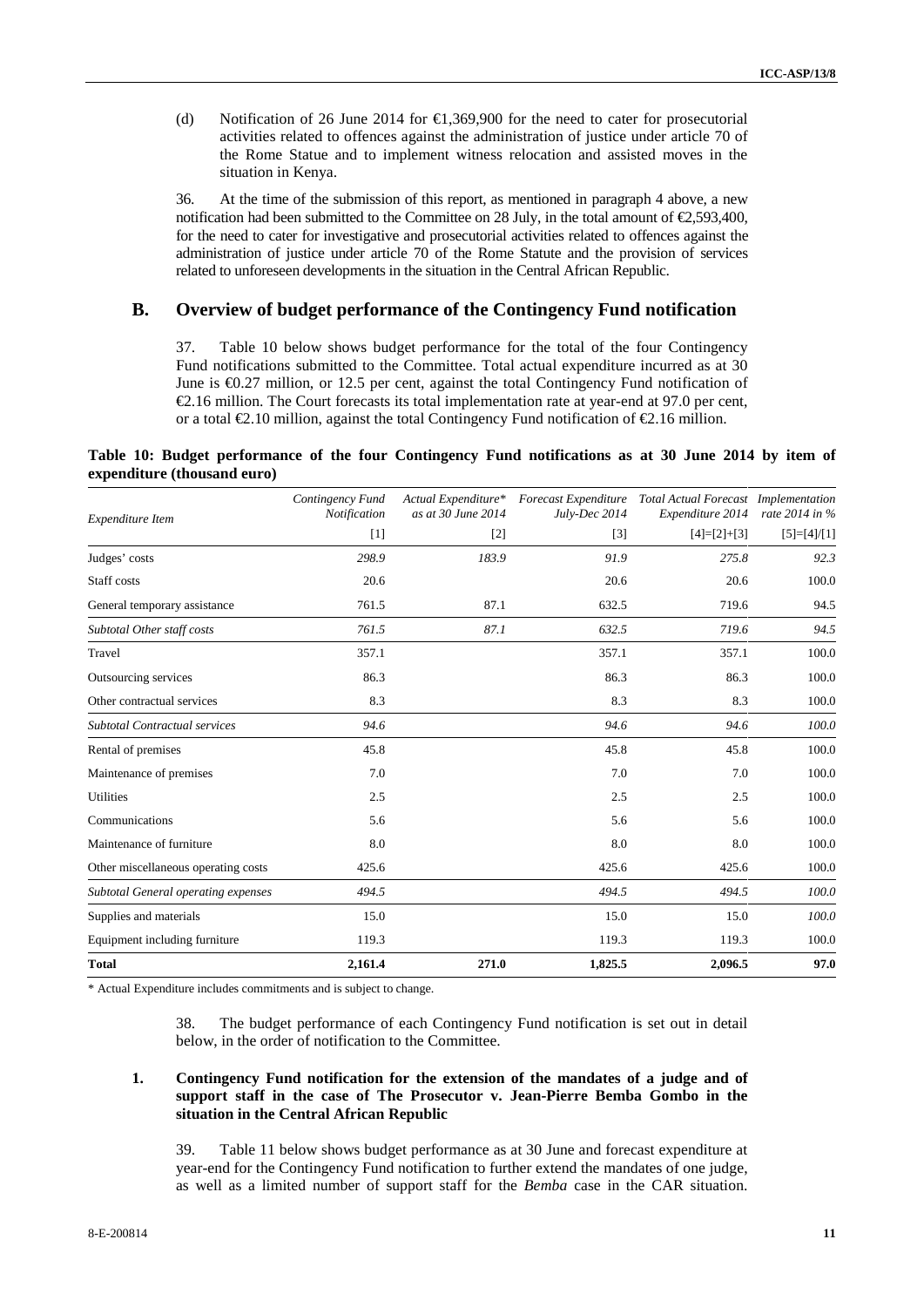(d) Notification of 26 June 2014 for €1,369,900 for the need to cater for prosecutorial activities related to offences against the administration of justice under article 70 of the Rome Statue and to implement witness relocation and assisted moves in the situation in Kenya.

36. At the time of the submission of this report, as mentioned in paragraph 4 above, a new notification had been submitted to the Committee on 28 July, in the total amount of €2,593,400, for the need to cater for investigative and prosecutorial activities related to offences against the administration of justice under article 70 of the Rome Statute and the provision of services related to unforeseen developments in the situation in the Central African Republic.

## B. Overview of budget performance of the Contingency Fund notification

37. Table 10 below shows budget performance for the total of the four Contingency Fund notifications submitted to the Committee. Total actual expenditure incurred as at 30 June is €0.27 million, or 12.5 per cent, against the total Contingency Fund notification of €2.16 million. The Court forecasts its total implementation rate at year-end at 97.0 per cent, or a total €2.10 million, against the total Contingency Fund notification of €2.16 million.

**Table 10: Budget performance of the four Contingency Fund notifications as at 30 June 2014 by item of expenditure (thousand euro)**

| *Expenditure Item* | *Contingency Fund Notification* | *Actual Expenditure\* as at 30 June 2014* | *Forecast Expenditure July-Dec 2014* | *Total Actual Forecast Expenditure 2014* | *Implementation rate 2014 in %* |
|---|---|---|---|---|---|
| | [1] | [2] | [3] | [4]=[2]+[3] | [5]=[4]/[1] |
| Judges' costs | *298.9* | *183.9* | *91.9* | *275.8* | *92.3* |
| Staff costs | 20.6 | | 20.6 | 20.6 | 100.0 |
| General temporary assistance | 761.5 | 87.1 | 632.5 | 719.6 | 94.5 |
| *Subtotal Other staff costs* | *761.5* | *87.1* | *632.5* | *719.6* | *94.5* |
| Travel | 357.1 | | 357.1 | 357.1 | 100.0 |
| Outsourcing services | 86.3 | | 86.3 | 86.3 | 100.0 |
| Other contractual services | 8.3 | | 8.3 | 8.3 | 100.0 |
| *Subtotal Contractual services* | *94.6* | | *94.6* | *94.6* | *100.0* |
| Rental of premises | 45.8 | | 45.8 | 45.8 | 100.0 |
| Maintenance of premises | 7.0 | | 7.0 | 7.0 | 100.0 |
| Utilities | 2.5 | | 2.5 | 2.5 | 100.0 |
| Communications | 5.6 | | 5.6 | 5.6 | 100.0 |
| Maintenance of furniture | 8.0 | | 8.0 | 8.0 | 100.0 |
| Other miscellaneous operating costs | 425.6 | | 425.6 | 425.6 | 100.0 |
| *Subtotal General operating expenses* | *494.5* | | *494.5* | *494.5* | *100.0* |
| Supplies and materials | 15.0 | | 15.0 | 15.0 | *100.0* |
| Equipment including furniture | 119.3 | | 119.3 | 119.3 | 100.0 |
| **Total** | **2,161.4** | **271.0** | **1,825.5** | **2,096.5** | **97.0** |

\* Actual Expenditure includes commitments and is subject to change.

38. The budget performance of each Contingency Fund notification is set out in detail below, in the order of notification to the Committee.

### 1. Contingency Fund notification for the extension of the mandates of a judge and of support staff in the case of The Prosecutor v. Jean-Pierre Bemba Gombo in the situation in the Central African Republic

39. Table 11 below shows budget performance as at 30 June and forecast expenditure at year-end for the Contingency Fund notification to further extend the mandates of one judge, as well as a limited number of support staff for the *Bemba* case in the CAR situation.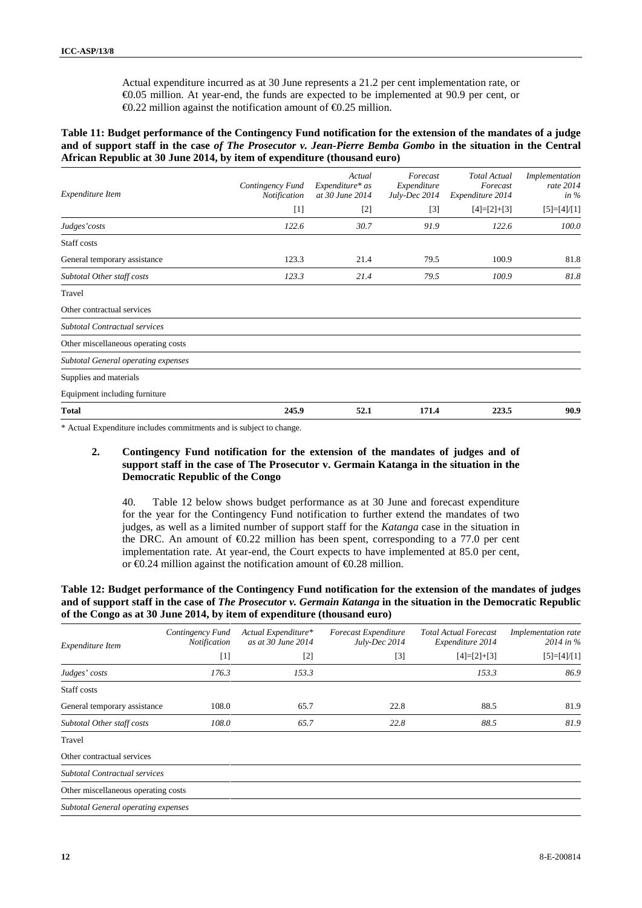Actual expenditure incurred as at 30 June represents a 21.2 per cent implementation rate, or €0.05 million. At year-end, the funds are expected to be implemented at 90.9 per cent, or €0.22 million against the notification amount of €0.25 million.

**Table 11: Budget performance of the Contingency Fund notification for the extension of the mandates of a judge and of support staff in the case *of The Prosecutor v. Jean-Pierre Bemba Gombo* in the situation in the Central African Republic at 30 June 2014, by item of expenditure (thousand euro)**

| *Expenditure Item* | *Contingency Fund Notification* | *Actual Expenditure\* as at 30 June 2014* | *Forecast Expenditure July-Dec 2014* | *Total Actual Forecast Expenditure 2014* | *Implementation rate 2014 in %* |
|---|---|---|---|---|---|
| | [1] | [2] | [3] | [4]=[2]+[3] | [5]=[4]/[1] |
| *Judges'costs* | *122.6* | *30.7* | *91.9* | *122.6* | *100.0* |
| Staff costs | | | | | |
| General temporary assistance | 123.3 | 21.4 | 79.5 | 100.9 | 81.8 |
| *Subtotal Other staff costs* | *123.3* | *21.4* | *79.5* | *100.9* | *81.8* |
| Travel | | | | | |
| Other contractual services | | | | | |
| *Subtotal Contractual services* | | | | | |
| Other miscellaneous operating costs | | | | | |
| *Subtotal General operating expenses* | | | | | |
| Supplies and materials | | | | | |
| Equipment including furniture | | | | | |
| **Total** | **245.9** | **52.1** | **171.4** | **223.5** | **90.9** |

\* Actual Expenditure includes commitments and is subject to change.

### 2. Contingency Fund notification for the extension of the mandates of judges and of support staff in the case of The Prosecutor v. Germain Katanga in the situation in the Democratic Republic of the Congo

40. Table 12 below shows budget performance as at 30 June and forecast expenditure for the year for the Contingency Fund notification to further extend the mandates of two judges, as well as a limited number of support staff for the *Katanga* case in the situation in the DRC. An amount of €0.22 million has been spent, corresponding to a 77.0 per cent implementation rate. At year-end, the Court expects to have implemented at 85.0 per cent, or €0.24 million against the notification amount of €0.28 million.

**Table 12: Budget performance of the Contingency Fund notification for the extension of the mandates of judges and of support staff in the case of *The Prosecutor v. Germain Katanga* in the situation in the Democratic Republic of the Congo as at 30 June 2014, by item of expenditure (thousand euro)**

| *Expenditure Item* | *Contingency Fund Notification* | *Actual Expenditure\* as at 30 June 2014* | *Forecast Expenditure July-Dec 2014* | *Total Actual Forecast Expenditure 2014* | *Implementation rate 2014 in %* |
|---|---|---|---|---|---|
| | [1] | [2] | [3] | [4]=[2]+[3] | [5]=[4]/[1] |
| *Judges' costs* | *176.3* | *153.3* | | *153.3* | *86.9* |
| Staff costs | | | | | |
| General temporary assistance | 108.0 | 65.7 | 22.8 | 88.5 | 81.9 |
| *Subtotal Other staff costs* | *108.0* | *65.7* | *22.8* | *88.5* | *81.9* |
| Travel | | | | | |
| Other contractual services | | | | | |
| *Subtotal Contractual services* | | | | | |
| Other miscellaneous operating costs | | | | | |
| *Subtotal General operating expenses* | | | | | |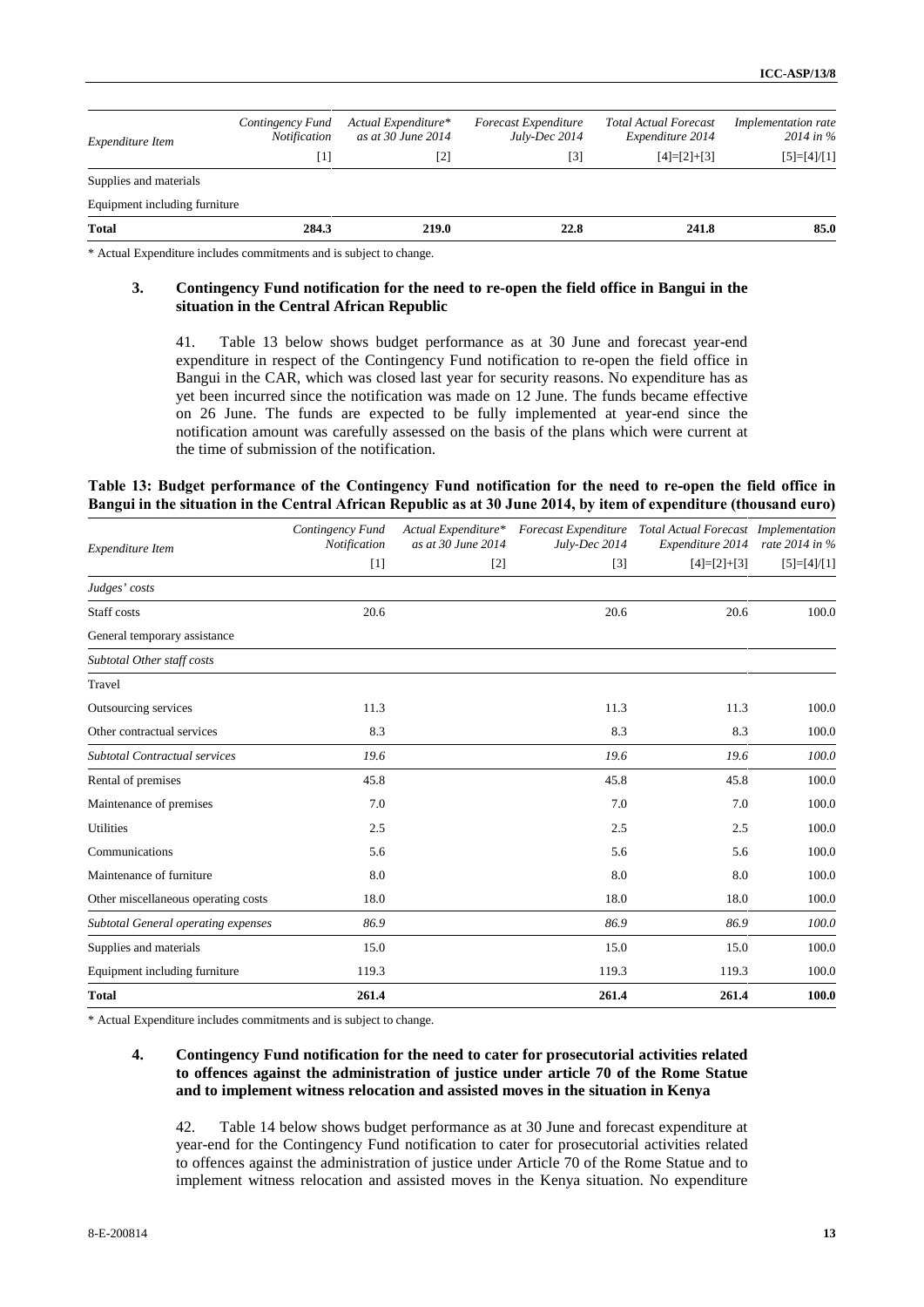| Expenditure Item | Contingency Fund Notification | Actual Expenditure* as at 30 June 2014 | Forecast Expenditure July-Dec 2014 | Total Actual Forecast Expenditure 2014 | Implementation rate 2014 in % |
|---|---|---|---|---|---|
| | [1] | [2] | [3] | [4]=[2]+[3] | [5]=[4]/[1] |
| Supplies and materials | | | | | |
| Equipment including furniture | | | | | |
| **Total** | **284.3** | **219.0** | **22.8** | **241.8** | **85.0** |

\* Actual Expenditure includes commitments and is subject to change.

### 3. Contingency Fund notification for the need to re-open the field office in Bangui in the situation in the Central African Republic

41. Table 13 below shows budget performance as at 30 June and forecast year-end expenditure in respect of the Contingency Fund notification to re-open the field office in Bangui in the CAR, which was closed last year for security reasons. No expenditure has as yet been incurred since the notification was made on 12 June. The funds became effective on 26 June. The funds are expected to be fully implemented at year-end since the notification amount was carefully assessed on the basis of the plans which were current at the time of submission of the notification.

**Table 13: Budget performance of the Contingency Fund notification for the need to re-open the field office in Bangui in the situation in the Central African Republic as at 30 June 2014, by item of expenditure (thousand euro)**

| Expenditure Item | Contingency Fund Notification | Actual Expenditure* as at 30 June 2014 | Forecast Expenditure July-Dec 2014 | Total Actual Forecast Expenditure 2014 | Implementation rate 2014 in % |
|---|---|---|---|---|---|
| | [1] | [2] | [3] | [4]=[2]+[3] | [5]=[4]/[1] |
| *Judges' costs* | | | | | |
| Staff costs | 20.6 | | 20.6 | 20.6 | 100.0 |
| General temporary assistance | | | | | |
| *Subtotal Other staff costs* | | | | | |
| Travel | | | | | |
| Outsourcing services | 11.3 | | 11.3 | 11.3 | 100.0 |
| Other contractual services | 8.3 | | 8.3 | 8.3 | 100.0 |
| *Subtotal Contractual services* | *19.6* | | *19.6* | *19.6* | *100.0* |
| Rental of premises | 45.8 | | 45.8 | 45.8 | 100.0 |
| Maintenance of premises | 7.0 | | 7.0 | 7.0 | 100.0 |
| Utilities | 2.5 | | 2.5 | 2.5 | 100.0 |
| Communications | 5.6 | | 5.6 | 5.6 | 100.0 |
| Maintenance of furniture | 8.0 | | 8.0 | 8.0 | 100.0 |
| Other miscellaneous operating costs | 18.0 | | 18.0 | 18.0 | 100.0 |
| *Subtotal General operating expenses* | *86.9* | | *86.9* | *86.9* | *100.0* |
| Supplies and materials | 15.0 | | 15.0 | 15.0 | 100.0 |
| Equipment including furniture | 119.3 | | 119.3 | 119.3 | 100.0 |
| **Total** | **261.4** | | **261.4** | **261.4** | **100.0** |

\* Actual Expenditure includes commitments and is subject to change.

### 4. Contingency Fund notification for the need to cater for prosecutorial activities related to offences against the administration of justice under article 70 of the Rome Statue and to implement witness relocation and assisted moves in the situation in Kenya

42. Table 14 below shows budget performance as at 30 June and forecast expenditure at year-end for the Contingency Fund notification to cater for prosecutorial activities related to offences against the administration of justice under Article 70 of the Rome Statue and to implement witness relocation and assisted moves in the Kenya situation. No expenditure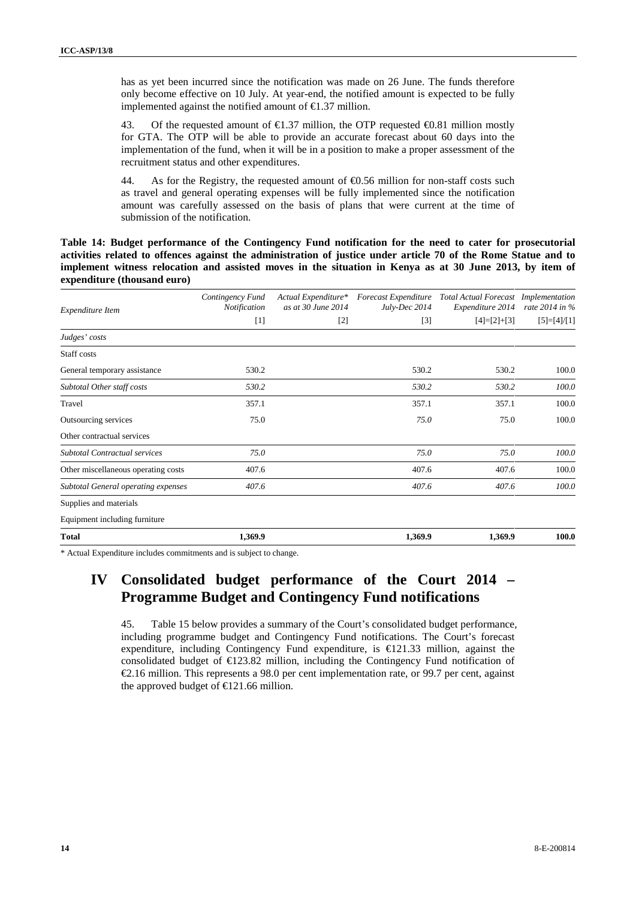has as yet been incurred since the notification was made on 26 June. The funds therefore only become effective on 10 July. At year-end, the notified amount is expected to be fully implemented against the notified amount of €1.37 million.

43. Of the requested amount of €1.37 million, the OTP requested €0.81 million mostly for GTA. The OTP will be able to provide an accurate forecast about 60 days into the implementation of the fund, when it will be in a position to make a proper assessment of the recruitment status and other expenditures.

44. As for the Registry, the requested amount of €0.56 million for non-staff costs such as travel and general operating expenses will be fully implemented since the notification amount was carefully assessed on the basis of plans that were current at the time of submission of the notification.

**Table 14: Budget performance of the Contingency Fund notification for the need to cater for prosecutorial activities related to offences against the administration of justice under article 70 of the Rome Statue and to implement witness relocation and assisted moves in the situation in Kenya as at 30 June 2013, by item of expenditure (thousand euro)**

| *Expenditure Item* | *Contingency Fund Notification* [1] | *Actual Expenditure\* as at 30 June 2014* [2] | *Forecast Expenditure July-Dec 2014* [3] | *Total Actual Forecast Expenditure 2014* [4]=[2]+[3] | *Implementation rate 2014 in %* [5]=[4]/[1] |
|---|---|---|---|---|---|
| *Judges' costs* | | | | | |
| Staff costs | | | | | |
| General temporary assistance | 530.2 | | 530.2 | 530.2 | 100.0 |
| *Subtotal Other staff costs* | *530.2* | | *530.2* | *530.2* | *100.0* |
| Travel | 357.1 | | 357.1 | 357.1 | 100.0 |
| Outsourcing services | 75.0 | | *75.0* | 75.0 | 100.0 |
| Other contractual services | | | | | |
| *Subtotal Contractual services* | *75.0* | | *75.0* | *75.0* | *100.0* |
| Other miscellaneous operating costs | 407.6 | | 407.6 | 407.6 | 100.0 |
| *Subtotal General operating expenses* | *407.6* | | *407.6* | *407.6* | *100.0* |
| Supplies and materials | | | | | |
| Equipment including furniture | | | | | |
| **Total** | **1,369.9** | | **1,369.9** | **1,369.9** | **100.0** |

\* Actual Expenditure includes commitments and is subject to change.

# IV Consolidated budget performance of the Court 2014 – Programme Budget and Contingency Fund notifications

45. Table 15 below provides a summary of the Court's consolidated budget performance, including programme budget and Contingency Fund notifications. The Court's forecast expenditure, including Contingency Fund expenditure, is €121.33 million, against the consolidated budget of €123.82 million, including the Contingency Fund notification of €2.16 million. This represents a 98.0 per cent implementation rate, or 99.7 per cent, against the approved budget of €121.66 million.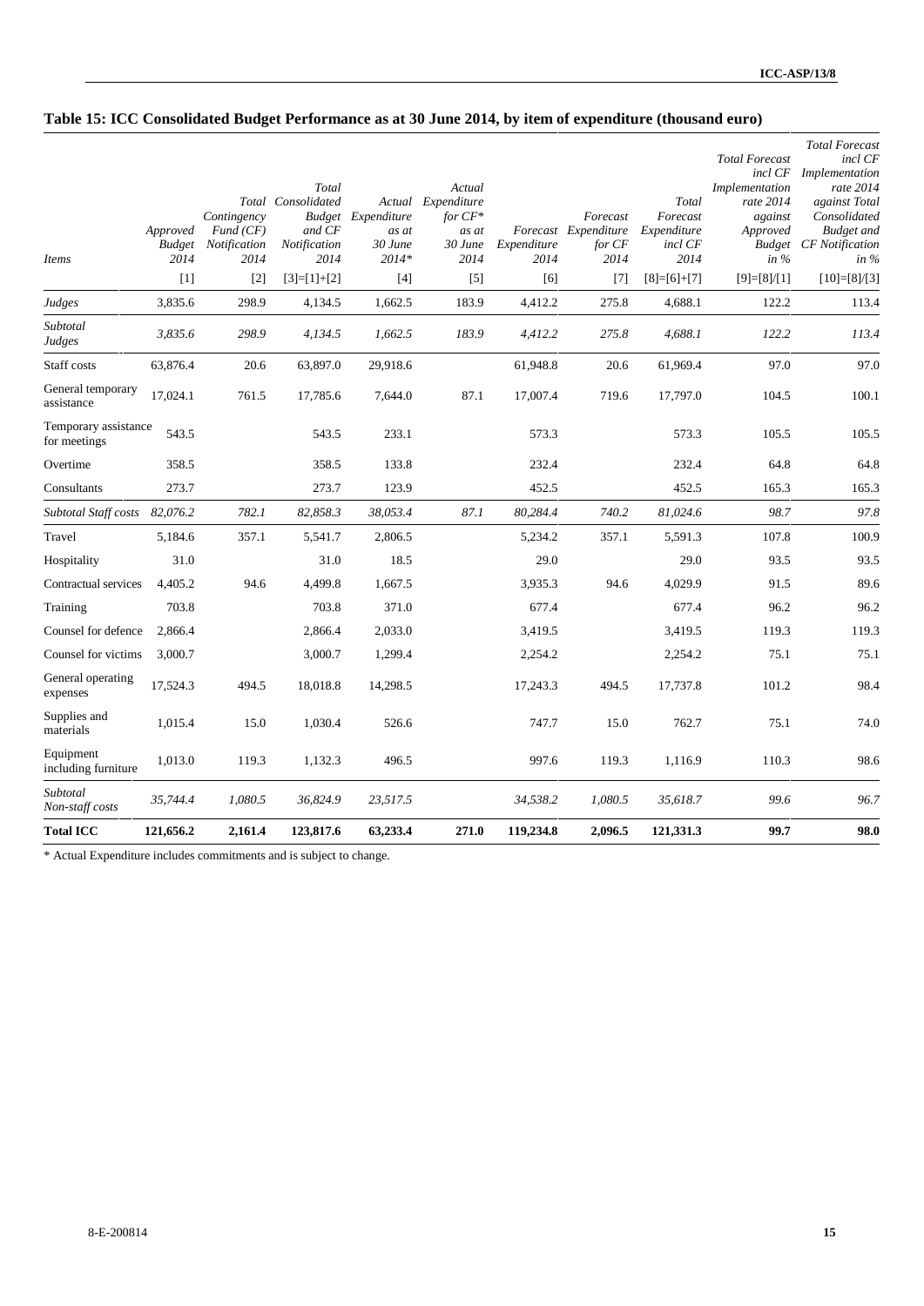## Table 15: ICC Consolidated Budget Performance as at 30 June 2014, by item of expenditure (thousand euro)

| *Items* | *Approved Budget 2014* | *Contingency Fund (CF) Notification 2014* | *Total Consolidated Budget and CF Notification 2014* | *Actual Expenditure as at 30 June 2014** | *Actual Expenditure for CF* as at 30 June 2014* | *Forecast Expenditure 2014* | *Forecast Expenditure for CF 2014* | *Total Forecast Expenditure incl CF 2014* | *Total Forecast incl CF Implementation rate 2014 against Approved Budget in %* | *Total Forecast incl CF Implementation rate 2014 against Total Consolidated Budget and CF Notification in %* |
|---|---|---|---|---|---|---|---|---|---|---|
| | [1] | [2] | [3]=[1]+[2] | [4] | [5] | [6] | [7] | [8]=[6]+[7] | [9]=[8]/[1] | [10]=[8]/[3] |
| *Judges* | 3,835.6 | 298.9 | 4,134.5 | 1,662.5 | 183.9 | 4,412.2 | 275.8 | 4,688.1 | 122.2 | 113.4 |
| *Subtotal Judges* | *3,835.6* | *298.9* | *4,134.5* | *1,662.5* | *183.9* | *4,412.2* | *275.8* | *4,688.1* | *122.2* | *113.4* |
| Staff costs | 63,876.4 | 20.6 | 63,897.0 | 29,918.6 | | 61,948.8 | 20.6 | 61,969.4 | 97.0 | 97.0 |
| General temporary assistance | 17,024.1 | 761.5 | 17,785.6 | 7,644.0 | 87.1 | 17,007.4 | 719.6 | 17,797.0 | 104.5 | 100.1 |
| Temporary assistance for meetings | 543.5 | | 543.5 | 233.1 | | 573.3 | | 573.3 | 105.5 | 105.5 |
| Overtime | 358.5 | | 358.5 | 133.8 | | 232.4 | | 232.4 | 64.8 | 64.8 |
| Consultants | 273.7 | | 273.7 | 123.9 | | 452.5 | | 452.5 | 165.3 | 165.3 |
| *Subtotal Staff costs* | *82,076.2* | *782.1* | *82,858.3* | *38,053.4* | *87.1* | *80,284.4* | *740.2* | *81,024.6* | *98.7* | *97.8* |
| Travel | 5,184.6 | 357.1 | 5,541.7 | 2,806.5 | | 5,234.2 | 357.1 | 5,591.3 | 107.8 | 100.9 |
| Hospitality | 31.0 | | 31.0 | 18.5 | | 29.0 | | 29.0 | 93.5 | 93.5 |
| Contractual services | 4,405.2 | 94.6 | 4,499.8 | 1,667.5 | | 3,935.3 | 94.6 | 4,029.9 | 91.5 | 89.6 |
| Training | 703.8 | | 703.8 | 371.0 | | 677.4 | | 677.4 | 96.2 | 96.2 |
| Counsel for defence | 2,866.4 | | 2,866.4 | 2,033.0 | | 3,419.5 | | 3,419.5 | 119.3 | 119.3 |
| Counsel for victims | 3,000.7 | | 3,000.7 | 1,299.4 | | 2,254.2 | | 2,254.2 | 75.1 | 75.1 |
| General operating expenses | 17,524.3 | 494.5 | 18,018.8 | 14,298.5 | | 17,243.3 | 494.5 | 17,737.8 | 101.2 | 98.4 |
| Supplies and materials | 1,015.4 | 15.0 | 1,030.4 | 526.6 | | 747.7 | 15.0 | 762.7 | 75.1 | 74.0 |
| Equipment including furniture | 1,013.0 | 119.3 | 1,132.3 | 496.5 | | 997.6 | 119.3 | 1,116.9 | 110.3 | 98.6 |
| *Subtotal Non-staff costs* | *35,744.4* | *1,080.5* | *36,824.9* | *23,517.5* | | *34,538.2* | *1,080.5* | *35,618.7* | *99.6* | *96.7* |
| **Total ICC** | **121,656.2** | **2,161.4** | **123,817.6** | **63,233.4** | **271.0** | **119,234.8** | **2,096.5** | **121,331.3** | **99.7** | **98.0** |

\* Actual Expenditure includes commitments and is subject to change.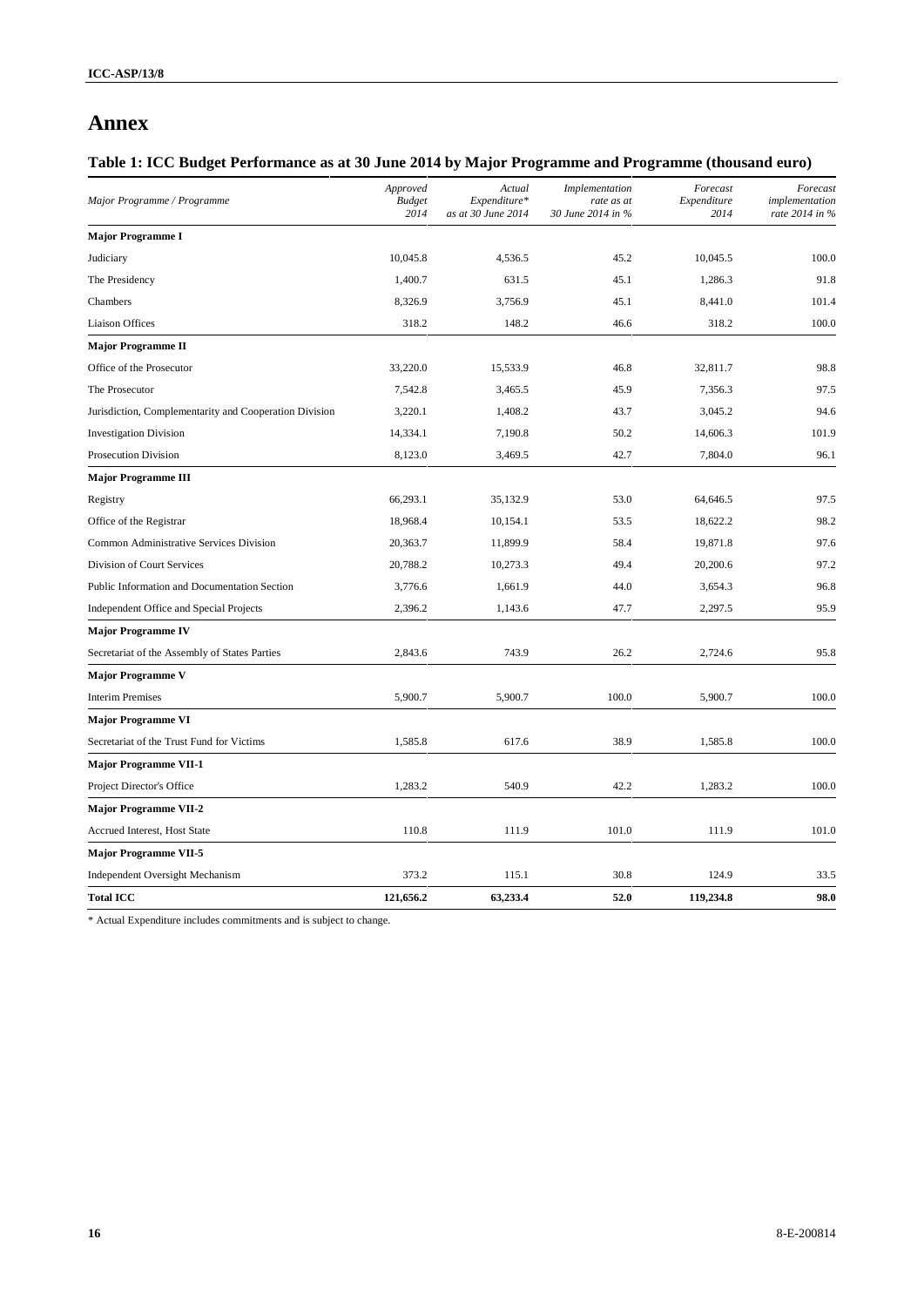# Annex

## Table 1: ICC Budget Performance as at 30 June 2014 by Major Programme and Programme (thousand euro)

| *Major Programme / Programme* | *Approved Budget 2014* | *Actual Expenditure* as at 30 June 2014* | *Implementation rate as at 30 June 2014 in %* | *Forecast Expenditure 2014* | *Forecast implementation rate 2014 in %* |
|---|---|---|---|---|---|
| **Major Programme I** | | | | | |
| Judiciary | 10,045.8 | 4,536.5 | 45.2 | 10,045.5 | 100.0 |
| The Presidency | 1,400.7 | 631.5 | 45.1 | 1,286.3 | 91.8 |
| Chambers | 8,326.9 | 3,756.9 | 45.1 | 8,441.0 | 101.4 |
| Liaison Offices | 318.2 | 148.2 | 46.6 | 318.2 | 100.0 |
| **Major Programme II** | | | | | |
| Office of the Prosecutor | 33,220.0 | 15,533.9 | 46.8 | 32,811.7 | 98.8 |
| The Prosecutor | 7,542.8 | 3,465.5 | 45.9 | 7,356.3 | 97.5 |
| Jurisdiction, Complementarity and Cooperation Division | 3,220.1 | 1,408.2 | 43.7 | 3,045.2 | 94.6 |
| Investigation Division | 14,334.1 | 7,190.8 | 50.2 | 14,606.3 | 101.9 |
| Prosecution Division | 8,123.0 | 3,469.5 | 42.7 | 7,804.0 | 96.1 |
| **Major Programme III** | | | | | |
| Registry | 66,293.1 | 35,132.9 | 53.0 | 64,646.5 | 97.5 |
| Office of the Registrar | 18,968.4 | 10,154.1 | 53.5 | 18,622.2 | 98.2 |
| Common Administrative Services Division | 20,363.7 | 11,899.9 | 58.4 | 19,871.8 | 97.6 |
| Division of Court Services | 20,788.2 | 10,273.3 | 49.4 | 20,200.6 | 97.2 |
| Public Information and Documentation Section | 3,776.6 | 1,661.9 | 44.0 | 3,654.3 | 96.8 |
| Independent Office and Special Projects | 2,396.2 | 1,143.6 | 47.7 | 2,297.5 | 95.9 |
| **Major Programme IV** | | | | | |
| Secretariat of the Assembly of States Parties | 2,843.6 | 743.9 | 26.2 | 2,724.6 | 95.8 |
| **Major Programme V** | | | | | |
| Interim Premises | 5,900.7 | 5,900.7 | 100.0 | 5,900.7 | 100.0 |
| **Major Programme VI** | | | | | |
| Secretariat of the Trust Fund for Victims | 1,585.8 | 617.6 | 38.9 | 1,585.8 | 100.0 |
| **Major Programme VII-1** | | | | | |
| Project Director's Office | 1,283.2 | 540.9 | 42.2 | 1,283.2 | 100.0 |
| **Major Programme VII-2** | | | | | |
| Accrued Interest, Host State | 110.8 | 111.9 | 101.0 | 111.9 | 101.0 |
| **Major Programme VII-5** | | | | | |
| Independent Oversight Mechanism | 373.2 | 115.1 | 30.8 | 124.9 | 33.5 |
| **Total ICC** | **121,656.2** | **63,233.4** | **52.0** | **119,234.8** | **98.0** |

* Actual Expenditure includes commitments and is subject to change.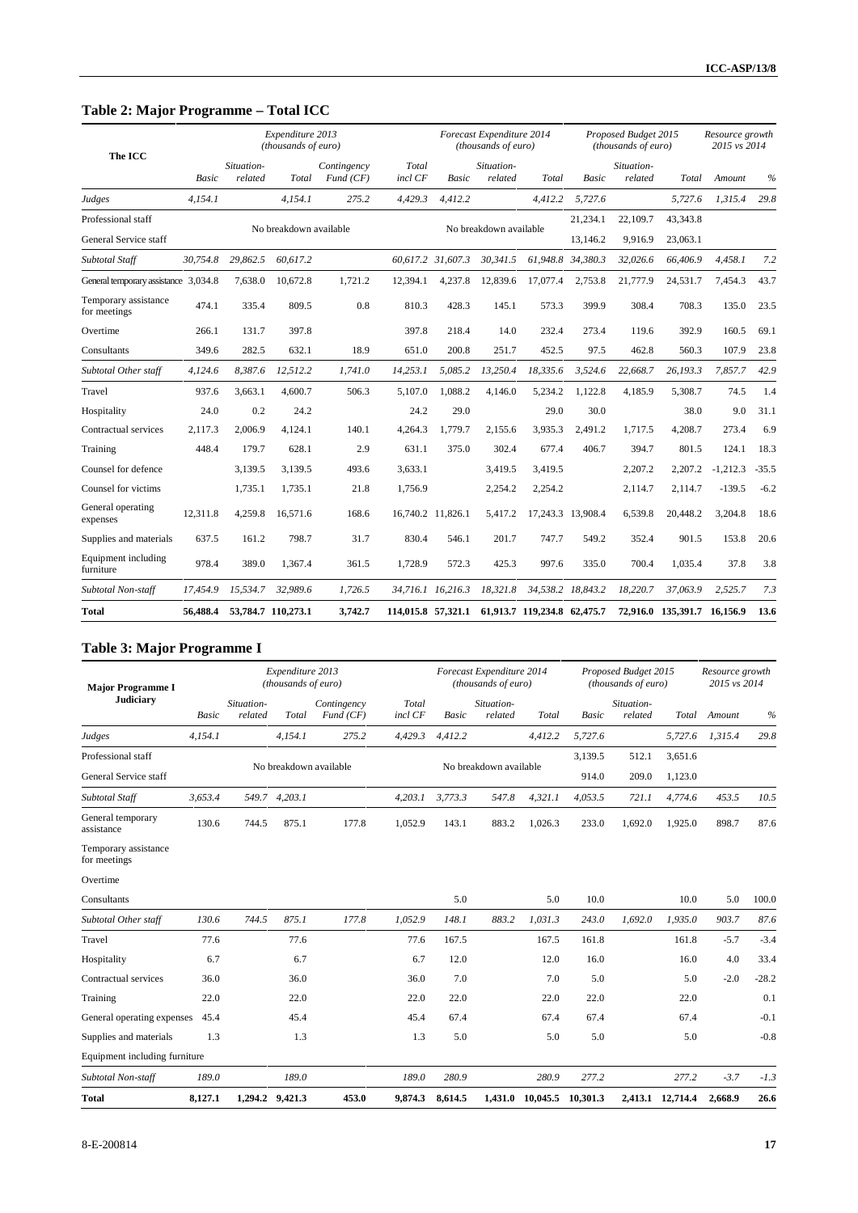## Table 2: Major Programme – Total ICC

| The ICC | Expenditure 2013 (thousands of euro) | | | | | Forecast Expenditure 2014 (thousands of euro) | | | Proposed Budget 2015 (thousands of euro) | | | Resource growth 2015 vs 2014 | |
|---|---|---|---|---|---|---|---|---|---|---|---|---|---|
| | Basic | Situation-related | Total | Contingency Fund (CF) | Total incl CF | Basic | Situation-related | Total | Basic | Situation-related | Total | Amount | % |
| *Judges* | *4,154.1* | | *4,154.1* | *275.2* | *4,429.3* | *4,412.2* | | *4,412.2* | *5,727.6* | | *5,727.6* | *1,315.4* | *29.8* |
| Professional staff | No breakdown available | | | | | No breakdown available | | | 21,234.1 | 22,109.7 | 43,343.8 | | |
| General Service staff | | | | | | | | | 13,146.2 | 9,916.9 | 23,063.1 | | |
| *Subtotal Staff* | *30,754.8* | *29,862.5* | *60,617.2* | | *60,617.2* | *31,607.3* | *30,341.5* | *61,948.8* | *34,380.3* | *32,026.6* | *66,406.9* | *4,458.1* | *7.2* |
| General temporary assistance | 3,034.8 | 7,638.0 | 10,672.8 | 1,721.2 | 12,394.1 | 4,237.8 | 12,839.6 | 17,077.4 | 2,753.8 | 21,777.9 | 24,531.7 | 7,454.3 | 43.7 |
| Temporary assistance for meetings | 474.1 | 335.4 | 809.5 | 0.8 | 810.3 | 428.3 | 145.1 | 573.3 | 399.9 | 308.4 | 708.3 | 135.0 | 23.5 |
| Overtime | 266.1 | 131.7 | 397.8 | | 397.8 | 218.4 | 14.0 | 232.4 | 273.4 | 119.6 | 392.9 | 160.5 | 69.1 |
| Consultants | 349.6 | 282.5 | 632.1 | 18.9 | 651.0 | 200.8 | 251.7 | 452.5 | 97.5 | 462.8 | 560.3 | 107.9 | 23.8 |
| *Subtotal Other staff* | *4,124.6* | *8,387.6* | *12,512.2* | *1,741.0* | *14,253.1* | *5,085.2* | *13,250.4* | *18,335.6* | *3,524.6* | *22,668.7* | *26,193.3* | *7,857.7* | *42.9* |
| Travel | 937.6 | 3,663.1 | 4,600.7 | 506.3 | 5,107.0 | 1,088.2 | 4,146.0 | 5,234.2 | 1,122.8 | 4,185.9 | 5,308.7 | 74.5 | 1.4 |
| Hospitality | 24.0 | 0.2 | 24.2 | | 24.2 | 29.0 | | 29.0 | 30.0 | | 38.0 | 9.0 | 31.1 |
| Contractual services | 2,117.3 | 2,006.9 | 4,124.1 | 140.1 | 4,264.3 | 1,779.7 | 2,155.6 | 3,935.3 | 2,491.2 | 1,717.5 | 4,208.7 | 273.4 | 6.9 |
| Training | 448.4 | 179.7 | 628.1 | 2.9 | 631.1 | 375.0 | 302.4 | 677.4 | 406.7 | 394.7 | 801.5 | 124.1 | 18.3 |
| Counsel for defence | | 3,139.5 | 3,139.5 | 493.6 | 3,633.1 | | 3,419.5 | 3,419.5 | | 2,207.2 | 2,207.2 | -1,212.3 | -35.5 |
| Counsel for victims | | 1,735.1 | 1,735.1 | 21.8 | 1,756.9 | | 2,254.2 | 2,254.2 | | 2,114.7 | 2,114.7 | -139.5 | -6.2 |
| General operating expenses | 12,311.8 | 4,259.8 | 16,571.6 | 168.6 | 16,740.2 | 11,826.1 | 5,417.2 | 17,243.3 | 13,908.4 | 6,539.8 | 20,448.2 | 3,204.8 | 18.6 |
| Supplies and materials | 637.5 | 161.2 | 798.7 | 31.7 | 830.4 | 546.1 | 201.7 | 747.7 | 549.2 | 352.4 | 901.5 | 153.8 | 20.6 |
| Equipment including furniture | 978.4 | 389.0 | 1,367.4 | 361.5 | 1,728.9 | 572.3 | 425.3 | 997.6 | 335.0 | 700.4 | 1,035.4 | 37.8 | 3.8 |
| *Subtotal Non-staff* | *17,454.9* | *15,534.7* | *32,989.6* | *1,726.5* | *34,716.1* | *16,216.3* | *18,321.8* | *34,538.2* | *18,843.2* | *18,220.7* | *37,063.9* | *2,525.7* | *7.3* |
| **Total** | **56,488.4** | **53,784.7** | **110,273.1** | **3,742.7** | **114,015.8** | **57,321.1** | **61,913.7** | **119,234.8** | **62,475.7** | **72,916.0** | **135,391.7** | **16,156.9** | **13.6** |

## Table 3: Major Programme I

| Major Programme I Judiciary | Expenditure 2013 (thousands of euro) | | | | | Forecast Expenditure 2014 (thousands of euro) | | | Proposed Budget 2015 (thousands of euro) | | | Resource growth 2015 vs 2014 | |
|---|---|---|---|---|---|---|---|---|---|---|---|---|---|
| | Basic | Situation-related | Total | Contingency Fund (CF) | Total incl CF | Basic | Situation-related | Total | Basic | Situation-related | Total | Amount | % |
| *Judges* | *4,154.1* | | *4,154.1* | *275.2* | *4,429.3* | *4,412.2* | | *4,412.2* | *5,727.6* | | *5,727.6* | *1,315.4* | *29.8* |
| Professional staff | No breakdown available | | | | | No breakdown available | | | 3,139.5 | 512.1 | 3,651.6 | | |
| General Service staff | | | | | | | | | 914.0 | 209.0 | 1,123.0 | | |
| *Subtotal Staff* | *3,653.4* | *549.7* | *4,203.1* | | *4,203.1* | *3,773.3* | *547.8* | *4,321.1* | *4,053.5* | *721.1* | *4,774.6* | *453.5* | *10.5* |
| General temporary assistance | 130.6 | 744.5 | 875.1 | 177.8 | 1,052.9 | 143.1 | 883.2 | 1,026.3 | 233.0 | 1,692.0 | 1,925.0 | 898.7 | 87.6 |
| Temporary assistance for meetings | | | | | | | | | | | | | |
| Overtime | | | | | | | | | | | | | |
| Consultants | | | | | | 5.0 | | 5.0 | 10.0 | | 10.0 | 5.0 | 100.0 |
| *Subtotal Other staff* | *130.6* | *744.5* | *875.1* | *177.8* | *1,052.9* | *148.1* | *883.2* | *1,031.3* | *243.0* | *1,692.0* | *1,935.0* | *903.7* | *87.6* |
| Travel | 77.6 | | 77.6 | | 77.6 | 167.5 | | 167.5 | 161.8 | | 161.8 | -5.7 | -3.4 |
| Hospitality | 6.7 | | 6.7 | | 6.7 | 12.0 | | 12.0 | 16.0 | | 16.0 | 4.0 | 33.4 |
| Contractual services | 36.0 | | 36.0 | | 36.0 | 7.0 | | 7.0 | 5.0 | | 5.0 | -2.0 | -28.2 |
| Training | 22.0 | | 22.0 | | 22.0 | 22.0 | | 22.0 | 22.0 | | 22.0 | | 0.1 |
| General operating expenses | 45.4 | | 45.4 | | 45.4 | 67.4 | | 67.4 | 67.4 | | 67.4 | | -0.1 |
| Supplies and materials | 1.3 | | 1.3 | | 1.3 | 5.0 | | 5.0 | 5.0 | | 5.0 | | -0.8 |
| Equipment including furniture | | | | | | | | | | | | | |
| *Subtotal Non-staff* | *189.0* | | *189.0* | | *189.0* | *280.9* | | *280.9* | *277.2* | | *277.2* | *-3.7* | *-1.3* |
| **Total** | **8,127.1** | **1,294.2** | **9,421.3** | **453.0** | **9,874.3** | **8,614.5** | **1,431.0** | **10,045.5** | **10,301.3** | **2,413.1** | **12,714.4** | **2,668.9** | **26.6** |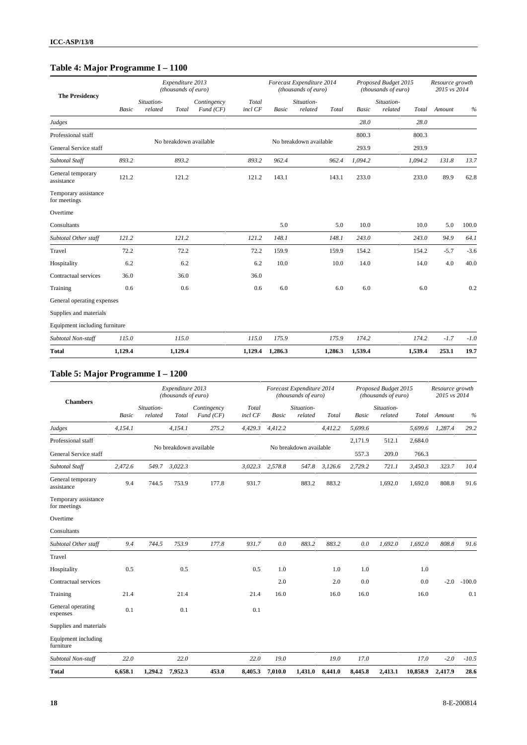## Table 4: Major Programme I – 1100

| The Presidency | Expenditure 2013 (thousands of euro) | | | | | Forecast Expenditure 2014 (thousands of euro) | | | Proposed Budget 2015 (thousands of euro) | | | Resource growth 2015 vs 2014 | |
|---|---|---|---|---|---|---|---|---|---|---|---|---|---|
| | *Basic* | *Situation-related* | *Total* | *Contingency Fund (CF)* | *Total incl CF* | *Basic* | *Situation-related* | *Total* | *Basic* | *Situation-related* | *Total* | *Amount* | *%* |
| *Judges* | | | | | | | | | *28.0* | | *28.0* | | |
| Professional staff | No breakdown available | | | | | No breakdown available | | | 800.3 | | 800.3 | | |
| General Service staff | | | | | | | | | 293.9 | | 293.9 | | |
| *Subtotal Staff* | *893.2* | | *893.2* | | *893.2* | *962.4* | | *962.4* | *1,094.2* | | *1,094.2* | *131.8* | *13.7* |
| General temporary assistance | 121.2 | | 121.2 | | 121.2 | 143.1 | | 143.1 | 233.0 | | 233.0 | 89.9 | 62.8 |
| Temporary assistance for meetings | | | | | | | | | | | | | |
| Overtime | | | | | | | | | | | | | |
| Consultants | | | | | | 5.0 | | 5.0 | 10.0 | | 10.0 | 5.0 | 100.0 |
| *Subtotal Other staff* | *121.2* | | *121.2* | | *121.2* | *148.1* | | *148.1* | *243.0* | | *243.0* | *94.9* | *64.1* |
| Travel | 72.2 | | 72.2 | | 72.2 | 159.9 | | 159.9 | 154.2 | | 154.2 | -5.7 | -3.6 |
| Hospitality | 6.2 | | 6.2 | | 6.2 | 10.0 | | 10.0 | 14.0 | | 14.0 | 4.0 | 40.0 |
| Contractual services | 36.0 | | 36.0 | | 36.0 | | | | | | | | |
| Training | 0.6 | | 0.6 | | 0.6 | 6.0 | | 6.0 | 6.0 | | 6.0 | | 0.2 |
| General operating expenses | | | | | | | | | | | | | |
| Supplies and materials | | | | | | | | | | | | | |
| Equipment including furniture | | | | | | | | | | | | | |
| *Subtotal Non-staff* | *115.0* | | *115.0* | | *115.0* | *175.9* | | *175.9* | *174.2* | | *174.2* | *-1.7* | *-1.0* |
| **Total** | **1,129.4** | | **1,129.4** | | **1,129.4** | **1,286.3** | | **1,286.3** | **1,539.4** | | **1,539.4** | **253.1** | **19.7** |

## Table 5: Major Programme I – 1200

| Chambers | Expenditure 2013 (thousands of euro) | | | | | Forecast Expenditure 2014 (thousands of euro) | | | Proposed Budget 2015 (thousands of euro) | | | Resource growth 2015 vs 2014 | |
|---|---|---|---|---|---|---|---|---|---|---|---|---|---|
| | *Basic* | *Situation-related* | *Total* | *Contingency Fund (CF)* | *Total incl CF* | *Basic* | *Situation-related* | *Total* | *Basic* | *Situation-related* | *Total* | *Amount* | *%* |
| *Judges* | *4,154.1* | | *4,154.1* | *275.2* | *4,429.3* | *4,412.2* | | *4,412.2* | *5,699.6* | | *5,699.6* | *1,287.4* | *29.2* |
| Professional staff | No breakdown available | | | | | No breakdown available | | | 2,171.9 | 512.1 | 2,684.0 | | |
| General Service staff | | | | | | | | | 557.3 | 209.0 | 766.3 | | |
| *Subtotal Staff* | *2,472.6* | *549.7* | *3,022.3* | | *3,022.3* | *2,578.8* | *547.8* | *3,126.6* | *2,729.2* | *721.1* | *3,450.3* | *323.7* | *10.4* |
| General temporary assistance | 9.4 | 744.5 | 753.9 | 177.8 | 931.7 | | 883.2 | 883.2 | | 1,692.0 | 1,692.0 | 808.8 | 91.6 |
| Temporary assistance for meetings | | | | | | | | | | | | | |
| Overtime | | | | | | | | | | | | | |
| Consultants | | | | | | | | | | | | | |
| *Subtotal Other staff* | *9.4* | *744.5* | *753.9* | *177.8* | *931.7* | *0.0* | *883.2* | *883.2* | *0.0* | *1,692.0* | *1,692.0* | *808.8* | *91.6* |
| Travel | | | | | | | | | | | | | |
| Hospitality | 0.5 | | 0.5 | | 0.5 | 1.0 | | 1.0 | 1.0 | | 1.0 | | |
| Contractual services | | | | | | 2.0 | | 2.0 | 0.0 | | 0.0 | -2.0 | -100.0 |
| Training | 21.4 | | 21.4 | | 21.4 | 16.0 | | 16.0 | 16.0 | | 16.0 | | 0.1 |
| General operating expenses | 0.1 | | 0.1 | | 0.1 | | | | | | | | |
| Supplies and materials | | | | | | | | | | | | | |
| Equipment including furniture | | | | | | | | | | | | | |
| *Subtotal Non-staff* | *22.0* | | *22.0* | | *22.0* | *19.0* | | *19.0* | *17.0* | | *17.0* | *-2.0* | *-10.5* |
| **Total** | **6,658.1** | **1,294.2** | **7,952.3** | **453.0** | **8,405.3** | **7,010.0** | **1,431.0** | **8,441.0** | **8,445.8** | **2,413.1** | **10,858.9** | **2,417.9** | **28.6** |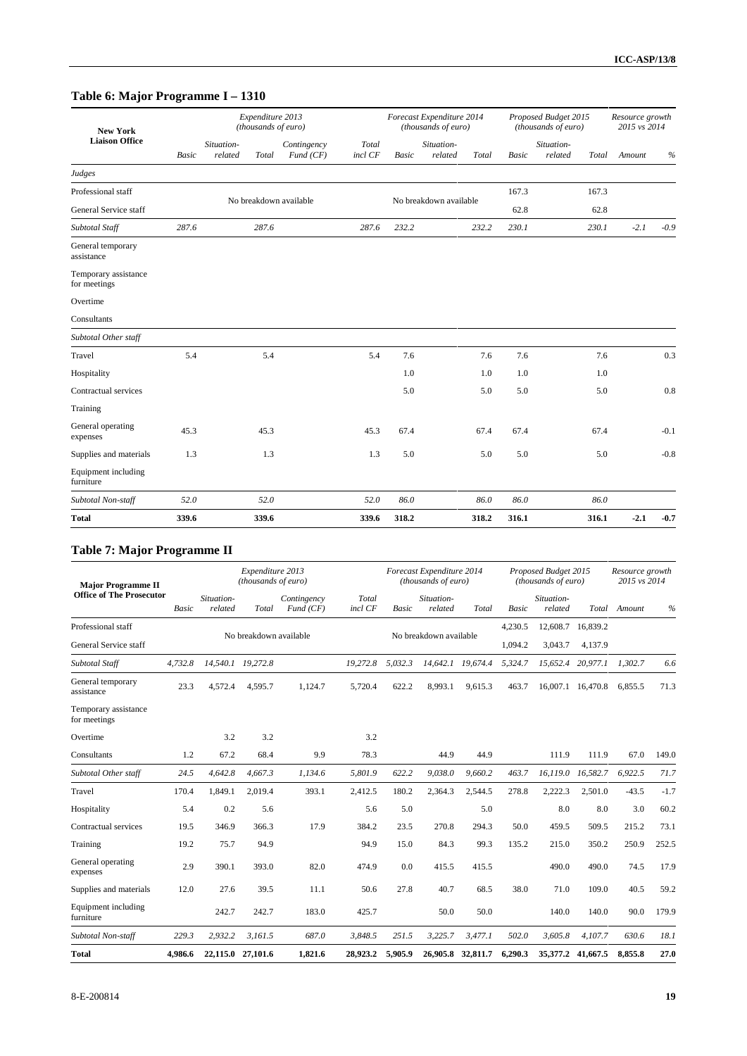## Table 6: Major Programme I – 1310

| New York Liaison Office | Expenditure 2013 (thousands of euro) | | | | | Forecast Expenditure 2014 (thousands of euro) | | | Proposed Budget 2015 (thousands of euro) | | | Resource growth 2015 vs 2014 | |
|---|---|---|---|---|---|---|---|---|---|---|---|---|---|
| | Basic | Situation-related | Total | Contingency Fund (CF) | Total incl CF | Basic | Situation-related | Total | Basic | Situation-related | Total | Amount | % |
| *Judges* | | | | | | | | | | | | | |
| Professional staff | No breakdown available | | | | | No breakdown available | | | 167.3 | | 167.3 | | |
| General Service staff | | | | | | | | | 62.8 | | 62.8 | | |
| *Subtotal Staff* | *287.6* | | *287.6* | | *287.6* | *232.2* | | *232.2* | *230.1* | | *230.1* | *-2.1* | *-0.9* |
| General temporary assistance | | | | | | | | | | | | | |
| Temporary assistance for meetings | | | | | | | | | | | | | |
| Overtime | | | | | | | | | | | | | |
| Consultants | | | | | | | | | | | | | |
| *Subtotal Other staff* | | | | | | | | | | | | | |
| Travel | 5.4 | | 5.4 | | 5.4 | 7.6 | | 7.6 | 7.6 | | 7.6 | | 0.3 |
| Hospitality | | | | | | 1.0 | | 1.0 | 1.0 | | 1.0 | | |
| Contractual services | | | | | | 5.0 | | 5.0 | 5.0 | | 5.0 | | 0.8 |
| Training | | | | | | | | | | | | | |
| General operating expenses | 45.3 | | 45.3 | | 45.3 | 67.4 | | 67.4 | 67.4 | | 67.4 | | -0.1 |
| Supplies and materials | 1.3 | | 1.3 | | 1.3 | 5.0 | | 5.0 | 5.0 | | 5.0 | | -0.8 |
| Equipment including furniture | | | | | | | | | | | | | |
| *Subtotal Non-staff* | *52.0* | | *52.0* | | *52.0* | *86.0* | | *86.0* | *86.0* | | *86.0* | | |
| **Total** | **339.6** | | **339.6** | | **339.6** | **318.2** | | **318.2** | **316.1** | | **316.1** | **-2.1** | **-0.7** |

## Table 7: Major Programme II

| Major Programme II Office of The Prosecutor | Expenditure 2013 (thousands of euro) | | | | | Forecast Expenditure 2014 (thousands of euro) | | | Proposed Budget 2015 (thousands of euro) | | | Resource growth 2015 vs 2014 | |
|---|---|---|---|---|---|---|---|---|---|---|---|---|---|
| | Basic | Situation-related | Total | Contingency Fund (CF) | Total incl CF | Basic | Situation-related | Total | Basic | Situation-related | Total | Amount | % |
| Professional staff | No breakdown available | | | | | No breakdown available | | | 4,230.5 | 12,608.7 | 16,839.2 | | |
| General Service staff | | | | | | | | | 1,094.2 | 3,043.7 | 4,137.9 | | |
| *Subtotal Staff* | *4,732.8* | *14,540.1* | *19,272.8* | | *19,272.8* | *5,032.3* | *14,642.1* | *19,674.4* | *5,324.7* | *15,652.4* | *20,977.1* | *1,302.7* | *6.6* |
| General temporary assistance | 23.3 | 4,572.4 | 4,595.7 | 1,124.7 | 5,720.4 | 622.2 | 8,993.1 | 9,615.3 | 463.7 | 16,007.1 | 16,470.8 | 6,855.5 | 71.3 |
| Temporary assistance for meetings | | | | | | | | | | | | | |
| Overtime | | 3.2 | 3.2 | | 3.2 | | | | | | | | |
| Consultants | 1.2 | 67.2 | 68.4 | 9.9 | 78.3 | | 44.9 | 44.9 | | 111.9 | 111.9 | 67.0 | 149.0 |
| *Subtotal Other staff* | *24.5* | *4,642.8* | *4,667.3* | *1,134.6* | *5,801.9* | *622.2* | *9,038.0* | *9,660.2* | *463.7* | *16,119.0* | *16,582.7* | *6,922.5* | *71.7* |
| Travel | 170.4 | 1,849.1 | 2,019.4 | 393.1 | 2,412.5 | 180.2 | 2,364.3 | 2,544.5 | 278.8 | 2,222.3 | 2,501.0 | -43.5 | -1.7 |
| Hospitality | 5.4 | 0.2 | 5.6 | | 5.6 | 5.0 | | 5.0 | | 8.0 | 8.0 | 3.0 | 60.2 |
| Contractual services | 19.5 | 346.9 | 366.3 | 17.9 | 384.2 | 23.5 | 270.8 | 294.3 | 50.0 | 459.5 | 509.5 | 215.2 | 73.1 |
| Training | 19.2 | 75.7 | 94.9 | | 94.9 | 15.0 | 84.3 | 99.3 | 135.2 | 215.0 | 350.2 | 250.9 | 252.5 |
| General operating expenses | 2.9 | 390.1 | 393.0 | 82.0 | 474.9 | 0.0 | 415.5 | 415.5 | | 490.0 | 490.0 | 74.5 | 17.9 |
| Supplies and materials | 12.0 | 27.6 | 39.5 | 11.1 | 50.6 | 27.8 | 40.7 | 68.5 | 38.0 | 71.0 | 109.0 | 40.5 | 59.2 |
| Equipment including furniture | | 242.7 | 242.7 | 183.0 | 425.7 | | 50.0 | 50.0 | | 140.0 | 140.0 | 90.0 | 179.9 |
| *Subtotal Non-staff* | *229.3* | *2,932.2* | *3,161.5* | *687.0* | *3,848.5* | *251.5* | *3,225.7* | *3,477.1* | *502.0* | *3,605.8* | *4,107.7* | *630.6* | *18.1* |
| **Total** | **4,986.6** | **22,115.0** | **27,101.6** | **1,821.6** | **28,923.2** | **5,905.9** | **26,905.8** | **32,811.7** | **6,290.3** | **35,377.2** | **41,667.5** | **8,855.8** | **27.0** |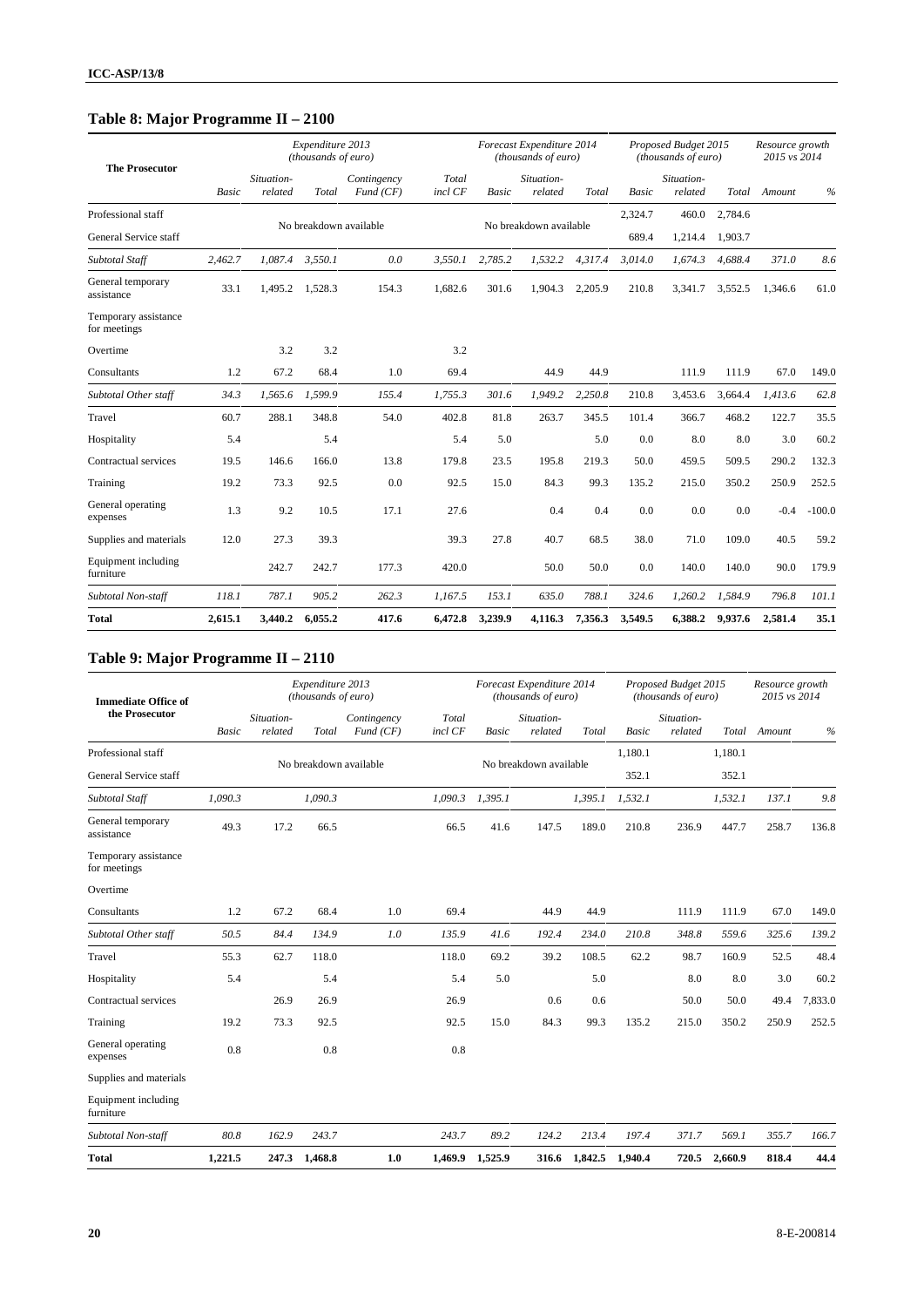## Table 8: Major Programme II – 2100

| The Prosecutor | Expenditure 2013 (thousands of euro) | | | | | Forecast Expenditure 2014 (thousands of euro) | | | Proposed Budget 2015 (thousands of euro) | | | Resource growth 2015 vs 2014 | |
|---|---|---|---|---|---|---|---|---|---|---|---|---|---|
| | Basic | Situation-related | Total | Contingency Fund (CF) | Total incl CF | Basic | Situation-related | Total | Basic | Situation-related | Total | Amount | % |
| Professional staff | No breakdown available | | | | | No breakdown available | | | 2,324.7 | 460.0 | 2,784.6 | | |
| General Service staff | | | | | | | | | 689.4 | 1,214.4 | 1,903.7 | | |
| *Subtotal Staff* | *2,462.7* | *1,087.4* | *3,550.1* | *0.0* | *3,550.1* | *2,785.2* | *1,532.2* | *4,317.4* | *3,014.0* | *1,674.3* | *4,688.4* | *371.0* | *8.6* |
| General temporary assistance | 33.1 | 1,495.2 | 1,528.3 | 154.3 | 1,682.6 | 301.6 | 1,904.3 | 2,205.9 | 210.8 | 3,341.7 | 3,552.5 | 1,346.6 | 61.0 |
| Temporary assistance for meetings | | | | | | | | | | | | | |
| Overtime | | 3.2 | 3.2 | | 3.2 | | | | | | | | |
| Consultants | 1.2 | 67.2 | 68.4 | 1.0 | 69.4 | | 44.9 | 44.9 | | 111.9 | 111.9 | 67.0 | 149.0 |
| *Subtotal Other staff* | *34.3* | *1,565.6* | *1,599.9* | *155.4* | *1,755.3* | *301.6* | *1,949.2* | *2,250.8* | *210.8* | *3,453.6* | *3,664.4* | *1,413.6* | *62.8* |
| Travel | 60.7 | 288.1 | 348.8 | 54.0 | 402.8 | 81.8 | 263.7 | 345.5 | 101.4 | 366.7 | 468.2 | 122.7 | 35.5 |
| Hospitality | 5.4 | | 5.4 | | 5.4 | 5.0 | | 5.0 | 0.0 | 8.0 | 8.0 | 3.0 | 60.2 |
| Contractual services | 19.5 | 146.6 | 166.0 | 13.8 | 179.8 | 23.5 | 195.8 | 219.3 | 50.0 | 459.5 | 509.5 | 290.2 | 132.3 |
| Training | 19.2 | 73.3 | 92.5 | 0.0 | 92.5 | 15.0 | 84.3 | 99.3 | 135.2 | 215.0 | 350.2 | 250.9 | 252.5 |
| General operating expenses | 1.3 | 9.2 | 10.5 | 17.1 | 27.6 | | 0.4 | 0.4 | 0.0 | 0.0 | 0.0 | -0.4 | -100.0 |
| Supplies and materials | 12.0 | 27.3 | 39.3 | | 39.3 | 27.8 | 40.7 | 68.5 | 38.0 | 71.0 | 109.0 | 40.5 | 59.2 |
| Equipment including furniture | | 242.7 | 242.7 | 177.3 | 420.0 | | 50.0 | 50.0 | 0.0 | 140.0 | 140.0 | 90.0 | 179.9 |
| *Subtotal Non-staff* | *118.1* | *787.1* | *905.2* | *262.3* | *1,167.5* | *153.1* | *635.0* | *788.1* | *324.6* | *1,260.2* | *1,584.9* | *796.8* | *101.1* |
| **Total** | **2,615.1** | **3,440.2** | **6,055.2** | **417.6** | **6,472.8** | **3,239.9** | **4,116.3** | **7,356.3** | **3,549.5** | **6,388.2** | **9,937.6** | **2,581.4** | **35.1** |

## Table 9: Major Programme II – 2110

| Immediate Office of the Prosecutor | Expenditure 2013 (thousands of euro) | | | | | Forecast Expenditure 2014 (thousands of euro) | | | Proposed Budget 2015 (thousands of euro) | | | Resource growth 2015 vs 2014 | |
|---|---|---|---|---|---|---|---|---|---|---|---|---|---|
| | Basic | Situation-related | Total | Contingency Fund (CF) | Total incl CF | Basic | Situation-related | Total | Basic | Situation-related | Total | Amount | % |
| Professional staff | No breakdown available | | | | | No breakdown available | | | 1,180.1 | | 1,180.1 | | |
| General Service staff | | | | | | | | | 352.1 | | 352.1 | | |
| *Subtotal Staff* | *1,090.3* | | *1,090.3* | | *1,090.3* | *1,395.1* | | *1,395.1* | *1,532.1* | | *1,532.1* | *137.1* | *9.8* |
| General temporary assistance | 49.3 | 17.2 | 66.5 | | 66.5 | 41.6 | 147.5 | 189.0 | 210.8 | 236.9 | 447.7 | 258.7 | 136.8 |
| Temporary assistance for meetings | | | | | | | | | | | | | |
| Overtime | | | | | | | | | | | | | |
| Consultants | 1.2 | 67.2 | 68.4 | 1.0 | 69.4 | | 44.9 | 44.9 | | 111.9 | 111.9 | 67.0 | 149.0 |
| *Subtotal Other staff* | *50.5* | *84.4* | *134.9* | *1.0* | *135.9* | *41.6* | *192.4* | *234.0* | *210.8* | *348.8* | *559.6* | *325.6* | *139.2* |
| Travel | 55.3 | 62.7 | 118.0 | | 118.0 | 69.2 | 39.2 | 108.5 | 62.2 | 98.7 | 160.9 | 52.5 | 48.4 |
| Hospitality | 5.4 | | 5.4 | | 5.4 | 5.0 | | 5.0 | | 8.0 | 8.0 | 3.0 | 60.2 |
| Contractual services | | 26.9 | 26.9 | | 26.9 | | 0.6 | 0.6 | | 50.0 | 50.0 | 49.4 | 7,833.0 |
| Training | 19.2 | 73.3 | 92.5 | | 92.5 | 15.0 | 84.3 | 99.3 | 135.2 | 215.0 | 350.2 | 250.9 | 252.5 |
| General operating expenses | 0.8 | | 0.8 | | 0.8 | | | | | | | | |
| Supplies and materials | | | | | | | | | | | | | |
| Equipment including furniture | | | | | | | | | | | | | |
| *Subtotal Non-staff* | *80.8* | *162.9* | *243.7* | | *243.7* | *89.2* | *124.2* | *213.4* | *197.4* | *371.7* | *569.1* | *355.7* | *166.7* |
| **Total** | **1,221.5** | **247.3** | **1,468.8** | **1.0** | **1,469.9** | **1,525.9** | **316.6** | **1,842.5** | **1,940.4** | **720.5** | **2,660.9** | **818.4** | **44.4** |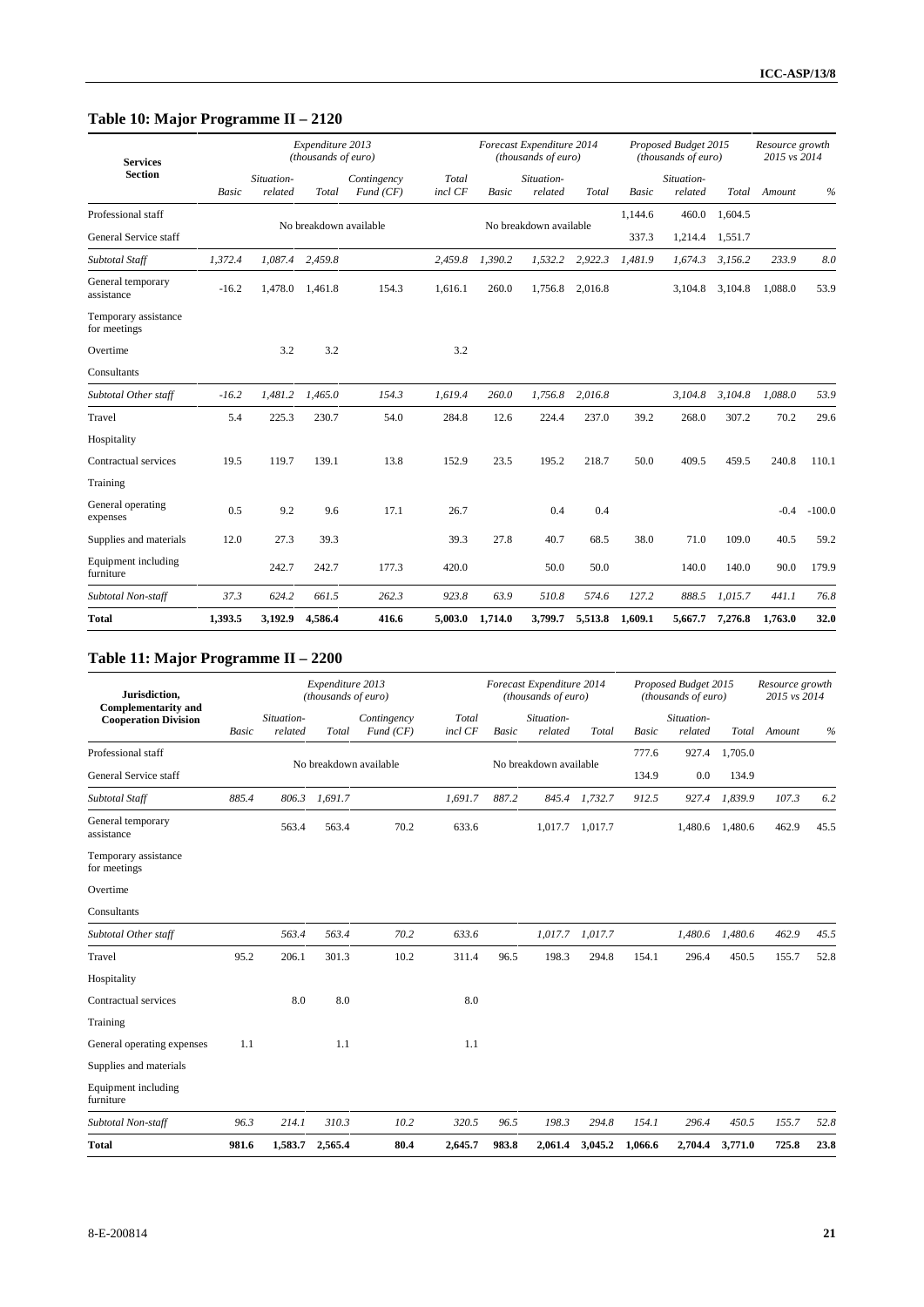## Table 10: Major Programme II – 2120

| Services Section | Expenditure 2013 (thousands of euro) | | | | | Forecast Expenditure 2014 (thousands of euro) | | | Proposed Budget 2015 (thousands of euro) | | | Resource growth 2015 vs 2014 | |
|---|---|---|---|---|---|---|---|---|---|---|---|---|---|
| | Basic | Situation-related | Total | Contingency Fund (CF) | Total incl CF | Basic | Situation-related | Total | Basic | Situation-related | Total | Amount | % |
| Professional staff | No breakdown available | | | | | No breakdown available | | | 1,144.6 | 460.0 | 1,604.5 | | |
| General Service staff | | | | | | | | | 337.3 | 1,214.4 | 1,551.7 | | |
| *Subtotal Staff* | *1,372.4* | *1,087.4* | *2,459.8* | | *2,459.8* | *1,390.2* | *1,532.2* | *2,922.3* | *1,481.9* | *1,674.3* | *3,156.2* | *233.9* | *8.0* |
| General temporary assistance | -16.2 | 1,478.0 | 1,461.8 | 154.3 | 1,616.1 | 260.0 | 1,756.8 | 2,016.8 | | 3,104.8 | 3,104.8 | 1,088.0 | 53.9 |
| Temporary assistance for meetings | | | | | | | | | | | | | |
| Overtime | | 3.2 | 3.2 | | 3.2 | | | | | | | | |
| Consultants | | | | | | | | | | | | | |
| *Subtotal Other staff* | *-16.2* | *1,481.2* | *1,465.0* | *154.3* | *1,619.4* | *260.0* | *1,756.8* | *2,016.8* | | *3,104.8* | *3,104.8* | *1,088.0* | *53.9* |
| Travel | 5.4 | 225.3 | 230.7 | 54.0 | 284.8 | 12.6 | 224.4 | 237.0 | 39.2 | 268.0 | 307.2 | 70.2 | 29.6 |
| Hospitality | | | | | | | | | | | | | |
| Contractual services | 19.5 | 119.7 | 139.1 | 13.8 | 152.9 | 23.5 | 195.2 | 218.7 | 50.0 | 409.5 | 459.5 | 240.8 | 110.1 |
| Training | | | | | | | | | | | | | |
| General operating expenses | 0.5 | 9.2 | 9.6 | 17.1 | 26.7 | | 0.4 | 0.4 | | | | -0.4 | -100.0 |
| Supplies and materials | 12.0 | 27.3 | 39.3 | | 39.3 | 27.8 | 40.7 | 68.5 | 38.0 | 71.0 | 109.0 | 40.5 | 59.2 |
| Equipment including furniture | | 242.7 | 242.7 | 177.3 | 420.0 | | 50.0 | 50.0 | | 140.0 | 140.0 | 90.0 | 179.9 |
| *Subtotal Non-staff* | *37.3* | *624.2* | *661.5* | *262.3* | *923.8* | *63.9* | *510.8* | *574.6* | *127.2* | *888.5* | *1,015.7* | *441.1* | *76.8* |
| **Total** | **1,393.5** | **3,192.9** | **4,586.4** | **416.6** | **5,003.0** | **1,714.0** | **3,799.7** | **5,513.8** | **1,609.1** | **5,667.7** | **7,276.8** | **1,763.0** | **32.0** |

## Table 11: Major Programme II – 2200

| Jurisdiction, Complementarity and Cooperation Division | Expenditure 2013 (thousands of euro) | | | | | Forecast Expenditure 2014 (thousands of euro) | | | Proposed Budget 2015 (thousands of euro) | | | Resource growth 2015 vs 2014 | |
|---|---|---|---|---|---|---|---|---|---|---|---|---|---|
| | Basic | Situation-related | Total | Contingency Fund (CF) | Total incl CF | Basic | Situation-related | Total | Basic | Situation-related | Total | Amount | % |
| Professional staff | No breakdown available | | | | | No breakdown available | | | 777.6 | 927.4 | 1,705.0 | | |
| General Service staff | | | | | | | | | 134.9 | 0.0 | 134.9 | | |
| *Subtotal Staff* | *885.4* | *806.3* | *1,691.7* | | *1,691.7* | *887.2* | *845.4* | *1,732.7* | *912.5* | *927.4* | *1,839.9* | *107.3* | *6.2* |
| General temporary assistance | | 563.4 | 563.4 | 70.2 | 633.6 | | 1,017.7 | 1,017.7 | | 1,480.6 | 1,480.6 | 462.9 | 45.5 |
| Temporary assistance for meetings | | | | | | | | | | | | | |
| Overtime | | | | | | | | | | | | | |
| Consultants | | | | | | | | | | | | | |
| *Subtotal Other staff* | | *563.4* | *563.4* | *70.2* | *633.6* | | *1,017.7* | *1,017.7* | | *1,480.6* | *1,480.6* | *462.9* | *45.5* |
| Travel | 95.2 | 206.1 | 301.3 | 10.2 | 311.4 | 96.5 | 198.3 | 294.8 | 154.1 | 296.4 | 450.5 | 155.7 | 52.8 |
| Hospitality | | | | | | | | | | | | | |
| Contractual services | | 8.0 | 8.0 | | 8.0 | | | | | | | | |
| Training | | | | | | | | | | | | | |
| General operating expenses | 1.1 | | 1.1 | | 1.1 | | | | | | | | |
| Supplies and materials | | | | | | | | | | | | | |
| Equipment including furniture | | | | | | | | | | | | | |
| *Subtotal Non-staff* | *96.3* | *214.1* | *310.3* | *10.2* | *320.5* | *96.5* | *198.3* | *294.8* | *154.1* | *296.4* | *450.5* | *155.7* | *52.8* |
| **Total** | **981.6** | **1,583.7** | **2,565.4** | **80.4** | **2,645.7** | **983.8** | **2,061.4** | **3,045.2** | **1,066.6** | **2,704.4** | **3,771.0** | **725.8** | **23.8** |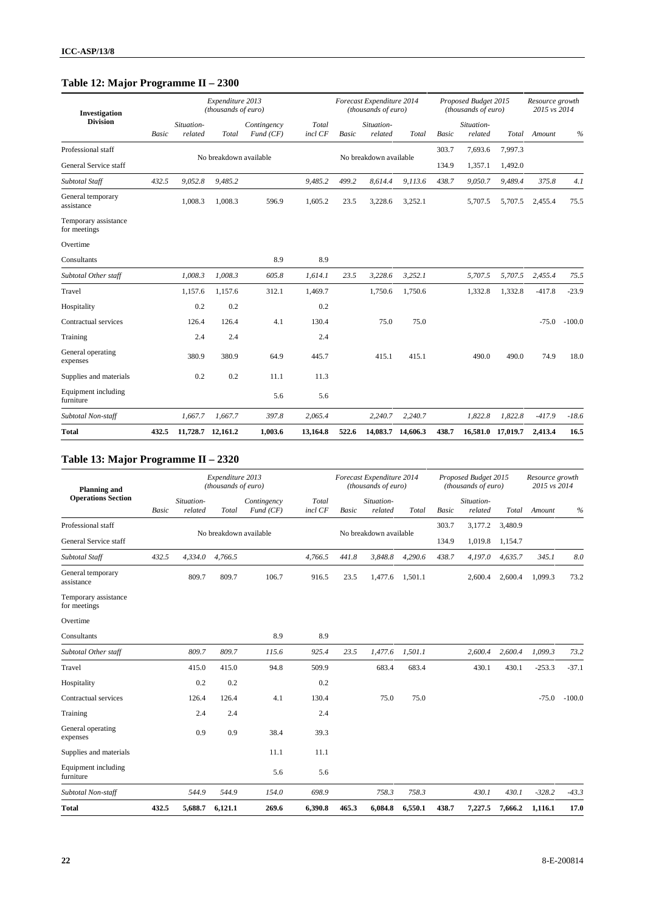## Table 12: Major Programme II – 2300

| Investigation Division | Expenditure 2013 (thousands of euro) | | | | | Forecast Expenditure 2014 (thousands of euro) | | | Proposed Budget 2015 (thousands of euro) | | | Resource growth 2015 vs 2014 | |
|---|---|---|---|---|---|---|---|---|---|---|---|---|---|
| | *Basic* | *Situation-related* | *Total* | *Contingency Fund (CF)* | *Total incl CF* | *Basic* | *Situation-related* | *Total* | *Basic* | *Situation-related* | *Total* | *Amount* | *%* |
| Professional staff | No breakdown available | | | | | No breakdown available | | | 303.7 | 7,693.6 | 7,997.3 | | |
| General Service staff | | | | | | | | | 134.9 | 1,357.1 | 1,492.0 | | |
| *Subtotal Staff* | *432.5* | *9,052.8* | *9,485.2* | | *9,485.2* | *499.2* | *8,614.4* | *9,113.6* | *438.7* | *9,050.7* | *9,489.4* | *375.8* | *4.1* |
| General temporary assistance | | 1,008.3 | 1,008.3 | 596.9 | 1,605.2 | 23.5 | 3,228.6 | 3,252.1 | | 5,707.5 | 5,707.5 | 2,455.4 | 75.5 |
| Temporary assistance for meetings | | | | | | | | | | | | | |
| Overtime | | | | | | | | | | | | | |
| Consultants | | | | 8.9 | 8.9 | | | | | | | | |
| *Subtotal Other staff* | | *1,008.3* | *1,008.3* | *605.8* | *1,614.1* | *23.5* | *3,228.6* | *3,252.1* | | *5,707.5* | *5,707.5* | *2,455.4* | *75.5* |
| Travel | | 1,157.6 | 1,157.6 | 312.1 | 1,469.7 | | 1,750.6 | 1,750.6 | | 1,332.8 | 1,332.8 | -417.8 | -23.9 |
| Hospitality | | 0.2 | 0.2 | | 0.2 | | | | | | | | |
| Contractual services | | 126.4 | 126.4 | 4.1 | 130.4 | | 75.0 | 75.0 | | | | -75.0 | -100.0 |
| Training | | 2.4 | 2.4 | | 2.4 | | | | | | | | |
| General operating expenses | | 380.9 | 380.9 | 64.9 | 445.7 | | 415.1 | 415.1 | | 490.0 | 490.0 | 74.9 | 18.0 |
| Supplies and materials | | 0.2 | 0.2 | 11.1 | 11.3 | | | | | | | | |
| Equipment including furniture | | | | 5.6 | 5.6 | | | | | | | | |
| *Subtotal Non-staff* | | *1,667.7* | *1,667.7* | *397.8* | *2,065.4* | | *2,240.7* | *2,240.7* | | *1,822.8* | *1,822.8* | *-417.9* | *-18.6* |
| **Total** | **432.5** | **11,728.7** | **12,161.2** | **1,003.6** | **13,164.8** | **522.6** | **14,083.7** | **14,606.3** | **438.7** | **16,581.0** | **17,019.7** | **2,413.4** | **16.5** |

## Table 13: Major Programme II – 2320

| Planning and Operations Section | Expenditure 2013 (thousands of euro) | | | | | Forecast Expenditure 2014 (thousands of euro) | | | Proposed Budget 2015 (thousands of euro) | | | Resource growth 2015 vs 2014 | |
|---|---|---|---|---|---|---|---|---|---|---|---|---|---|
| | *Basic* | *Situation-related* | *Total* | *Contingency Fund (CF)* | *Total incl CF* | *Basic* | *Situation-related* | *Total* | *Basic* | *Situation-related* | *Total* | *Amount* | *%* |
| Professional staff | No breakdown available | | | | | No breakdown available | | | 303.7 | 3,177.2 | 3,480.9 | | |
| General Service staff | | | | | | | | | 134.9 | 1,019.8 | 1,154.7 | | |
| *Subtotal Staff* | *432.5* | *4,334.0* | *4,766.5* | | *4,766.5* | *441.8* | *3,848.8* | *4,290.6* | *438.7* | *4,197.0* | *4,635.7* | *345.1* | *8.0* |
| General temporary assistance | | 809.7 | 809.7 | 106.7 | 916.5 | 23.5 | 1,477.6 | 1,501.1 | | 2,600.4 | 2,600.4 | 1,099.3 | 73.2 |
| Temporary assistance for meetings | | | | | | | | | | | | | |
| Overtime | | | | | | | | | | | | | |
| Consultants | | | | 8.9 | 8.9 | | | | | | | | |
| *Subtotal Other staff* | | *809.7* | *809.7* | *115.6* | *925.4* | *23.5* | *1,477.6* | *1,501.1* | | *2,600.4* | *2,600.4* | *1,099.3* | *73.2* |
| Travel | | 415.0 | 415.0 | 94.8 | 509.9 | | 683.4 | 683.4 | | 430.1 | 430.1 | -253.3 | -37.1 |
| Hospitality | | 0.2 | 0.2 | | 0.2 | | | | | | | | |
| Contractual services | | 126.4 | 126.4 | 4.1 | 130.4 | | 75.0 | 75.0 | | | | -75.0 | -100.0 |
| Training | | 2.4 | 2.4 | | 2.4 | | | | | | | | |
| General operating expenses | | 0.9 | 0.9 | 38.4 | 39.3 | | | | | | | | |
| Supplies and materials | | | | 11.1 | 11.1 | | | | | | | | |
| Equipment including furniture | | | | 5.6 | 5.6 | | | | | | | | |
| *Subtotal Non-staff* | | *544.9* | *544.9* | *154.0* | *698.9* | | *758.3* | *758.3* | | *430.1* | *430.1* | *-328.2* | *-43.3* |
| **Total** | **432.5** | **5,688.7** | **6,121.1** | **269.6** | **6,390.8** | **465.3** | **6,084.8** | **6,550.1** | **438.7** | **7,227.5** | **7,666.2** | **1,116.1** | **17.0** |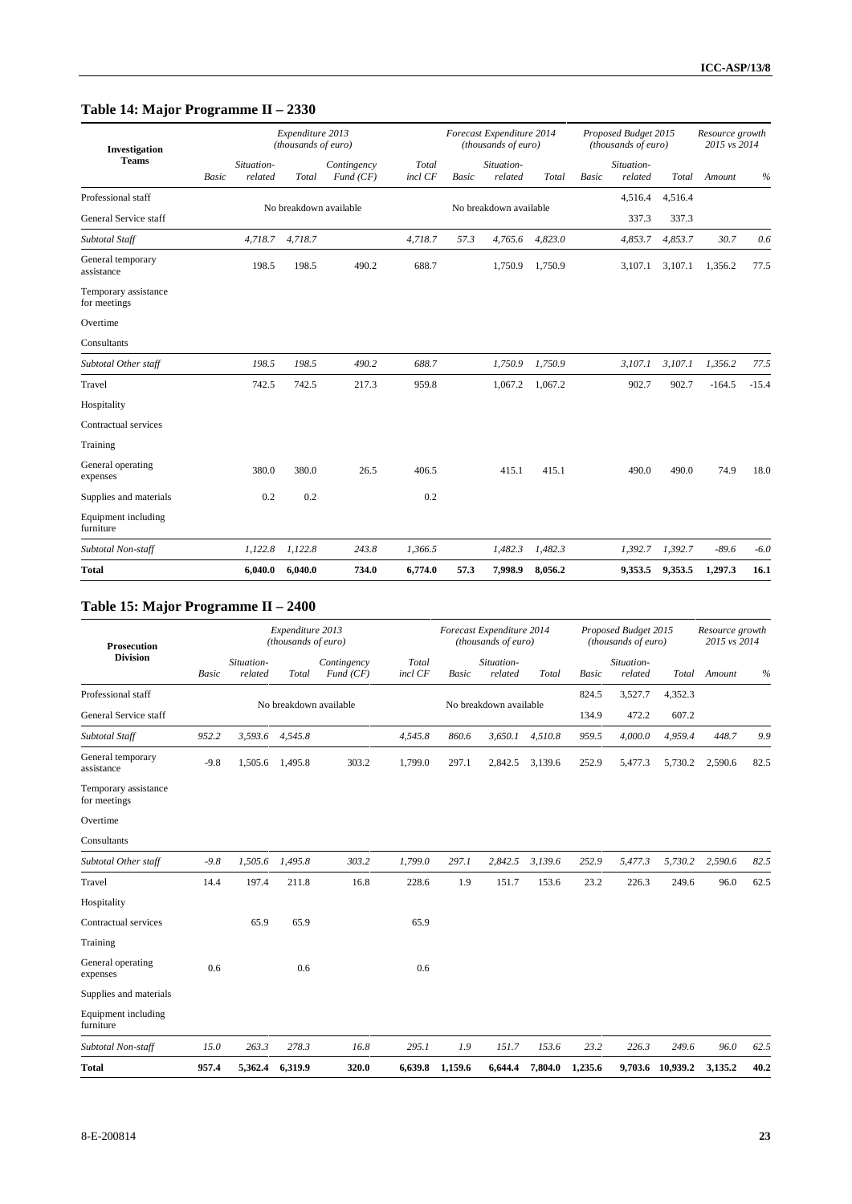## Table 14: Major Programme II – 2330

| Investigation Teams | Expenditure 2013 (thousands of euro) | | | | | Forecast Expenditure 2014 (thousands of euro) | | | Proposed Budget 2015 (thousands of euro) | | | Resource growth 2015 vs 2014 | |
|---|---|---|---|---|---|---|---|---|---|---|---|---|---|
| | *Basic* | *Situation-related* | *Total* | *Contingency Fund (CF)* | *Total incl CF* | *Basic* | *Situation-related* | *Total* | *Basic* | *Situation-related* | *Total* | *Amount* | *%* |
| Professional staff | No breakdown available | | | | | No breakdown available | | | | 4,516.4 | 4,516.4 | | |
| General Service staff | | | | | | | | | | 337.3 | 337.3 | | |
| *Subtotal Staff* | | *4,718.7* | *4,718.7* | | *4,718.7* | *57.3* | *4,765.6* | *4,823.0* | | *4,853.7* | *4,853.7* | *30.7* | *0.6* |
| General temporary assistance | | 198.5 | 198.5 | 490.2 | 688.7 | | 1,750.9 | 1,750.9 | | 3,107.1 | 3,107.1 | 1,356.2 | 77.5 |
| Temporary assistance for meetings | | | | | | | | | | | | | |
| Overtime | | | | | | | | | | | | | |
| Consultants | | | | | | | | | | | | | |
| *Subtotal Other staff* | | *198.5* | *198.5* | *490.2* | *688.7* | | *1,750.9* | *1,750.9* | | *3,107.1* | *3,107.1* | *1,356.2* | *77.5* |
| Travel | | 742.5 | 742.5 | 217.3 | 959.8 | | 1,067.2 | 1,067.2 | | 902.7 | 902.7 | -164.5 | -15.4 |
| Hospitality | | | | | | | | | | | | | |
| Contractual services | | | | | | | | | | | | | |
| Training | | | | | | | | | | | | | |
| General operating expenses | | 380.0 | 380.0 | 26.5 | 406.5 | | 415.1 | 415.1 | | 490.0 | 490.0 | 74.9 | 18.0 |
| Supplies and materials | | 0.2 | 0.2 | | 0.2 | | | | | | | | |
| Equipment including furniture | | | | | | | | | | | | | |
| *Subtotal Non-staff* | | *1,122.8* | *1,122.8* | *243.8* | *1,366.5* | | *1,482.3* | *1,482.3* | | *1,392.7* | *1,392.7* | *-89.6* | *-6.0* |
| **Total** | | **6,040.0** | **6,040.0** | **734.0** | **6,774.0** | **57.3** | **7,998.9** | **8,056.2** | | **9,353.5** | **9,353.5** | **1,297.3** | **16.1** |

## Table 15: Major Programme II – 2400

| Prosecution Division | Expenditure 2013 (thousands of euro) | | | | | Forecast Expenditure 2014 (thousands of euro) | | | Proposed Budget 2015 (thousands of euro) | | | Resource growth 2015 vs 2014 | |
|---|---|---|---|---|---|---|---|---|---|---|---|---|---|
| | *Basic* | *Situation-related* | *Total* | *Contingency Fund (CF)* | *Total incl CF* | *Basic* | *Situation-related* | *Total* | *Basic* | *Situation-related* | *Total* | *Amount* | *%* |
| Professional staff | No breakdown available | | | | | No breakdown available | | | 824.5 | 3,527.7 | 4,352.3 | | |
| General Service staff | | | | | | | | | 134.9 | 472.2 | 607.2 | | |
| *Subtotal Staff* | *952.2* | *3,593.6* | *4,545.8* | | *4,545.8* | *860.6* | *3,650.1* | *4,510.8* | *959.5* | *4,000.0* | *4,959.4* | *448.7* | *9.9* |
| General temporary assistance | -9.8 | 1,505.6 | 1,495.8 | 303.2 | 1,799.0 | 297.1 | 2,842.5 | 3,139.6 | 252.9 | 5,477.3 | 5,730.2 | 2,590.6 | 82.5 |
| Temporary assistance for meetings | | | | | | | | | | | | | |
| Overtime | | | | | | | | | | | | | |
| Consultants | | | | | | | | | | | | | |
| *Subtotal Other staff* | *-9.8* | *1,505.6* | *1,495.8* | *303.2* | *1,799.0* | *297.1* | *2,842.5* | *3,139.6* | *252.9* | *5,477.3* | *5,730.2* | *2,590.6* | *82.5* |
| Travel | 14.4 | 197.4 | 211.8 | 16.8 | 228.6 | 1.9 | 151.7 | 153.6 | 23.2 | 226.3 | 249.6 | 96.0 | 62.5 |
| Hospitality | | | | | | | | | | | | | |
| Contractual services | | 65.9 | 65.9 | | 65.9 | | | | | | | | |
| Training | | | | | | | | | | | | | |
| General operating expenses | 0.6 | | 0.6 | | 0.6 | | | | | | | | |
| Supplies and materials | | | | | | | | | | | | | |
| Equipment including furniture | | | | | | | | | | | | | |
| *Subtotal Non-staff* | *15.0* | *263.3* | *278.3* | *16.8* | *295.1* | *1.9* | *151.7* | *153.6* | *23.2* | *226.3* | *249.6* | *96.0* | *62.5* |
| **Total** | **957.4** | **5,362.4** | **6,319.9** | **320.0** | **6,639.8** | **1,159.6** | **6,644.4** | **7,804.0** | **1,235.6** | **9,703.6** | **10,939.2** | **3,135.2** | **40.2** |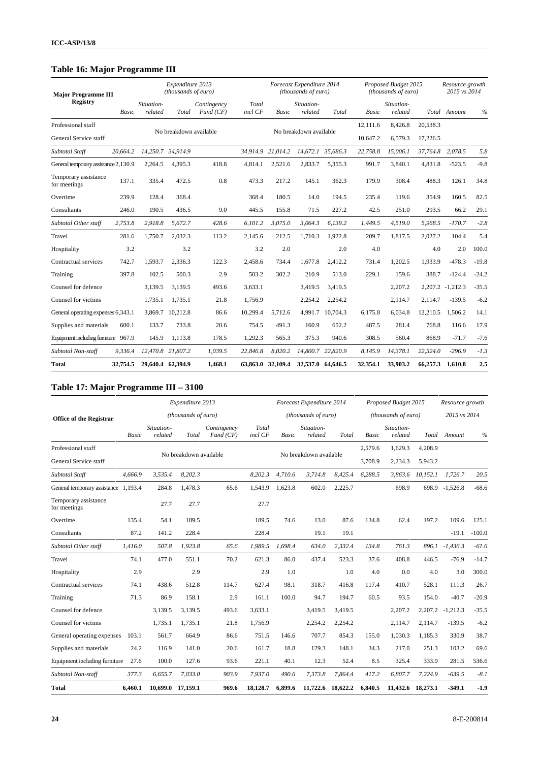## Table 16: Major Programme III

| Major Programme III Registry | Expenditure 2013 (thousands of euro) | | | | | Forecast Expenditure 2014 (thousands of euro) | | | Proposed Budget 2015 (thousands of euro) | | | Resource growth 2015 vs 2014 | |
|---|---|---|---|---|---|---|---|---|---|---|---|---|---|
| | Basic | Situation-related | Total | Contingency Fund (CF) | Total incl CF | Basic | Situation-related | Total | Basic | Situation-related | Total | Amount | % |
| Professional staff | No breakdown available | | | | | No breakdown available | | | 12,111.6 | 8,426.8 | 20,538.3 | | |
| General Service staff | | | | | | | | | 10,647.2 | 6,579.3 | 17,226.5 | | |
| *Subtotal Staff* | *20,664.2* | *14,250.7* | *34,914.9* | | *34,914.9* | *21,014.2* | *14,672.1* | *35,686.3* | *22,758.8* | *15,006.1* | *37,764.8* | *2,078.5* | *5.8* |
| General temporary assistance | 2,130.9 | 2,264.5 | 4,395.3 | 418.8 | 4,814.1 | 2,521.6 | 2,833.7 | 5,355.3 | 991.7 | 3,840.1 | 4,831.8 | -523.5 | -9.8 |
| Temporary assistance for meetings | 137.1 | 335.4 | 472.5 | 0.8 | 473.3 | 217.2 | 145.1 | 362.3 | 179.9 | 308.4 | 488.3 | 126.1 | 34.8 |
| Overtime | 239.9 | 128.4 | 368.4 | | 368.4 | 180.5 | 14.0 | 194.5 | 235.4 | 119.6 | 354.9 | 160.5 | 82.5 |
| Consultants | 246.0 | 190.5 | 436.5 | 9.0 | 445.5 | 155.8 | 71.5 | 227.2 | 42.5 | 251.0 | 293.5 | 66.2 | 29.1 |
| *Subtotal Other staff* | *2,753.8* | *2,918.8* | *5,672.7* | *428.6* | *6,101.2* | *3,075.0* | *3,064.3* | *6,139.2* | *1,449.5* | *4,519.0* | *5,968.5* | *-170.7* | *-2.8* |
| Travel | 281.6 | 1,750.7 | 2,032.3 | 113.2 | 2,145.6 | 212.5 | 1,710.3 | 1,922.8 | 209.7 | 1,817.5 | 2,027.2 | 104.4 | 5.4 |
| Hospitality | 3.2 | | 3.2 | | 3.2 | 2.0 | | 2.0 | 4.0 | | 4.0 | 2.0 | 100.0 |
| Contractual services | 742.7 | 1,593.7 | 2,336.3 | 122.3 | 2,458.6 | 734.4 | 1,677.8 | 2,412.2 | 731.4 | 1,202.5 | 1,933.9 | -478.3 | -19.8 |
| Training | 397.8 | 102.5 | 500.3 | 2.9 | 503.2 | 302.2 | 210.9 | 513.0 | 229.1 | 159.6 | 388.7 | -124.4 | -24.2 |
| Counsel for defence | | 3,139.5 | 3,139.5 | 493.6 | 3,633.1 | | 3,419.5 | 3,419.5 | | 2,207.2 | 2,207.2 | -1,212.3 | -35.5 |
| Counsel for victims | | 1,735.1 | 1,735.1 | 21.8 | 1,756.9 | | 2,254.2 | 2,254.2 | | 2,114.7 | 2,114.7 | -139.5 | -6.2 |
| General operating expenses | 6,343.1 | 3,869.7 | 10,212.8 | 86.6 | 10,299.4 | 5,712.6 | 4,991.7 | 10,704.3 | 6,175.8 | 6,034.8 | 12,210.5 | 1,506.2 | 14.1 |
| Supplies and materials | 600.1 | 133.7 | 733.8 | 20.6 | 754.5 | 491.3 | 160.9 | 652.2 | 487.5 | 281.4 | 768.8 | 116.6 | 17.9 |
| Equipment including furniture | 967.9 | 145.9 | 1,113.8 | 178.5 | 1,292.3 | 565.3 | 375.3 | 940.6 | 308.5 | 560.4 | 868.9 | -71.7 | -7.6 |
| *Subtotal Non-staff* | *9,336.4* | *12,470.8* | *21,807.2* | *1,039.5* | *22,846.8* | *8,020.2* | *14,800.7* | *22,820.9* | *8,145.9* | *14,378.1* | *22,524.0* | *-296.9* | *-1.3* |
| **Total** | **32,754.5** | **29,640.4** | **62,394.9** | **1,468.1** | **63,863.0** | **32,109.4** | **32,537.0** | **64,646.5** | **32,354.1** | **33,903.2** | **66,257.3** | **1,610.8** | **2.5** |

## Table 17: Major Programme III – 3100

| Office of the Registrar | Expenditure 2013 (thousands of euro) | | | | | Forecast Expenditure 2014 (thousands of euro) | | | Proposed Budget 2015 (thousands of euro) | | | Resource growth 2015 vs 2014 | |
|---|---|---|---|---|---|---|---|---|---|---|---|---|---|
| | Basic | Situation-related | Total | Contingency Fund (CF) | Total incl CF | Basic | Situation-related | Total | Basic | Situation-related | Total | Amount | % |
| Professional staff | No breakdown available | | | | | No breakdown available | | | 2,579.6 | 1,629.3 | 4,208.9 | | |
| General Service staff | | | | | | | | | 3,708.9 | 2,234.3 | 5,943.2 | | |
| *Subtotal Staff* | *4,666.9* | *3,535.4* | *8,202.3* | | *8,202.3* | *4,710.6* | *3,714.8* | *8,425.4* | *6,288.5* | *3,863.6* | *10,152.1* | *1,726.7* | *20.5* |
| General temporary assistance | 1,193.4 | 284.8 | 1,478.3 | 65.6 | 1,543.9 | 1,623.8 | 602.0 | 2,225.7 | | 698.9 | 698.9 | -1,526.8 | -68.6 |
| Temporary assistance for meetings | | 27.7 | 27.7 | | 27.7 | | | | | | | | |
| Overtime | 135.4 | 54.1 | 189.5 | | 189.5 | 74.6 | 13.0 | 87.6 | 134.8 | 62.4 | 197.2 | 109.6 | 125.1 |
| Consultants | 87.2 | 141.2 | 228.4 | | 228.4 | | 19.1 | 19.1 | | | | -19.1 | -100.0 |
| *Subtotal Other staff* | *1,416.0* | *507.8* | *1,923.8* | *65.6* | *1,989.5* | *1,698.4* | *634.0* | *2,332.4* | *134.8* | *761.3* | *896.1* | *-1,436.3* | *-61.6* |
| Travel | 74.1 | 477.0 | 551.1 | 70.2 | 621.3 | 86.0 | 437.4 | 523.3 | 37.6 | 408.8 | 446.5 | -76.9 | -14.7 |
| Hospitality | 2.9 | | 2.9 | | 2.9 | 1.0 | | 1.0 | 4.0 | 0.0 | 4.0 | 3.0 | 300.0 |
| Contractual services | 74.1 | 438.6 | 512.8 | 114.7 | 627.4 | 98.1 | 318.7 | 416.8 | 117.4 | 410.7 | 528.1 | 111.3 | 26.7 |
| Training | 71.3 | 86.9 | 158.1 | 2.9 | 161.1 | 100.0 | 94.7 | 194.7 | 60.5 | 93.5 | 154.0 | -40.7 | -20.9 |
| Counsel for defence | | 3,139.5 | 3,139.5 | 493.6 | 3,633.1 | | 3,419.5 | 3,419.5 | | 2,207.2 | 2,207.2 | -1,212.3 | -35.5 |
| Counsel for victims | | 1,735.1 | 1,735.1 | 21.8 | 1,756.9 | | 2,254.2 | 2,254.2 | | 2,114.7 | 2,114.7 | -139.5 | -6.2 |
| General operating expenses | 103.1 | 561.7 | 664.9 | 86.6 | 751.5 | 146.6 | 707.7 | 854.3 | 155.0 | 1,030.3 | 1,185.3 | 330.9 | 38.7 |
| Supplies and materials | 24.2 | 116.9 | 141.0 | 20.6 | 161.7 | 18.8 | 129.3 | 148.1 | 34.3 | 217.0 | 251.3 | 103.2 | 69.6 |
| Equipment including furniture | 27.6 | 100.0 | 127.6 | 93.6 | 221.1 | 40.1 | 12.3 | 52.4 | 8.5 | 325.4 | 333.9 | 281.5 | 536.6 |
| *Subtotal Non-staff* | *377.3* | *6,655.7* | *7,033.0* | *903.9* | *7,937.0* | *490.6* | *7,373.8* | *7,864.4* | *417.2* | *6,807.7* | *7,224.9* | *-639.5* | *-8.1* |
| **Total** | **6,460.1** | **10,699.0** | **17,159.1** | **969.6** | **18,128.7** | **6,899.6** | **11,722.6** | **18,622.2** | **6,840.5** | **11,432.6** | **18,273.1** | **-349.1** | **-1.9** |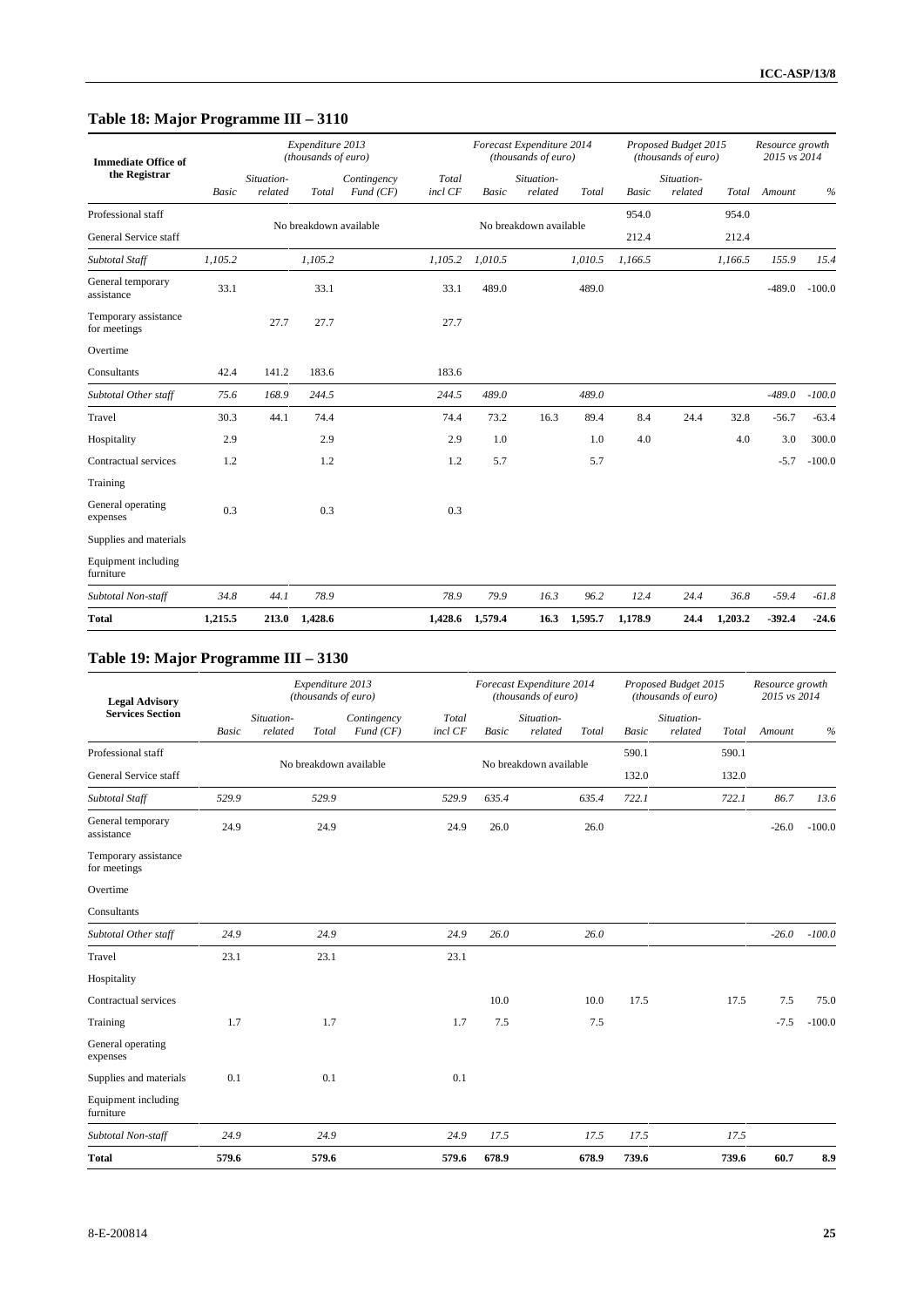## Table 18: Major Programme III – 3110

| Immediate Office of the Registrar | Expenditure 2013 (thousands of euro) | | | | | Forecast Expenditure 2014 (thousands of euro) | | | Proposed Budget 2015 (thousands of euro) | | | Resource growth 2015 vs 2014 | |
|---|---|---|---|---|---|---|---|---|---|---|---|---|---|
| | Basic | Situation-related | Total | Contingency Fund (CF) | Total incl CF | Basic | Situation-related | Total | Basic | Situation-related | Total | Amount | % |
| Professional staff | No breakdown available | | | | | No breakdown available | | | 954.0 | | 954.0 | | |
| General Service staff | | | | | | | | | 212.4 | | 212.4 | | |
| *Subtotal Staff* | *1,105.2* | | *1,105.2* | | *1,105.2* | *1,010.5* | | *1,010.5* | *1,166.5* | | *1,166.5* | *155.9* | *15.4* |
| General temporary assistance | 33.1 | | 33.1 | | 33.1 | 489.0 | | 489.0 | | | | -489.0 | -100.0 |
| Temporary assistance for meetings | | 27.7 | 27.7 | | 27.7 | | | | | | | | |
| Overtime | | | | | | | | | | | | | |
| Consultants | 42.4 | 141.2 | 183.6 | | 183.6 | | | | | | | | |
| *Subtotal Other staff* | *75.6* | *168.9* | *244.5* | | *244.5* | *489.0* | | *489.0* | | | | *-489.0* | *-100.0* |
| Travel | 30.3 | 44.1 | 74.4 | | 74.4 | 73.2 | 16.3 | 89.4 | 8.4 | 24.4 | 32.8 | -56.7 | -63.4 |
| Hospitality | 2.9 | | 2.9 | | 2.9 | 1.0 | | 1.0 | 4.0 | | 4.0 | 3.0 | 300.0 |
| Contractual services | 1.2 | | 1.2 | | 1.2 | 5.7 | | 5.7 | | | | -5.7 | -100.0 |
| Training | | | | | | | | | | | | | |
| General operating expenses | 0.3 | | 0.3 | | 0.3 | | | | | | | | |
| Supplies and materials | | | | | | | | | | | | | |
| Equipment including furniture | | | | | | | | | | | | | |
| *Subtotal Non-staff* | *34.8* | *44.1* | *78.9* | | *78.9* | *79.9* | *16.3* | *96.2* | *12.4* | *24.4* | *36.8* | *-59.4* | *-61.8* |
| **Total** | **1,215.5** | **213.0** | **1,428.6** | | **1,428.6** | **1,579.4** | **16.3** | **1,595.7** | **1,178.9** | **24.4** | **1,203.2** | **-392.4** | **-24.6** |

## Table 19: Major Programme III – 3130

| Legal Advisory Services Section | Expenditure 2013 (thousands of euro) | | | | | Forecast Expenditure 2014 (thousands of euro) | | | Proposed Budget 2015 (thousands of euro) | | | Resource growth 2015 vs 2014 | |
|---|---|---|---|---|---|---|---|---|---|---|---|---|---|
| | Basic | Situation-related | Total | Contingency Fund (CF) | Total incl CF | Basic | Situation-related | Total | Basic | Situation-related | Total | Amount | % |
| Professional staff | No breakdown available | | | | | No breakdown available | | | 590.1 | | 590.1 | | |
| General Service staff | | | | | | | | | 132.0 | | 132.0 | | |
| *Subtotal Staff* | *529.9* | | *529.9* | | *529.9* | *635.4* | | *635.4* | *722.1* | | *722.1* | *86.7* | *13.6* |
| General temporary assistance | 24.9 | | 24.9 | | 24.9 | 26.0 | | 26.0 | | | | -26.0 | -100.0 |
| Temporary assistance for meetings | | | | | | | | | | | | | |
| Overtime | | | | | | | | | | | | | |
| Consultants | | | | | | | | | | | | | |
| *Subtotal Other staff* | *24.9* | | *24.9* | | *24.9* | *26.0* | | *26.0* | | | | *-26.0* | *-100.0* |
| Travel | 23.1 | | 23.1 | | 23.1 | | | | | | | | |
| Hospitality | | | | | | | | | | | | | |
| Contractual services | | | | | | 10.0 | | 10.0 | 17.5 | | 17.5 | 7.5 | 75.0 |
| Training | 1.7 | | 1.7 | | 1.7 | 7.5 | | 7.5 | | | | -7.5 | -100.0 |
| General operating expenses | | | | | | | | | | | | | |
| Supplies and materials | 0.1 | | 0.1 | | 0.1 | | | | | | | | |
| Equipment including furniture | | | | | | | | | | | | | |
| *Subtotal Non-staff* | *24.9* | | *24.9* | | *24.9* | *17.5* | | *17.5* | *17.5* | | *17.5* | | |
| **Total** | **579.6** | | **579.6** | | **579.6** | **678.9** | | **678.9** | **739.6** | | **739.6** | **60.7** | **8.9** |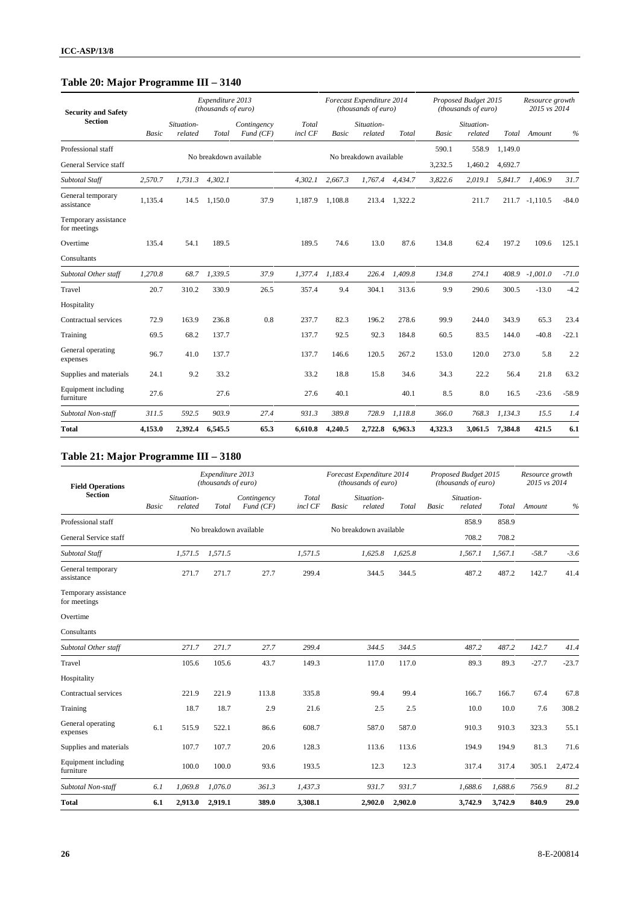## Table 20: Major Programme III – 3140

| Security and Safety Section | Expenditure 2013 (thousands of euro) | | | | | Forecast Expenditure 2014 (thousands of euro) | | | Proposed Budget 2015 (thousands of euro) | | | Resource growth 2015 vs 2014 | |
|---|---|---|---|---|---|---|---|---|---|---|---|---|---|
| | Basic | Situation-related | Total | Contingency Fund (CF) | Total incl CF | Basic | Situation-related | Total | Basic | Situation-related | Total | Amount | % |
| Professional staff | No breakdown available | | | | | No breakdown available | | | 590.1 | 558.9 | 1,149.0 | | |
| General Service staff | | | | | | | | | 3,232.5 | 1,460.2 | 4,692.7 | | |
| *Subtotal Staff* | *2,570.7* | *1,731.3* | *4,302.1* | | *4,302.1* | *2,667.3* | *1,767.4* | *4,434.7* | *3,822.6* | *2,019.1* | *5,841.7* | *1,406.9* | *31.7* |
| General temporary assistance | 1,135.4 | 14.5 | 1,150.0 | 37.9 | 1,187.9 | 1,108.8 | 213.4 | 1,322.2 | | 211.7 | 211.7 | -1,110.5 | -84.0 |
| Temporary assistance for meetings | | | | | | | | | | | | | |
| Overtime | 135.4 | 54.1 | 189.5 | | 189.5 | 74.6 | 13.0 | 87.6 | 134.8 | 62.4 | 197.2 | 109.6 | 125.1 |
| Consultants | | | | | | | | | | | | | |
| *Subtotal Other staff* | *1,270.8* | *68.7* | *1,339.5* | *37.9* | *1,377.4* | *1,183.4* | *226.4* | *1,409.8* | *134.8* | *274.1* | *408.9* | *-1,001.0* | *-71.0* |
| Travel | 20.7 | 310.2 | 330.9 | 26.5 | 357.4 | 9.4 | 304.1 | 313.6 | 9.9 | 290.6 | 300.5 | -13.0 | -4.2 |
| Hospitality | | | | | | | | | | | | | |
| Contractual services | 72.9 | 163.9 | 236.8 | 0.8 | 237.7 | 82.3 | 196.2 | 278.6 | 99.9 | 244.0 | 343.9 | 65.3 | 23.4 |
| Training | 69.5 | 68.2 | 137.7 | | 137.7 | 92.5 | 92.3 | 184.8 | 60.5 | 83.5 | 144.0 | -40.8 | -22.1 |
| General operating expenses | 96.7 | 41.0 | 137.7 | | 137.7 | 146.6 | 120.5 | 267.2 | 153.0 | 120.0 | 273.0 | 5.8 | 2.2 |
| Supplies and materials | 24.1 | 9.2 | 33.2 | | 33.2 | 18.8 | 15.8 | 34.6 | 34.3 | 22.2 | 56.4 | 21.8 | 63.2 |
| Equipment including furniture | 27.6 | | 27.6 | | 27.6 | 40.1 | | 40.1 | 8.5 | 8.0 | 16.5 | -23.6 | -58.9 |
| *Subtotal Non-staff* | *311.5* | *592.5* | *903.9* | *27.4* | *931.3* | *389.8* | *728.9* | *1,118.8* | *366.0* | *768.3* | *1,134.3* | *15.5* | *1.4* |
| **Total** | **4,153.0** | **2,392.4** | **6,545.5** | **65.3** | **6,610.8** | **4,240.5** | **2,722.8** | **6,963.3** | **4,323.3** | **3,061.5** | **7,384.8** | **421.5** | **6.1** |

## Table 21: Major Programme III – 3180

| Field Operations Section | Expenditure 2013 (thousands of euro) | | | | | Forecast Expenditure 2014 (thousands of euro) | | | Proposed Budget 2015 (thousands of euro) | | | Resource growth 2015 vs 2014 | |
|---|---|---|---|---|---|---|---|---|---|---|---|---|---|
| | Basic | Situation-related | Total | Contingency Fund (CF) | Total incl CF | Basic | Situation-related | Total | Basic | Situation-related | Total | Amount | % |
| Professional staff | No breakdown available | | | | | No breakdown available | | | | 858.9 | 858.9 | | |
| General Service staff | | | | | | | | | | 708.2 | 708.2 | | |
| *Subtotal Staff* | | *1,571.5* | *1,571.5* | | *1,571.5* | | *1,625.8* | *1,625.8* | | *1,567.1* | *1,567.1* | *-58.7* | *-3.6* |
| General temporary assistance | | 271.7 | 271.7 | 27.7 | 299.4 | | 344.5 | 344.5 | | 487.2 | 487.2 | 142.7 | 41.4 |
| Temporary assistance for meetings | | | | | | | | | | | | | |
| Overtime | | | | | | | | | | | | | |
| Consultants | | | | | | | | | | | | | |
| *Subtotal Other staff* | | *271.7* | *271.7* | *27.7* | *299.4* | | *344.5* | *344.5* | | *487.2* | *487.2* | *142.7* | *41.4* |
| Travel | | 105.6 | 105.6 | 43.7 | 149.3 | | 117.0 | 117.0 | | 89.3 | 89.3 | -27.7 | -23.7 |
| Hospitality | | | | | | | | | | | | | |
| Contractual services | | 221.9 | 221.9 | 113.8 | 335.8 | | 99.4 | 99.4 | | 166.7 | 166.7 | 67.4 | 67.8 |
| Training | | 18.7 | 18.7 | 2.9 | 21.6 | | 2.5 | 2.5 | | 10.0 | 10.0 | 7.6 | 308.2 |
| General operating expenses | 6.1 | 515.9 | 522.1 | 86.6 | 608.7 | | 587.0 | 587.0 | | 910.3 | 910.3 | 323.3 | 55.1 |
| Supplies and materials | | 107.7 | 107.7 | 20.6 | 128.3 | | 113.6 | 113.6 | | 194.9 | 194.9 | 81.3 | 71.6 |
| Equipment including furniture | | 100.0 | 100.0 | 93.6 | 193.5 | | 12.3 | 12.3 | | 317.4 | 317.4 | 305.1 | 2,472.4 |
| *Subtotal Non-staff* | *6.1* | *1,069.8* | *1,076.0* | *361.3* | *1,437.3* | | *931.7* | *931.7* | | *1,688.6* | *1,688.6* | *756.9* | *81.2* |
| **Total** | **6.1** | **2,913.0** | **2,919.1** | **389.0** | **3,308.1** | | **2,902.0** | **2,902.0** | | **3,742.9** | **3,742.9** | **840.9** | **29.0** |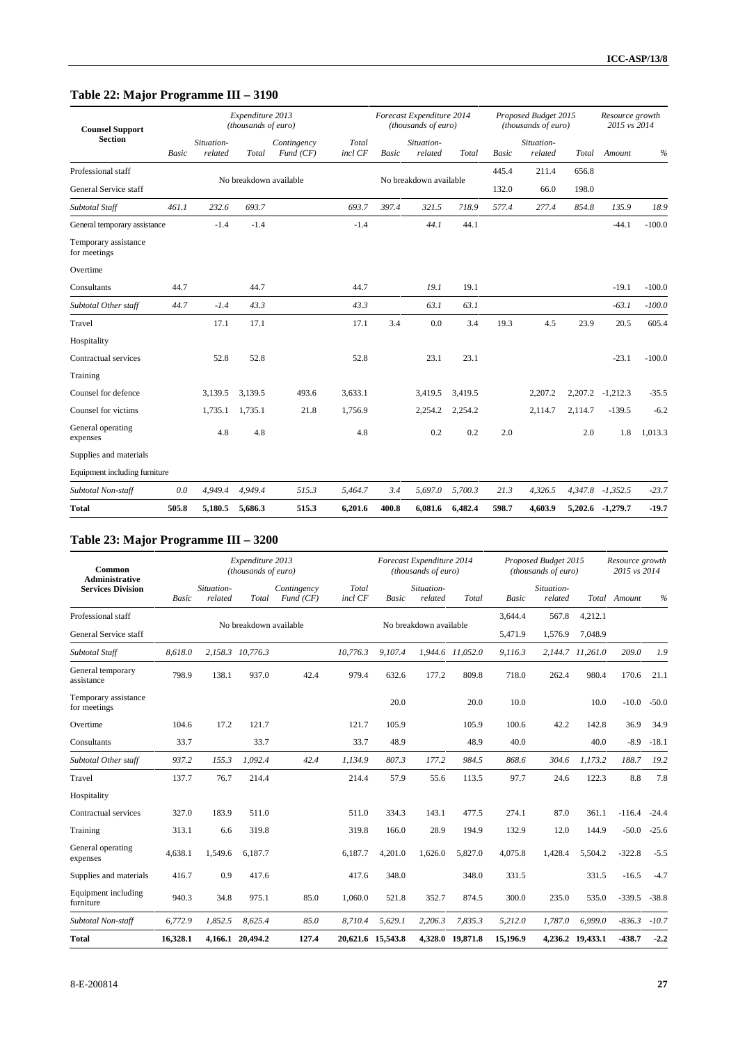## Table 22: Major Programme III – 3190

| Counsel Support Section | Expenditure 2013 (thousands of euro) | | | | | Forecast Expenditure 2014 (thousands of euro) | | | Proposed Budget 2015 (thousands of euro) | | | Resource growth 2015 vs 2014 | |
|---|---|---|---|---|---|---|---|---|---|---|---|---|---|
| | Basic | Situation-related | Total | Contingency Fund (CF) | Total incl CF | Basic | Situation-related | Total | Basic | Situation-related | Total | Amount | % |
| Professional staff | No breakdown available | | | | | No breakdown available | | | 445.4 | 211.4 | 656.8 | | |
| General Service staff | | | | | | | | | 132.0 | 66.0 | 198.0 | | |
| *Subtotal Staff* | *461.1* | *232.6* | *693.7* | | *693.7* | *397.4* | *321.5* | *718.9* | *577.4* | *277.4* | *854.8* | *135.9* | *18.9* |
| General temporary assistance | | -1.4 | -1.4 | | -1.4 | | *44.1* | 44.1 | | | | -44.1 | -100.0 |
| Temporary assistance for meetings | | | | | | | | | | | | | |
| Overtime | | | | | | | | | | | | | |
| Consultants | 44.7 | | 44.7 | | 44.7 | | *19.1* | 19.1 | | | | -19.1 | -100.0 |
| *Subtotal Other staff* | *44.7* | *-1.4* | *43.3* | | *43.3* | | *63.1* | *63.1* | | | | *-63.1* | *-100.0* |
| Travel | | 17.1 | 17.1 | | 17.1 | 3.4 | 0.0 | 3.4 | 19.3 | 4.5 | 23.9 | 20.5 | 605.4 |
| Hospitality | | | | | | | | | | | | | |
| Contractual services | | 52.8 | 52.8 | | 52.8 | | 23.1 | 23.1 | | | | -23.1 | -100.0 |
| Training | | | | | | | | | | | | | |
| Counsel for defence | | 3,139.5 | 3,139.5 | 493.6 | 3,633.1 | | 3,419.5 | 3,419.5 | | 2,207.2 | 2,207.2 | -1,212.3 | -35.5 |
| Counsel for victims | | 1,735.1 | 1,735.1 | 21.8 | 1,756.9 | | 2,254.2 | 2,254.2 | | 2,114.7 | 2,114.7 | -139.5 | -6.2 |
| General operating expenses | | 4.8 | 4.8 | | 4.8 | | 0.2 | 0.2 | 2.0 | | 2.0 | 1.8 | 1,013.3 |
| Supplies and materials | | | | | | | | | | | | | |
| Equipment including furniture | | | | | | | | | | | | | |
| *Subtotal Non-staff* | *0.0* | *4,949.4* | *4,949.4* | *515.3* | *5,464.7* | *3.4* | *5,697.0* | *5,700.3* | *21.3* | *4,326.5* | *4,347.8* | *-1,352.5* | *-23.7* |
| **Total** | **505.8** | **5,180.5** | **5,686.3** | **515.3** | **6,201.6** | **400.8** | **6,081.6** | **6,482.4** | **598.7** | **4,603.9** | **5,202.6** | **-1,279.7** | **-19.7** |

## Table 23: Major Programme III – 3200

| Common Administrative Services Division | Expenditure 2013 (thousands of euro) | | | | | Forecast Expenditure 2014 (thousands of euro) | | | Proposed Budget 2015 (thousands of euro) | | | Resource growth 2015 vs 2014 | |
|---|---|---|---|---|---|---|---|---|---|---|---|---|---|
| | Basic | Situation-related | Total | Contingency Fund (CF) | Total incl CF | Basic | Situation-related | Total | Basic | Situation-related | Total | Amount | % |
| Professional staff | No breakdown available | | | | | No breakdown available | | | 3,644.4 | 567.8 | 4,212.1 | | |
| General Service staff | | | | | | | | | 5,471.9 | 1,576.9 | 7,048.9 | | |
| *Subtotal Staff* | *8,618.0* | *2,158.3* | *10,776.3* | | *10,776.3* | *9,107.4* | *1,944.6* | *11,052.0* | *9,116.3* | *2,144.7* | *11,261.0* | *209.0* | *1.9* |
| General temporary assistance | 798.9 | 138.1 | 937.0 | 42.4 | 979.4 | 632.6 | 177.2 | 809.8 | 718.0 | 262.4 | 980.4 | 170.6 | 21.1 |
| Temporary assistance for meetings | | | | | | 20.0 | | 20.0 | 10.0 | | 10.0 | -10.0 | -50.0 |
| Overtime | 104.6 | 17.2 | 121.7 | | 121.7 | 105.9 | | 105.9 | 100.6 | 42.2 | 142.8 | 36.9 | 34.9 |
| Consultants | 33.7 | | 33.7 | | 33.7 | 48.9 | | 48.9 | 40.0 | | 40.0 | -8.9 | -18.1 |
| *Subtotal Other staff* | *937.2* | *155.3* | *1,092.4* | *42.4* | *1,134.9* | *807.3* | *177.2* | *984.5* | *868.6* | *304.6* | *1,173.2* | *188.7* | *19.2* |
| Travel | 137.7 | 76.7 | 214.4 | | 214.4 | 57.9 | 55.6 | 113.5 | 97.7 | 24.6 | 122.3 | 8.8 | 7.8 |
| Hospitality | | | | | | | | | | | | | |
| Contractual services | 327.0 | 183.9 | 511.0 | | 511.0 | 334.3 | 143.1 | 477.5 | 274.1 | 87.0 | 361.1 | -116.4 | -24.4 |
| Training | 313.1 | 6.6 | 319.8 | | 319.8 | 166.0 | 28.9 | 194.9 | 132.9 | 12.0 | 144.9 | -50.0 | -25.6 |
| General operating expenses | 4,638.1 | 1,549.6 | 6,187.7 | | 6,187.7 | 4,201.0 | 1,626.0 | 5,827.0 | 4,075.8 | 1,428.4 | 5,504.2 | -322.8 | -5.5 |
| Supplies and materials | 416.7 | 0.9 | 417.6 | | 417.6 | 348.0 | | 348.0 | 331.5 | | 331.5 | -16.5 | -4.7 |
| Equipment including furniture | 940.3 | 34.8 | 975.1 | 85.0 | 1,060.0 | 521.8 | 352.7 | 874.5 | 300.0 | 235.0 | 535.0 | -339.5 | -38.8 |
| *Subtotal Non-staff* | *6,772.9* | *1,852.5* | *8,625.4* | *85.0* | *8,710.4* | *5,629.1* | *2,206.3* | *7,835.3* | *5,212.0* | *1,787.0* | *6,999.0* | *-836.3* | *-10.7* |
| **Total** | **16,328.1** | **4,166.1** | **20,494.2** | **127.4** | **20,621.6** | **15,543.8** | **4,328.0** | **19,871.8** | **15,196.9** | **4,236.2** | **19,433.1** | **-438.7** | **-2.2** |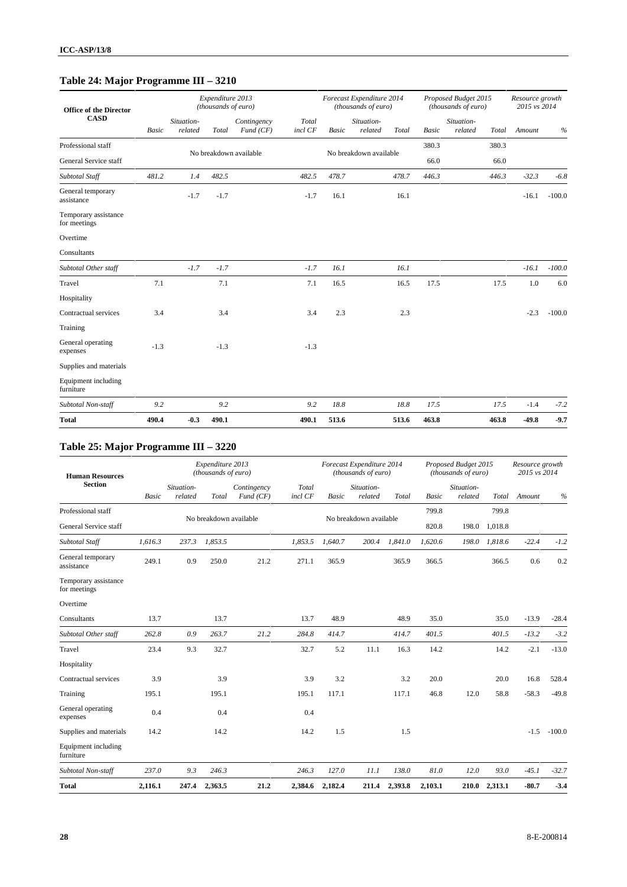## Table 24: Major Programme III – 3210

| Office of the Director CASD | Expenditure 2013 (thousands of euro) | | | | | Forecast Expenditure 2014 (thousands of euro) | | | Proposed Budget 2015 (thousands of euro) | | | Resource growth 2015 vs 2014 | |
|---|---|---|---|---|---|---|---|---|---|---|---|---|---|
| | Basic | Situation-related | Total | Contingency Fund (CF) | Total incl CF | Basic | Situation-related | Total | Basic | Situation-related | Total | Amount | % |
| Professional staff | No breakdown available | | | | | No breakdown available | | | 380.3 | | 380.3 | | |
| General Service staff | | | | | | | | | 66.0 | | 66.0 | | |
| *Subtotal Staff* | *481.2* | *1.4* | *482.5* | | *482.5* | *478.7* | | *478.7* | *446.3* | | *446.3* | *-32.3* | *-6.8* |
| General temporary assistance | | -1.7 | -1.7 | | -1.7 | 16.1 | | 16.1 | | | | -16.1 | -100.0 |
| Temporary assistance for meetings | | | | | | | | | | | | | |
| Overtime | | | | | | | | | | | | | |
| Consultants | | | | | | | | | | | | | |
| *Subtotal Other staff* | | *-1.7* | *-1.7* | | *-1.7* | *16.1* | | *16.1* | | | | *-16.1* | *-100.0* |
| Travel | 7.1 | | 7.1 | | 7.1 | 16.5 | | 16.5 | 17.5 | | 17.5 | 1.0 | 6.0 |
| Hospitality | | | | | | | | | | | | | |
| Contractual services | 3.4 | | 3.4 | | 3.4 | 2.3 | | 2.3 | | | | -2.3 | -100.0 |
| Training | | | | | | | | | | | | | |
| General operating expenses | -1.3 | | -1.3 | | -1.3 | | | | | | | | |
| Supplies and materials | | | | | | | | | | | | | |
| Equipment including furniture | | | | | | | | | | | | | |
| *Subtotal Non-staff* | *9.2* | | *9.2* | | *9.2* | *18.8* | | *18.8* | *17.5* | | *17.5* | *-1.4* | *-7.2* |
| **Total** | **490.4** | **-0.3** | **490.1** | | **490.1** | **513.6** | | **513.6** | **463.8** | | **463.8** | **-49.8** | **-9.7** |

## Table 25: Major Programme III – 3220

| Human Resources Section | Expenditure 2013 (thousands of euro) | | | | | Forecast Expenditure 2014 (thousands of euro) | | | Proposed Budget 2015 (thousands of euro) | | | Resource growth 2015 vs 2014 | |
|---|---|---|---|---|---|---|---|---|---|---|---|---|---|
| | Basic | Situation-related | Total | Contingency Fund (CF) | Total incl CF | Basic | Situation-related | Total | Basic | Situation-related | Total | Amount | % |
| Professional staff | No breakdown available | | | | | No breakdown available | | | 799.8 | | 799.8 | | |
| General Service staff | | | | | | | | | 820.8 | 198.0 | 1,018.8 | | |
| *Subtotal Staff* | *1,616.3* | *237.3* | *1,853.5* | | *1,853.5* | *1,640.7* | *200.4* | *1,841.0* | *1,620.6* | *198.0* | *1,818.6* | *-22.4* | *-1.2* |
| General temporary assistance | 249.1 | 0.9 | 250.0 | 21.2 | 271.1 | 365.9 | | 365.9 | 366.5 | | 366.5 | 0.6 | 0.2 |
| Temporary assistance for meetings | | | | | | | | | | | | | |
| Overtime | | | | | | | | | | | | | |
| Consultants | 13.7 | | 13.7 | | 13.7 | 48.9 | | 48.9 | 35.0 | | 35.0 | -13.9 | -28.4 |
| *Subtotal Other staff* | *262.8* | *0.9* | *263.7* | *21.2* | *284.8* | *414.7* | | *414.7* | *401.5* | | *401.5* | *-13.2* | *-3.2* |
| Travel | 23.4 | 9.3 | 32.7 | | 32.7 | 5.2 | 11.1 | 16.3 | 14.2 | | 14.2 | -2.1 | -13.0 |
| Hospitality | | | | | | | | | | | | | |
| Contractual services | 3.9 | | 3.9 | | 3.9 | 3.2 | | 3.2 | 20.0 | | 20.0 | 16.8 | 528.4 |
| Training | 195.1 | | 195.1 | | 195.1 | 117.1 | | 117.1 | 46.8 | 12.0 | 58.8 | -58.3 | -49.8 |
| General operating expenses | 0.4 | | 0.4 | | 0.4 | | | | | | | | |
| Supplies and materials | 14.2 | | 14.2 | | 14.2 | 1.5 | | 1.5 | | | | -1.5 | -100.0 |
| Equipment including furniture | | | | | | | | | | | | | |
| *Subtotal Non-staff* | *237.0* | *9.3* | *246.3* | | *246.3* | *127.0* | *11.1* | *138.0* | *81.0* | *12.0* | *93.0* | *-45.1* | *-32.7* |
| **Total** | **2,116.1** | **247.4** | **2,363.5** | **21.2** | **2,384.6** | **2,182.4** | **211.4** | **2,393.8** | **2,103.1** | **210.0** | **2,313.1** | **-80.7** | **-3.4** |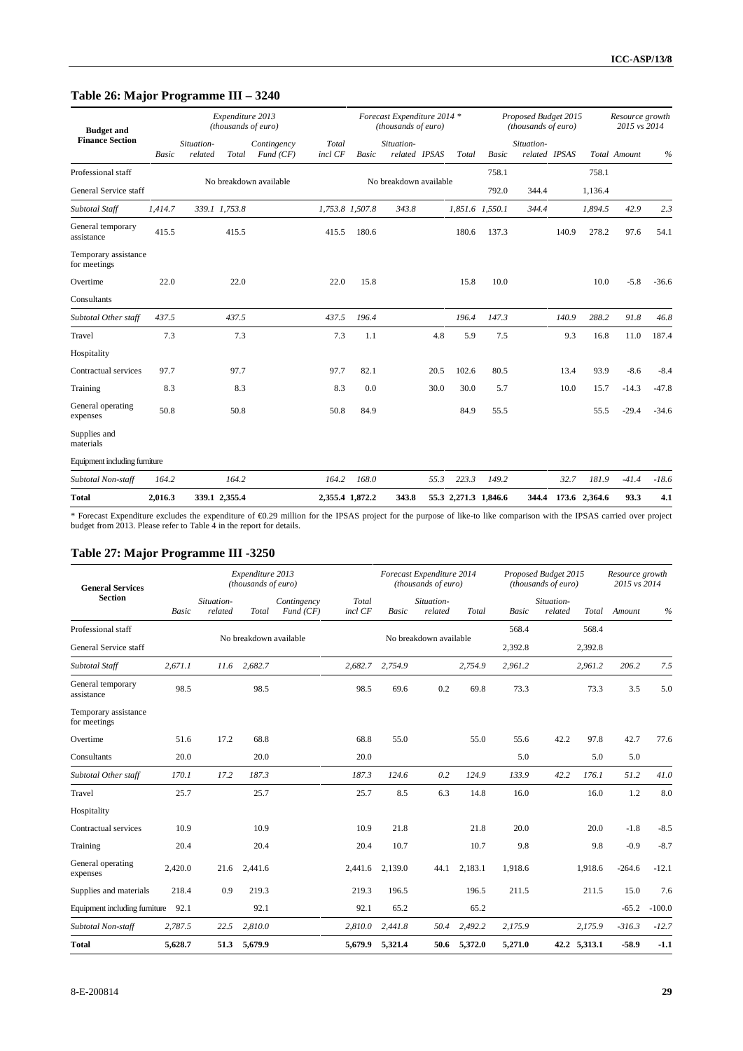## Table 26: Major Programme III – 3240

| Budget and Finance Section | Expenditure 2013 (thousands of euro) | | | | | Forecast Expenditure 2014 * (thousands of euro) | | | | Proposed Budget 2015 (thousands of euro) | | | | Resource growth 2015 vs 2014 | |
|---|---|---|---|---|---|---|---|---|---|---|---|---|---|---|---|
| | *Basic* | *Situation-related* | *Total* | *Contingency Fund (CF)* | *Total incl CF* | *Basic* | *Situation-related* | *IPSAS* | *Total* | *Basic* | *Situation-related* | *IPSAS* | *Total* | *Amount* | *%* |
| Professional staff | No breakdown available | | | | | No breakdown available | | | | 758.1 | | | 758.1 | | |
| General Service staff | | | | | | | | | | 792.0 | 344.4 | | 1,136.4 | | |
| *Subtotal Staff* | *1,414.7* | *339.1* | *1,753.8* | | *1,753.8* | *1,507.8* | *343.8* | | *1,851.6* | *1,550.1* | *344.4* | | *1,894.5* | *42.9* | *2.3* |
| General temporary assistance | 415.5 | | 415.5 | | 415.5 | 180.6 | | | 180.6 | 137.3 | | 140.9 | 278.2 | 97.6 | 54.1 |
| Temporary assistance for meetings | | | | | | | | | | | | | | | |
| Overtime | 22.0 | | 22.0 | | 22.0 | 15.8 | | | 15.8 | 10.0 | | | 10.0 | -5.8 | -36.6 |
| Consultants | | | | | | | | | | | | | | | |
| *Subtotal Other staff* | *437.5* | | *437.5* | | *437.5* | *196.4* | | | *196.4* | *147.3* | | *140.9* | *288.2* | *91.8* | *46.8* |
| Travel | 7.3 | | 7.3 | | 7.3 | 1.1 | | 4.8 | 5.9 | 7.5 | | 9.3 | 16.8 | 11.0 | 187.4 |
| Hospitality | | | | | | | | | | | | | | | |
| Contractual services | 97.7 | | 97.7 | | 97.7 | 82.1 | | 20.5 | 102.6 | 80.5 | | 13.4 | 93.9 | -8.6 | -8.4 |
| Training | 8.3 | | 8.3 | | 8.3 | 0.0 | | 30.0 | 30.0 | 5.7 | | 10.0 | 15.7 | -14.3 | -47.8 |
| General operating expenses | 50.8 | | 50.8 | | 50.8 | 84.9 | | | 84.9 | 55.5 | | | 55.5 | -29.4 | -34.6 |
| Supplies and materials | | | | | | | | | | | | | | | |
| Equipment including furniture | | | | | | | | | | | | | | | |
| *Subtotal Non-staff* | *164.2* | | *164.2* | | *164.2* | *168.0* | | *55.3* | *223.3* | *149.2* | | *32.7* | *181.9* | *-41.4* | *-18.6* |
| **Total** | **2,016.3** | **339.1** | **2,355.4** | | **2,355.4** | **1,872.2** | **343.8** | **55.3** | **2,271.3** | **1,846.6** | **344.4** | **173.6** | **2,364.6** | **93.3** | **4.1** |

\* Forecast Expenditure excludes the expenditure of €0.29 million for the IPSAS project for the purpose of like-to like comparison with the IPSAS carried over project budget from 2013. Please refer to Table 4 in the report for details.

## Table 27: Major Programme III -3250

| General Services Section | Expenditure 2013 (thousands of euro) | | | | | Forecast Expenditure 2014 (thousands of euro) | | | Proposed Budget 2015 (thousands of euro) | | | Resource growth 2015 vs 2014 | |
|---|---|---|---|---|---|---|---|---|---|---|---|---|---|
| | *Basic* | *Situation-related* | *Total* | *Contingency Fund (CF)* | *Total incl CF* | *Basic* | *Situation-related* | *Total* | *Basic* | *Situation-related* | *Total* | *Amount* | *%* |
| Professional staff | No breakdown available | | | | | No breakdown available | | | 568.4 | | 568.4 | | |
| General Service staff | | | | | | | | | 2,392.8 | | 2,392.8 | | |
| *Subtotal Staff* | *2,671.1* | *11.6* | *2,682.7* | | *2,682.7* | *2,754.9* | | *2,754.9* | *2,961.2* | | *2,961.2* | *206.2* | *7.5* |
| General temporary assistance | 98.5 | | 98.5 | | 98.5 | 69.6 | 0.2 | 69.8 | 73.3 | | 73.3 | 3.5 | 5.0 |
| Temporary assistance for meetings | | | | | | | | | | | | | |
| Overtime | 51.6 | 17.2 | 68.8 | | 68.8 | 55.0 | | 55.0 | 55.6 | 42.2 | 97.8 | 42.7 | 77.6 |
| Consultants | 20.0 | | 20.0 | | 20.0 | | | | 5.0 | | 5.0 | 5.0 | |
| *Subtotal Other staff* | *170.1* | *17.2* | *187.3* | | *187.3* | *124.6* | *0.2* | *124.9* | *133.9* | *42.2* | *176.1* | *51.2* | *41.0* |
| Travel | 25.7 | | 25.7 | | 25.7 | 8.5 | 6.3 | 14.8 | 16.0 | | 16.0 | 1.2 | 8.0 |
| Hospitality | | | | | | | | | | | | | |
| Contractual services | 10.9 | | 10.9 | | 10.9 | 21.8 | | 21.8 | 20.0 | | 20.0 | -1.8 | -8.5 |
| Training | 20.4 | | 20.4 | | 20.4 | 10.7 | | 10.7 | 9.8 | | 9.8 | -0.9 | -8.7 |
| General operating expenses | 2,420.0 | 21.6 | 2,441.6 | | 2,441.6 | 2,139.0 | 44.1 | 2,183.1 | 1,918.6 | | 1,918.6 | -264.6 | -12.1 |
| Supplies and materials | 218.4 | 0.9 | 219.3 | | 219.3 | 196.5 | | 196.5 | 211.5 | | 211.5 | 15.0 | 7.6 |
| Equipment including furniture | 92.1 | | 92.1 | | 92.1 | 65.2 | | 65.2 | | | | -65.2 | -100.0 |
| *Subtotal Non-staff* | *2,787.5* | *22.5* | *2,810.0* | | *2,810.0* | *2,441.8* | *50.4* | *2,492.2* | *2,175.9* | | *2,175.9* | *-316.3* | *-12.7* |
| **Total** | **5,628.7** | **51.3** | **5,679.9** | | **5,679.9** | **5,321.4** | **50.6** | **5,372.0** | **5,271.0** | **42.2** | **5,313.1** | **-58.9** | **-1.1** |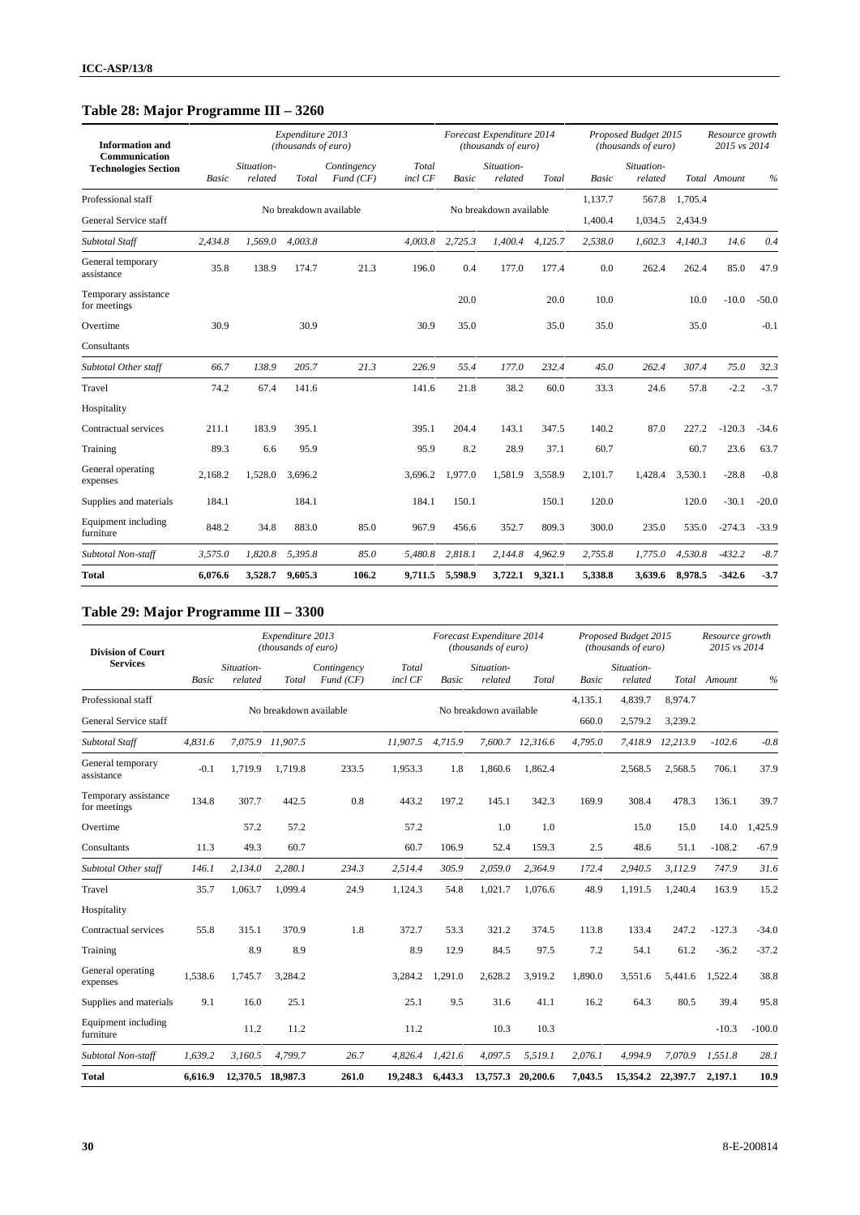## Table 28: Major Programme III – 3260

| Information and Communication Technologies Section | Expenditure 2013 (thousands of euro) | | | | | Forecast Expenditure 2014 (thousands of euro) | | | Proposed Budget 2015 (thousands of euro) | | | Resource growth 2015 vs 2014 | |
|---|---|---|---|---|---|---|---|---|---|---|---|---|---|
| | Basic | Situation-related | Total | Contingency Fund (CF) | Total incl CF | Basic | Situation-related | Total | Basic | Situation-related | Total | Amount | % |
| Professional staff | No breakdown available | | | | | No breakdown available | | | 1,137.7 | 567.8 | 1,705.4 | | |
| General Service staff | | | | | | | | | 1,400.4 | 1,034.5 | 2,434.9 | | |
| *Subtotal Staff* | *2,434.8* | *1,569.0* | *4,003.8* | | *4,003.8* | *2,725.3* | *1,400.4* | *4,125.7* | *2,538.0* | *1,602.3* | *4,140.3* | *14.6* | *0.4* |
| General temporary assistance | 35.8 | 138.9 | 174.7 | 21.3 | 196.0 | 0.4 | 177.0 | 177.4 | 0.0 | 262.4 | 262.4 | 85.0 | 47.9 |
| Temporary assistance for meetings | | | | | | 20.0 | | 20.0 | 10.0 | | 10.0 | -10.0 | -50.0 |
| Overtime | 30.9 | | 30.9 | | 30.9 | 35.0 | | 35.0 | 35.0 | | 35.0 | | -0.1 |
| Consultants | | | | | | | | | | | | | |
| *Subtotal Other staff* | *66.7* | *138.9* | *205.7* | *21.3* | *226.9* | *55.4* | *177.0* | *232.4* | *45.0* | *262.4* | *307.4* | *75.0* | *32.3* |
| Travel | 74.2 | 67.4 | 141.6 | | 141.6 | 21.8 | 38.2 | 60.0 | 33.3 | 24.6 | 57.8 | -2.2 | -3.7 |
| Hospitality | | | | | | | | | | | | | |
| Contractual services | 211.1 | 183.9 | 395.1 | | 395.1 | 204.4 | 143.1 | 347.5 | 140.2 | 87.0 | 227.2 | -120.3 | -34.6 |
| Training | 89.3 | 6.6 | 95.9 | | 95.9 | 8.2 | 28.9 | 37.1 | 60.7 | | 60.7 | 23.6 | 63.7 |
| General operating expenses | 2,168.2 | 1,528.0 | 3,696.2 | | 3,696.2 | 1,977.0 | 1,581.9 | 3,558.9 | 2,101.7 | 1,428.4 | 3,530.1 | -28.8 | -0.8 |
| Supplies and materials | 184.1 | | 184.1 | | 184.1 | 150.1 | | 150.1 | 120.0 | | 120.0 | -30.1 | -20.0 |
| Equipment including furniture | 848.2 | 34.8 | 883.0 | 85.0 | 967.9 | 456.6 | 352.7 | 809.3 | 300.0 | 235.0 | 535.0 | -274.3 | -33.9 |
| *Subtotal Non-staff* | *3,575.0* | *1,820.8* | *5,395.8* | *85.0* | *5,480.8* | *2,818.1* | *2,144.8* | *4,962.9* | *2,755.8* | *1,775.0* | *4,530.8* | *-432.2* | *-8.7* |
| **Total** | **6,076.6** | **3,528.7** | **9,605.3** | **106.2** | **9,711.5** | **5,598.9** | **3,722.1** | **9,321.1** | **5,338.8** | **3,639.6** | **8,978.5** | **-342.6** | **-3.7** |

## Table 29: Major Programme III – 3300

| Division of Court Services | Expenditure 2013 (thousands of euro) | | | | | Forecast Expenditure 2014 (thousands of euro) | | | Proposed Budget 2015 (thousands of euro) | | | Resource growth 2015 vs 2014 | |
|---|---|---|---|---|---|---|---|---|---|---|---|---|---|
| | Basic | Situation-related | Total | Contingency Fund (CF) | Total incl CF | Basic | Situation-related | Total | Basic | Situation-related | Total | Amount | % |
| Professional staff | No breakdown available | | | | | No breakdown available | | | 4,135.1 | 4,839.7 | 8,974.7 | | |
| General Service staff | | | | | | | | | 660.0 | 2,579.2 | 3,239.2 | | |
| *Subtotal Staff* | *4,831.6* | *7,075.9* | *11,907.5* | | *11,907.5* | *4,715.9* | *7,600.7* | *12,316.6* | *4,795.0* | *7,418.9* | *12,213.9* | *-102.6* | *-0.8* |
| General temporary assistance | -0.1 | 1,719.9 | 1,719.8 | 233.5 | 1,953.3 | 1.8 | 1,860.6 | 1,862.4 | | 2,568.5 | 2,568.5 | 706.1 | 37.9 |
| Temporary assistance for meetings | 134.8 | 307.7 | 442.5 | 0.8 | 443.2 | 197.2 | 145.1 | 342.3 | 169.9 | 308.4 | 478.3 | 136.1 | 39.7 |
| Overtime | | 57.2 | 57.2 | | 57.2 | | 1.0 | 1.0 | | 15.0 | 15.0 | 14.0 | 1,425.9 |
| Consultants | 11.3 | 49.3 | 60.7 | | 60.7 | 106.9 | 52.4 | 159.3 | 2.5 | 48.6 | 51.1 | -108.2 | -67.9 |
| *Subtotal Other staff* | *146.1* | *2,134.0* | *2,280.1* | *234.3* | *2,514.4* | *305.9* | *2,059.0* | *2,364.9* | *172.4* | *2,940.5* | *3,112.9* | *747.9* | *31.6* |
| Travel | 35.7 | 1,063.7 | 1,099.4 | 24.9 | 1,124.3 | 54.8 | 1,021.7 | 1,076.6 | 48.9 | 1,191.5 | 1,240.4 | 163.9 | 15.2 |
| Hospitality | | | | | | | | | | | | | |
| Contractual services | 55.8 | 315.1 | 370.9 | 1.8 | 372.7 | 53.3 | 321.2 | 374.5 | 113.8 | 133.4 | 247.2 | -127.3 | -34.0 |
| Training | | 8.9 | 8.9 | | 8.9 | 12.9 | 84.5 | 97.5 | 7.2 | 54.1 | 61.2 | -36.2 | -37.2 |
| General operating expenses | 1,538.6 | 1,745.7 | 3,284.2 | | 3,284.2 | 1,291.0 | 2,628.2 | 3,919.2 | 1,890.0 | 3,551.6 | 5,441.6 | 1,522.4 | 38.8 |
| Supplies and materials | 9.1 | 16.0 | 25.1 | | 25.1 | 9.5 | 31.6 | 41.1 | 16.2 | 64.3 | 80.5 | 39.4 | 95.8 |
| Equipment including furniture | | 11.2 | 11.2 | | 11.2 | | 10.3 | 10.3 | | | | -10.3 | -100.0 |
| *Subtotal Non-staff* | *1,639.2* | *3,160.5* | *4,799.7* | *26.7* | *4,826.4* | *1,421.6* | *4,097.5* | *5,519.1* | *2,076.1* | *4,994.9* | *7,070.9* | *1,551.8* | *28.1* |
| **Total** | **6,616.9** | **12,370.5** | **18,987.3** | **261.0** | **19,248.3** | **6,443.3** | **13,757.3** | **20,200.6** | **7,043.5** | **15,354.2** | **22,397.7** | **2,197.1** | **10.9** |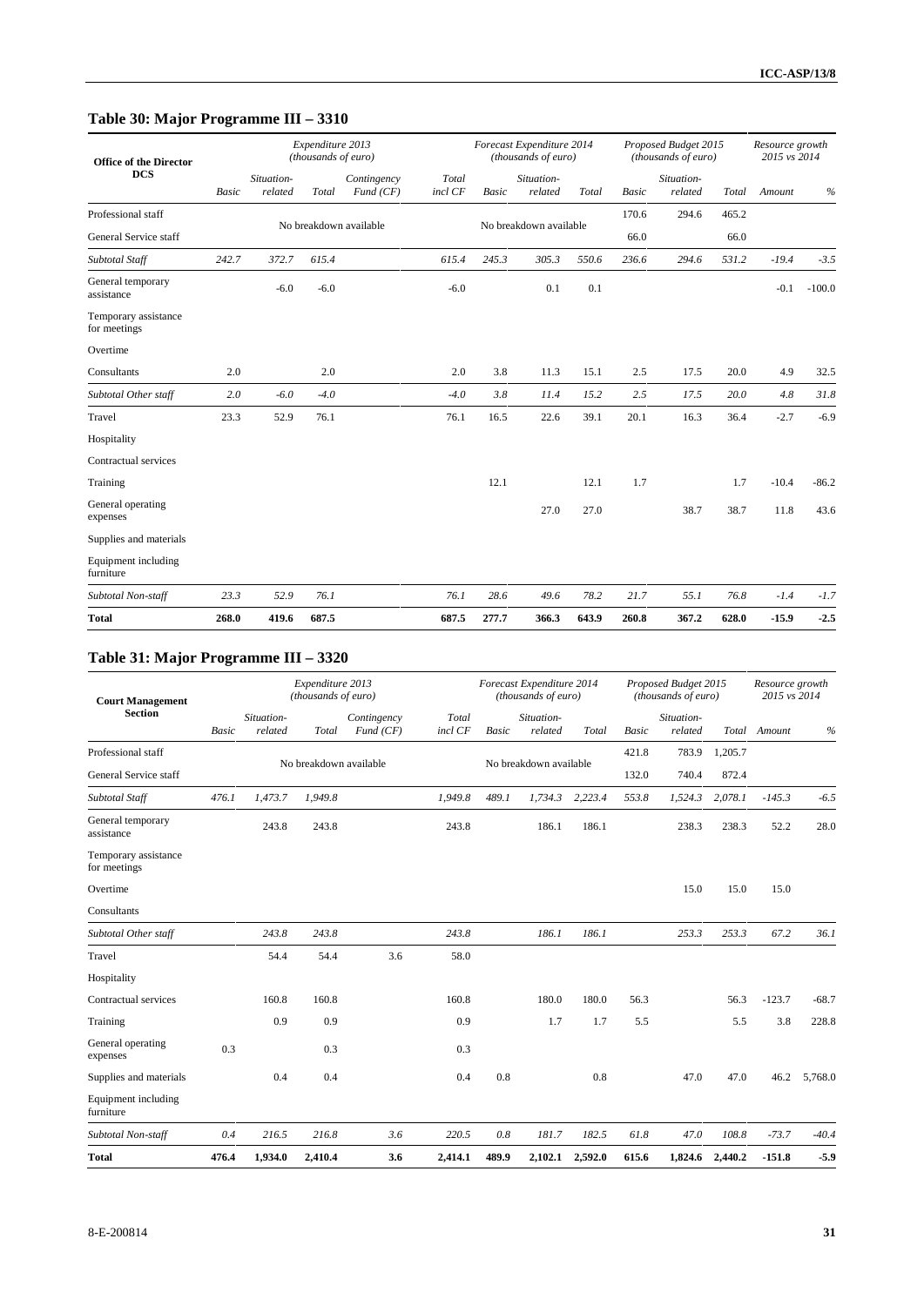## Table 30: Major Programme III – 3310

| Office of the Director DCS | Expenditure 2013 (thousands of euro) | | | | | Forecast Expenditure 2014 (thousands of euro) | | | Proposed Budget 2015 (thousands of euro) | | | Resource growth 2015 vs 2014 | |
|---|---|---|---|---|---|---|---|---|---|---|---|---|---|
| | Basic | Situation-related | Total | Contingency Fund (CF) | Total incl CF | Basic | Situation-related | Total | Basic | Situation-related | Total | Amount | % |
| Professional staff | No breakdown available | | | | | No breakdown available | | | 170.6 | 294.6 | 465.2 | | |
| General Service staff | | | | | | | | | 66.0 | | 66.0 | | |
| *Subtotal Staff* | *242.7* | *372.7* | *615.4* | | *615.4* | *245.3* | *305.3* | *550.6* | *236.6* | *294.6* | *531.2* | *-19.4* | *-3.5* |
| General temporary assistance | | -6.0 | -6.0 | | -6.0 | | 0.1 | 0.1 | | | | -0.1 | -100.0 |
| Temporary assistance for meetings | | | | | | | | | | | | | |
| Overtime | | | | | | | | | | | | | |
| Consultants | 2.0 | | 2.0 | | 2.0 | 3.8 | 11.3 | 15.1 | 2.5 | 17.5 | 20.0 | 4.9 | 32.5 |
| *Subtotal Other staff* | *2.0* | *-6.0* | *-4.0* | | *-4.0* | *3.8* | *11.4* | *15.2* | *2.5* | *17.5* | *20.0* | *4.8* | *31.8* |
| Travel | 23.3 | 52.9 | 76.1 | | 76.1 | 16.5 | 22.6 | 39.1 | 20.1 | 16.3 | 36.4 | -2.7 | -6.9 |
| Hospitality | | | | | | | | | | | | | |
| Contractual services | | | | | | | | | | | | | |
| Training | | | | | | 12.1 | | 12.1 | 1.7 | | 1.7 | -10.4 | -86.2 |
| General operating expenses | | | | | | | 27.0 | 27.0 | | 38.7 | 38.7 | 11.8 | 43.6 |
| Supplies and materials | | | | | | | | | | | | | |
| Equipment including furniture | | | | | | | | | | | | | |
| *Subtotal Non-staff* | *23.3* | *52.9* | *76.1* | | *76.1* | *28.6* | *49.6* | *78.2* | *21.7* | *55.1* | *76.8* | *-1.4* | *-1.7* |
| **Total** | **268.0** | **419.6** | **687.5** | | **687.5** | **277.7** | **366.3** | **643.9** | **260.8** | **367.2** | **628.0** | **-15.9** | **-2.5** |

## Table 31: Major Programme III – 3320

| Court Management Section | Expenditure 2013 (thousands of euro) | | | | | Forecast Expenditure 2014 (thousands of euro) | | | Proposed Budget 2015 (thousands of euro) | | | Resource growth 2015 vs 2014 | |
|---|---|---|---|---|---|---|---|---|---|---|---|---|---|
| | Basic | Situation-related | Total | Contingency Fund (CF) | Total incl CF | Basic | Situation-related | Total | Basic | Situation-related | Total | Amount | % |
| Professional staff | No breakdown available | | | | | No breakdown available | | | 421.8 | 783.9 | 1,205.7 | | |
| General Service staff | | | | | | | | | 132.0 | 740.4 | 872.4 | | |
| *Subtotal Staff* | *476.1* | *1,473.7* | *1,949.8* | | *1,949.8* | *489.1* | *1,734.3* | *2,223.4* | *553.8* | *1,524.3* | *2,078.1* | *-145.3* | *-6.5* |
| General temporary assistance | | 243.8 | 243.8 | | 243.8 | | 186.1 | 186.1 | | 238.3 | 238.3 | 52.2 | 28.0 |
| Temporary assistance for meetings | | | | | | | | | | | | | |
| Overtime | | | | | | | | | | 15.0 | 15.0 | 15.0 | |
| Consultants | | | | | | | | | | | | | |
| *Subtotal Other staff* | | *243.8* | *243.8* | | *243.8* | | *186.1* | *186.1* | | *253.3* | *253.3* | *67.2* | *36.1* |
| Travel | | 54.4 | 54.4 | 3.6 | 58.0 | | | | | | | | |
| Hospitality | | | | | | | | | | | | | |
| Contractual services | | 160.8 | 160.8 | | 160.8 | | 180.0 | 180.0 | 56.3 | | 56.3 | -123.7 | -68.7 |
| Training | | 0.9 | 0.9 | | 0.9 | | 1.7 | 1.7 | 5.5 | | 5.5 | 3.8 | 228.8 |
| General operating expenses | 0.3 | | 0.3 | | 0.3 | | | | | | | | |
| Supplies and materials | | 0.4 | 0.4 | | 0.4 | 0.8 | | 0.8 | | 47.0 | 47.0 | 46.2 | 5,768.0 |
| Equipment including furniture | | | | | | | | | | | | | |
| *Subtotal Non-staff* | *0.4* | *216.5* | *216.8* | *3.6* | *220.5* | *0.8* | *181.7* | *182.5* | *61.8* | *47.0* | *108.8* | *-73.7* | *-40.4* |
| **Total** | **476.4** | **1,934.0** | **2,410.4** | **3.6** | **2,414.1** | **489.9** | **2,102.1** | **2,592.0** | **615.6** | **1,824.6** | **2,440.2** | **-151.8** | **-5.9** |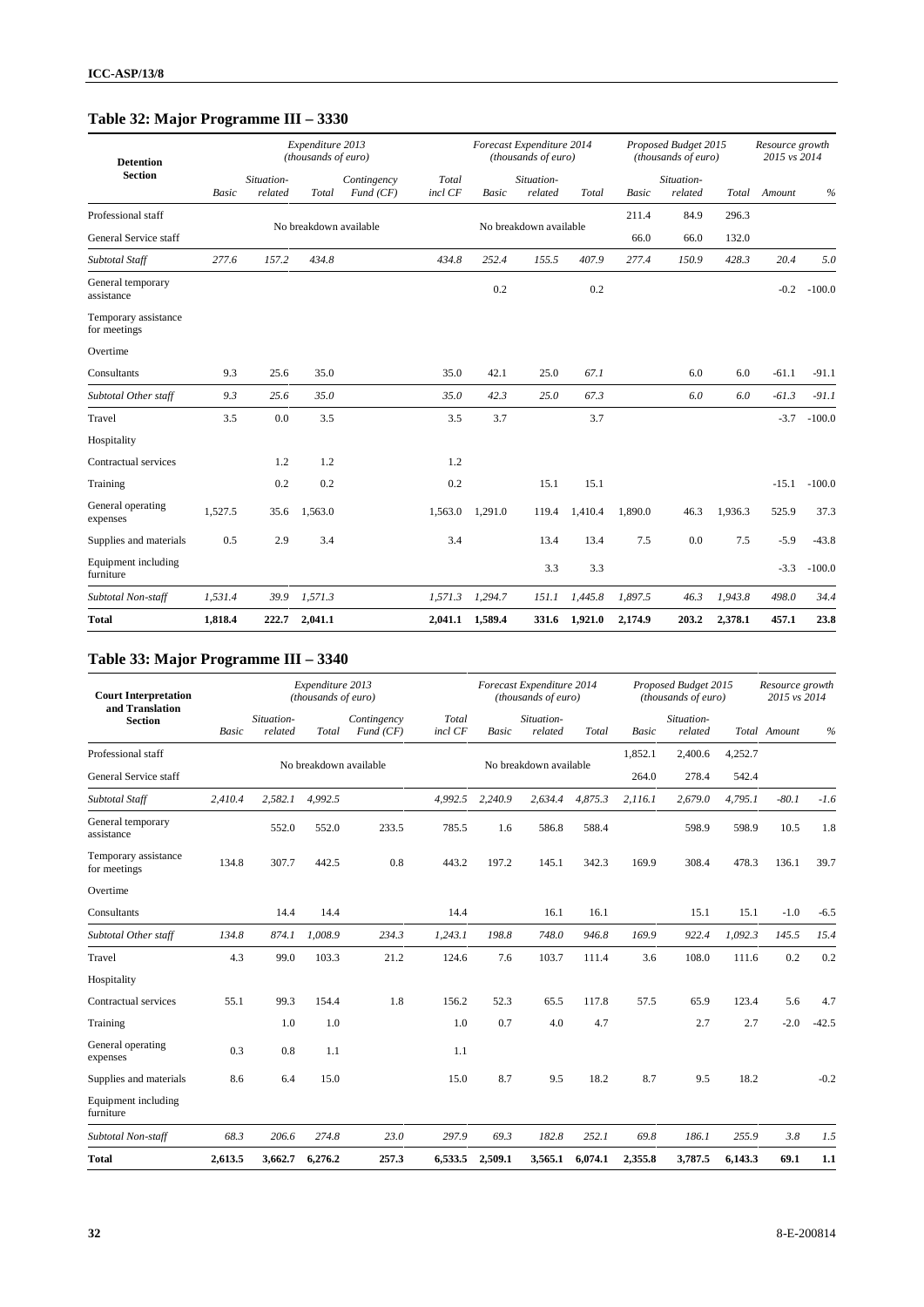## Table 32: Major Programme III – 3330

| Detention Section | Expenditure 2013 (thousands of euro) | | | | | Forecast Expenditure 2014 (thousands of euro) | | | Proposed Budget 2015 (thousands of euro) | | | Resource growth 2015 vs 2014 | |
|---|---|---|---|---|---|---|---|---|---|---|---|---|---|
| | *Basic* | *Situation-related* | *Total* | *Contingency Fund (CF)* | *Total incl CF* | *Basic* | *Situation-related* | *Total* | *Basic* | *Situation-related* | *Total* | *Amount* | *%* |
| Professional staff | No breakdown available | | | | | No breakdown available | | | 211.4 | 84.9 | 296.3 | | |
| General Service staff | | | | | | | | | 66.0 | 66.0 | 132.0 | | |
| *Subtotal Staff* | *277.6* | *157.2* | *434.8* | | *434.8* | *252.4* | *155.5* | *407.9* | *277.4* | *150.9* | *428.3* | *20.4* | *5.0* |
| General temporary assistance | | | | | | 0.2 | | 0.2 | | | | -0.2 | -100.0 |
| Temporary assistance for meetings | | | | | | | | | | | | | |
| Overtime | | | | | | | | | | | | | |
| Consultants | 9.3 | 25.6 | 35.0 | | 35.0 | 42.1 | 25.0 | *67.1* | | 6.0 | 6.0 | -61.1 | -91.1 |
| *Subtotal Other staff* | *9.3* | *25.6* | *35.0* | | *35.0* | *42.3* | *25.0* | *67.3* | | *6.0* | *6.0* | *-61.3* | *-91.1* |
| Travel | 3.5 | 0.0 | 3.5 | | 3.5 | 3.7 | | 3.7 | | | | -3.7 | -100.0 |
| Hospitality | | | | | | | | | | | | | |
| Contractual services | | 1.2 | 1.2 | | 1.2 | | | | | | | | |
| Training | | 0.2 | 0.2 | | 0.2 | | 15.1 | 15.1 | | | | -15.1 | -100.0 |
| General operating expenses | 1,527.5 | 35.6 | 1,563.0 | | 1,563.0 | 1,291.0 | 119.4 | 1,410.4 | 1,890.0 | 46.3 | 1,936.3 | 525.9 | 37.3 |
| Supplies and materials | 0.5 | 2.9 | 3.4 | | 3.4 | | 13.4 | 13.4 | 7.5 | 0.0 | 7.5 | -5.9 | -43.8 |
| Equipment including furniture | | | | | | | 3.3 | 3.3 | | | | -3.3 | -100.0 |
| *Subtotal Non-staff* | *1,531.4* | *39.9* | *1,571.3* | | *1,571.3* | *1,294.7* | *151.1* | *1,445.8* | *1,897.5* | *46.3* | *1,943.8* | *498.0* | *34.4* |
| **Total** | **1,818.4** | **222.7** | **2,041.1** | | **2,041.1** | **1,589.4** | **331.6** | **1,921.0** | **2,174.9** | **203.2** | **2,378.1** | **457.1** | **23.8** |

## Table 33: Major Programme III – 3340

| Court Interpretation and Translation Section | Expenditure 2013 (thousands of euro) | | | | | Forecast Expenditure 2014 (thousands of euro) | | | Proposed Budget 2015 (thousands of euro) | | | Resource growth 2015 vs 2014 | |
|---|---|---|---|---|---|---|---|---|---|---|---|---|---|
| | *Basic* | *Situation-related* | *Total* | *Contingency Fund (CF)* | *Total incl CF* | *Basic* | *Situation-related* | *Total* | *Basic* | *Situation-related* | *Total* | *Amount* | *%* |
| Professional staff | No breakdown available | | | | | No breakdown available | | | 1,852.1 | 2,400.6 | 4,252.7 | | |
| General Service staff | | | | | | | | | 264.0 | 278.4 | 542.4 | | |
| *Subtotal Staff* | *2,410.4* | *2,582.1* | *4,992.5* | | *4,992.5* | *2,240.9* | *2,634.4* | *4,875.3* | *2,116.1* | *2,679.0* | *4,795.1* | *-80.1* | *-1.6* |
| General temporary assistance | | 552.0 | 552.0 | 233.5 | 785.5 | 1.6 | 586.8 | 588.4 | | 598.9 | 598.9 | 10.5 | 1.8 |
| Temporary assistance for meetings | 134.8 | 307.7 | 442.5 | 0.8 | 443.2 | 197.2 | 145.1 | 342.3 | 169.9 | 308.4 | 478.3 | 136.1 | 39.7 |
| Overtime | | | | | | | | | | | | | |
| Consultants | | 14.4 | 14.4 | | 14.4 | | 16.1 | 16.1 | | 15.1 | 15.1 | -1.0 | -6.5 |
| *Subtotal Other staff* | *134.8* | *874.1* | *1,008.9* | *234.3* | *1,243.1* | *198.8* | *748.0* | *946.8* | *169.9* | *922.4* | *1,092.3* | *145.5* | *15.4* |
| Travel | 4.3 | 99.0 | 103.3 | 21.2 | 124.6 | 7.6 | 103.7 | 111.4 | 3.6 | 108.0 | 111.6 | 0.2 | 0.2 |
| Hospitality | | | | | | | | | | | | | |
| Contractual services | 55.1 | 99.3 | 154.4 | 1.8 | 156.2 | 52.3 | 65.5 | 117.8 | 57.5 | 65.9 | 123.4 | 5.6 | 4.7 |
| Training | | 1.0 | 1.0 | | 1.0 | 0.7 | 4.0 | 4.7 | | 2.7 | 2.7 | -2.0 | -42.5 |
| General operating expenses | 0.3 | 0.8 | 1.1 | | 1.1 | | | | | | | | |
| Supplies and materials | 8.6 | 6.4 | 15.0 | | 15.0 | 8.7 | 9.5 | 18.2 | 8.7 | 9.5 | 18.2 | | -0.2 |
| Equipment including furniture | | | | | | | | | | | | | |
| *Subtotal Non-staff* | *68.3* | *206.6* | *274.8* | *23.0* | *297.9* | *69.3* | *182.8* | *252.1* | *69.8* | *186.1* | *255.9* | *3.8* | *1.5* |
| **Total** | **2,613.5** | **3,662.7** | **6,276.2** | **257.3** | **6,533.5** | **2,509.1** | **3,565.1** | **6,074.1** | **2,355.8** | **3,787.5** | **6,143.3** | **69.1** | **1.1** |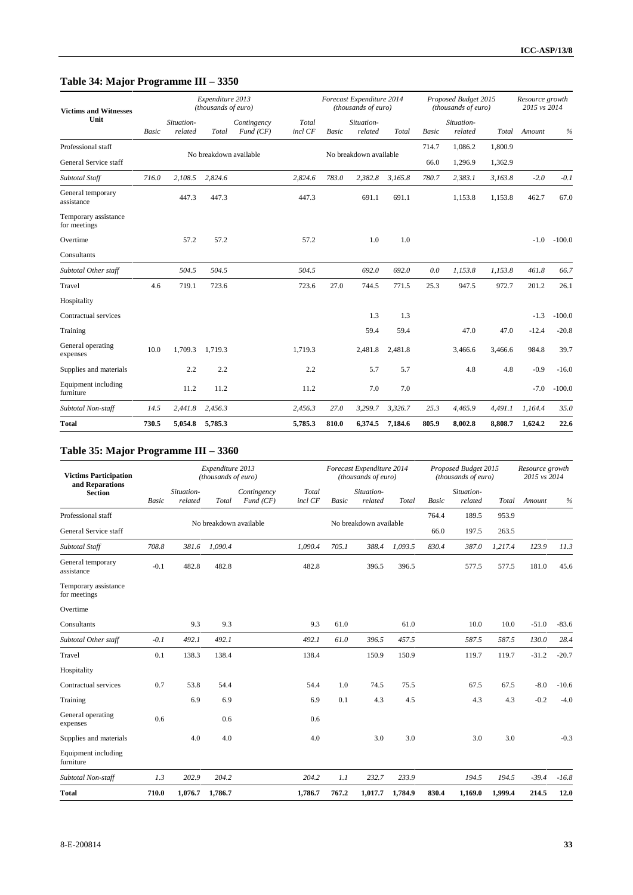## Table 34: Major Programme III – 3350

| Victims and Witnesses Unit | Expenditure 2013 (thousands of euro) | | | | | Forecast Expenditure 2014 (thousands of euro) | | | Proposed Budget 2015 (thousands of euro) | | | Resource growth 2015 vs 2014 | |
|---|---|---|---|---|---|---|---|---|---|---|---|---|---|
| | Basic | Situation-related | Total | Contingency Fund (CF) | Total incl CF | Basic | Situation-related | Total | Basic | Situation-related | Total | Amount | % |
| Professional staff | No breakdown available | | | | | No breakdown available | | | 714.7 | 1,086.2 | 1,800.9 | | |
| General Service staff | | | | | | | | | 66.0 | 1,296.9 | 1,362.9 | | |
| *Subtotal Staff* | *716.0* | *2,108.5* | *2,824.6* | | *2,824.6* | *783.0* | *2,382.8* | *3,165.8* | *780.7* | *2,383.1* | *3,163.8* | *-2.0* | *-0.1* |
| General temporary assistance | | 447.3 | 447.3 | | 447.3 | | 691.1 | 691.1 | | 1,153.8 | 1,153.8 | 462.7 | 67.0 |
| Temporary assistance for meetings | | | | | | | | | | | | | |
| Overtime | | 57.2 | 57.2 | | 57.2 | | 1.0 | 1.0 | | | | -1.0 | -100.0 |
| Consultants | | | | | | | | | | | | | |
| *Subtotal Other staff* | | *504.5* | *504.5* | | *504.5* | | *692.0* | *692.0* | *0.0* | *1,153.8* | *1,153.8* | *461.8* | *66.7* |
| Travel | 4.6 | 719.1 | 723.6 | | 723.6 | 27.0 | 744.5 | 771.5 | 25.3 | 947.5 | 972.7 | 201.2 | 26.1 |
| Hospitality | | | | | | | | | | | | | |
| Contractual services | | | | | | | 1.3 | 1.3 | | | | -1.3 | -100.0 |
| Training | | | | | | | 59.4 | 59.4 | | 47.0 | 47.0 | -12.4 | -20.8 |
| General operating expenses | 10.0 | 1,709.3 | 1,719.3 | | 1,719.3 | | 2,481.8 | 2,481.8 | | 3,466.6 | 3,466.6 | 984.8 | 39.7 |
| Supplies and materials | | 2.2 | 2.2 | | 2.2 | | 5.7 | 5.7 | | 4.8 | 4.8 | -0.9 | -16.0 |
| Equipment including furniture | | 11.2 | 11.2 | | 11.2 | | 7.0 | 7.0 | | | | -7.0 | -100.0 |
| *Subtotal Non-staff* | *14.5* | *2,441.8* | *2,456.3* | | *2,456.3* | *27.0* | *3,299.7* | *3,326.7* | *25.3* | *4,465.9* | *4,491.1* | *1,164.4* | *35.0* |
| **Total** | **730.5** | **5,054.8** | **5,785.3** | | **5,785.3** | **810.0** | **6,374.5** | **7,184.6** | **805.9** | **8,002.8** | **8,808.7** | **1,624.2** | **22.6** |

## Table 35: Major Programme III – 3360

| Victims Participation and Reparations Section | Expenditure 2013 (thousands of euro) | | | | | Forecast Expenditure 2014 (thousands of euro) | | | Proposed Budget 2015 (thousands of euro) | | | Resource growth 2015 vs 2014 | |
|---|---|---|---|---|---|---|---|---|---|---|---|---|---|
| | Basic | Situation-related | Total | Contingency Fund (CF) | Total incl CF | Basic | Situation-related | Total | Basic | Situation-related | Total | Amount | % |
| Professional staff | No breakdown available | | | | | No breakdown available | | | 764.4 | 189.5 | 953.9 | | |
| General Service staff | | | | | | | | | 66.0 | 197.5 | 263.5 | | |
| *Subtotal Staff* | *708.8* | *381.6* | *1,090.4* | | *1,090.4* | *705.1* | *388.4* | *1,093.5* | *830.4* | *387.0* | *1,217.4* | *123.9* | *11.3* |
| General temporary assistance | -0.1 | 482.8 | 482.8 | | 482.8 | | 396.5 | 396.5 | | 577.5 | 577.5 | 181.0 | 45.6 |
| Temporary assistance for meetings | | | | | | | | | | | | | |
| Overtime | | | | | | | | | | | | | |
| Consultants | | 9.3 | 9.3 | | 9.3 | 61.0 | | 61.0 | | 10.0 | 10.0 | -51.0 | -83.6 |
| *Subtotal Other staff* | *-0.1* | *492.1* | *492.1* | | *492.1* | *61.0* | *396.5* | *457.5* | | *587.5* | *587.5* | *130.0* | *28.4* |
| Travel | 0.1 | 138.3 | 138.4 | | 138.4 | | 150.9 | 150.9 | | 119.7 | 119.7 | -31.2 | -20.7 |
| Hospitality | | | | | | | | | | | | | |
| Contractual services | 0.7 | 53.8 | 54.4 | | 54.4 | 1.0 | 74.5 | 75.5 | | 67.5 | 67.5 | -8.0 | -10.6 |
| Training | | 6.9 | 6.9 | | 6.9 | 0.1 | 4.3 | 4.5 | | 4.3 | 4.3 | -0.2 | -4.0 |
| General operating expenses | 0.6 | | 0.6 | | 0.6 | | | | | | | | |
| Supplies and materials | | 4.0 | 4.0 | | 4.0 | | 3.0 | 3.0 | | 3.0 | 3.0 | | -0.3 |
| Equipment including furniture | | | | | | | | | | | | | |
| *Subtotal Non-staff* | *1.3* | *202.9* | *204.2* | | *204.2* | *1.1* | *232.7* | *233.9* | | *194.5* | *194.5* | *-39.4* | *-16.8* |
| **Total** | **710.0** | **1,076.7** | **1,786.7** | | **1,786.7** | **767.2** | **1,017.7** | **1,784.9** | **830.4** | **1,169.0** | **1,999.4** | **214.5** | **12.0** |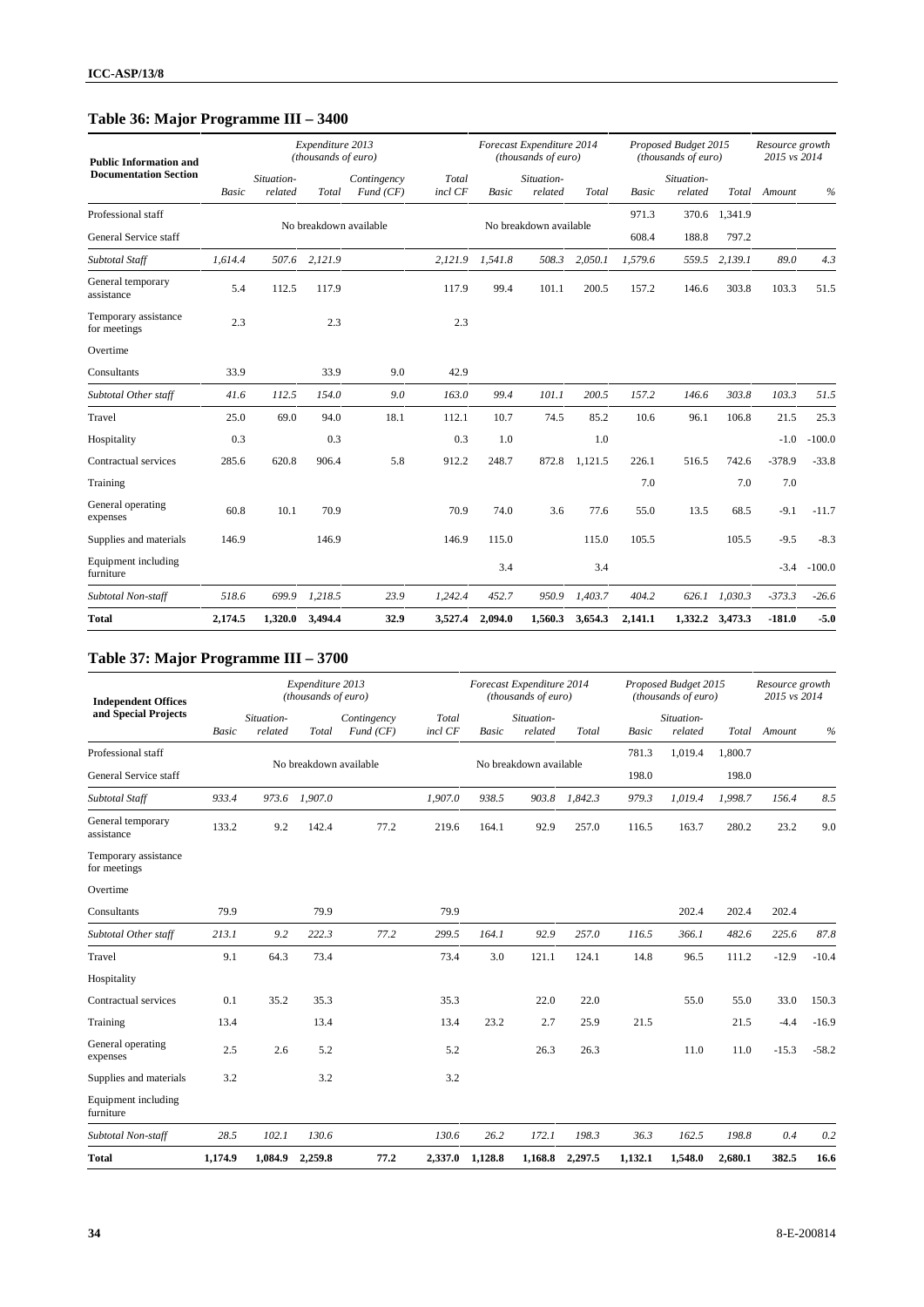### Table 36: Major Programme III – 3400

| Public Information and Documentation Section | Expenditure 2013 (thousands of euro) | | | | | Forecast Expenditure 2014 (thousands of euro) | | | Proposed Budget 2015 (thousands of euro) | | | Resource growth 2015 vs 2014 | |
|---|---|---|---|---|---|---|---|---|---|---|---|---|---|
| | *Basic* | *Situation-related* | *Total* | *Contingency Fund (CF)* | *Total incl CF* | *Basic* | *Situation-related* | *Total* | *Basic* | *Situation-related* | *Total* | *Amount* | *%* |
| Professional staff | No breakdown available | | | | | No breakdown available | | | 971.3 | 370.6 | 1,341.9 | | |
| General Service staff | | | | | | | | | 608.4 | 188.8 | 797.2 | | |
| *Subtotal Staff* | *1,614.4* | *507.6* | *2,121.9* | | *2,121.9* | *1,541.8* | *508.3* | *2,050.1* | *1,579.6* | *559.5* | *2,139.1* | *89.0* | *4.3* |
| General temporary assistance | 5.4 | 112.5 | 117.9 | | 117.9 | 99.4 | 101.1 | 200.5 | 157.2 | 146.6 | 303.8 | 103.3 | 51.5 |
| Temporary assistance for meetings | 2.3 | | 2.3 | | 2.3 | | | | | | | | |
| Overtime | | | | | | | | | | | | | |
| Consultants | 33.9 | | 33.9 | 9.0 | 42.9 | | | | | | | | |
| *Subtotal Other staff* | *41.6* | *112.5* | *154.0* | *9.0* | *163.0* | *99.4* | *101.1* | *200.5* | *157.2* | *146.6* | *303.8* | *103.3* | *51.5* |
| Travel | 25.0 | 69.0 | 94.0 | 18.1 | 112.1 | 10.7 | 74.5 | 85.2 | 10.6 | 96.1 | 106.8 | 21.5 | 25.3 |
| Hospitality | 0.3 | | 0.3 | | 0.3 | 1.0 | | 1.0 | | | | -1.0 | -100.0 |
| Contractual services | 285.6 | 620.8 | 906.4 | 5.8 | 912.2 | 248.7 | 872.8 | 1,121.5 | 226.1 | 516.5 | 742.6 | -378.9 | -33.8 |
| Training | | | | | | | | | 7.0 | | 7.0 | 7.0 | |
| General operating expenses | 60.8 | 10.1 | 70.9 | | 70.9 | 74.0 | 3.6 | 77.6 | 55.0 | 13.5 | 68.5 | -9.1 | -11.7 |
| Supplies and materials | 146.9 | | 146.9 | | 146.9 | 115.0 | | 115.0 | 105.5 | | 105.5 | -9.5 | -8.3 |
| Equipment including furniture | | | | | | 3.4 | | 3.4 | | | | -3.4 | -100.0 |
| *Subtotal Non-staff* | *518.6* | *699.9* | *1,218.5* | *23.9* | *1,242.4* | *452.7* | *950.9* | *1,403.7* | *404.2* | *626.1* | *1,030.3* | *-373.3* | *-26.6* |
| **Total** | **2,174.5** | **1,320.0** | **3,494.4** | **32.9** | **3,527.4** | **2,094.0** | **1,560.3** | **3,654.3** | **2,141.1** | **1,332.2** | **3,473.3** | **-181.0** | **-5.0** |

### Table 37: Major Programme III – 3700

| Independent Offices and Special Projects | Expenditure 2013 (thousands of euro) | | | | | Forecast Expenditure 2014 (thousands of euro) | | | Proposed Budget 2015 (thousands of euro) | | | Resource growth 2015 vs 2014 | |
|---|---|---|---|---|---|---|---|---|---|---|---|---|---|
| | *Basic* | *Situation-related* | *Total* | *Contingency Fund (CF)* | *Total incl CF* | *Basic* | *Situation-related* | *Total* | *Basic* | *Situation-related* | *Total* | *Amount* | *%* |
| Professional staff | No breakdown available | | | | | No breakdown available | | | 781.3 | 1,019.4 | 1,800.7 | | |
| General Service staff | | | | | | | | | 198.0 | | 198.0 | | |
| *Subtotal Staff* | *933.4* | *973.6* | *1,907.0* | | *1,907.0* | *938.5* | *903.8* | *1,842.3* | *979.3* | *1,019.4* | *1,998.7* | *156.4* | *8.5* |
| General temporary assistance | 133.2 | 9.2 | 142.4 | 77.2 | 219.6 | 164.1 | 92.9 | 257.0 | 116.5 | 163.7 | 280.2 | 23.2 | 9.0 |
| Temporary assistance for meetings | | | | | | | | | | | | | |
| Overtime | | | | | | | | | | | | | |
| Consultants | 79.9 | | 79.9 | | 79.9 | | | | | 202.4 | 202.4 | 202.4 | |
| *Subtotal Other staff* | *213.1* | *9.2* | *222.3* | *77.2* | *299.5* | *164.1* | *92.9* | *257.0* | *116.5* | *366.1* | *482.6* | *225.6* | *87.8* |
| Travel | 9.1 | 64.3 | 73.4 | | 73.4 | 3.0 | 121.1 | 124.1 | 14.8 | 96.5 | 111.2 | -12.9 | -10.4 |
| Hospitality | | | | | | | | | | | | | |
| Contractual services | 0.1 | 35.2 | 35.3 | | 35.3 | | 22.0 | 22.0 | | 55.0 | 55.0 | 33.0 | 150.3 |
| Training | 13.4 | | 13.4 | | 13.4 | 23.2 | 2.7 | 25.9 | 21.5 | | 21.5 | -4.4 | -16.9 |
| General operating expenses | 2.5 | 2.6 | 5.2 | | 5.2 | | 26.3 | 26.3 | | 11.0 | 11.0 | -15.3 | -58.2 |
| Supplies and materials | 3.2 | | 3.2 | | 3.2 | | | | | | | | |
| Equipment including furniture | | | | | | | | | | | | | |
| *Subtotal Non-staff* | *28.5* | *102.1* | *130.6* | | *130.6* | *26.2* | *172.1* | *198.3* | *36.3* | *162.5* | *198.8* | *0.4* | *0.2* |
| **Total** | **1,174.9** | **1,084.9** | **2,259.8** | **77.2** | **2,337.0** | **1,128.8** | **1,168.8** | **2,297.5** | **1,132.1** | **1,548.0** | **2,680.1** | **382.5** | **16.6** |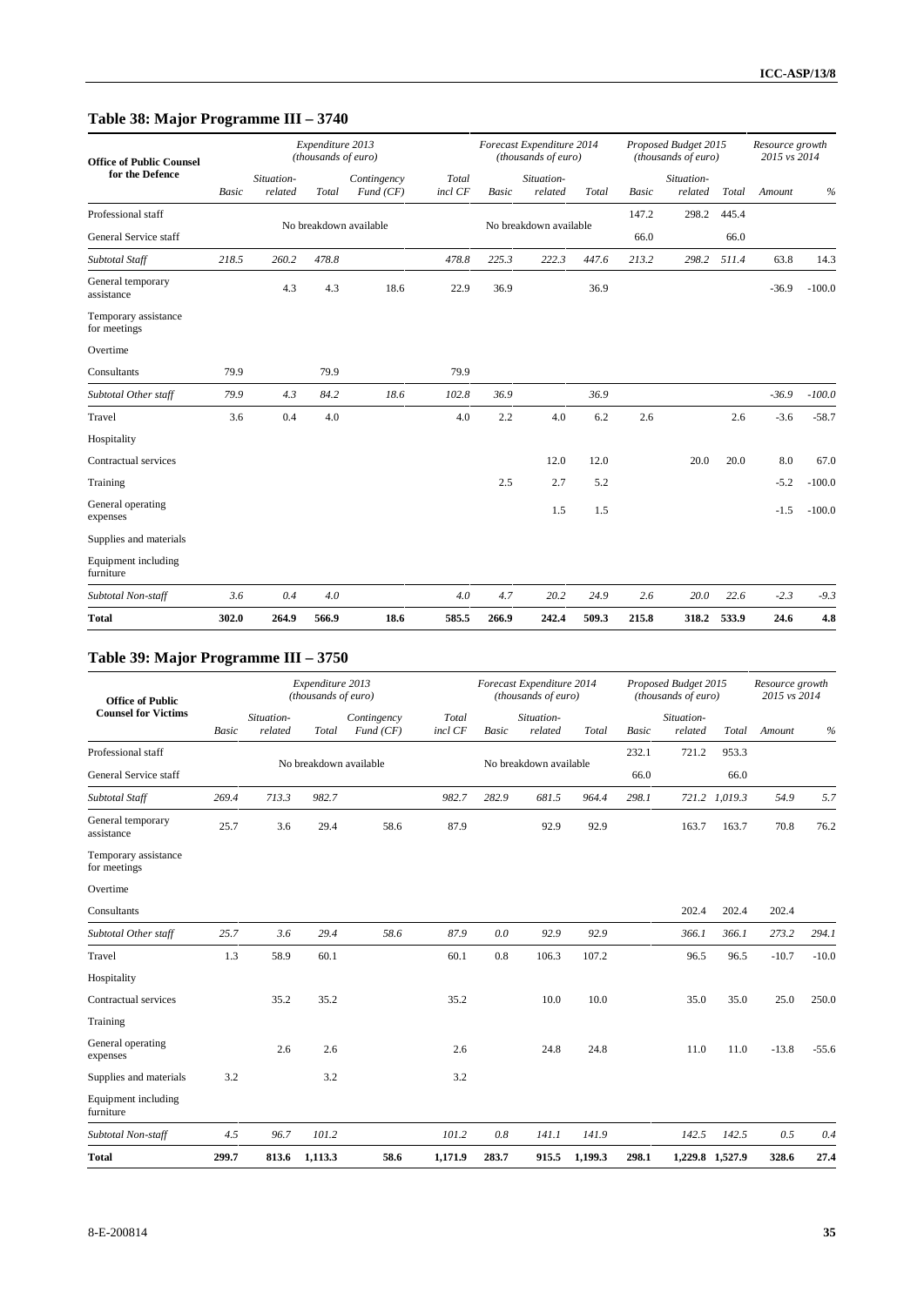## Table 38: Major Programme III – 3740

| Office of Public Counsel for the Defence | Expenditure 2013 (thousands of euro) | | | | | Forecast Expenditure 2014 (thousands of euro) | | | Proposed Budget 2015 (thousands of euro) | | | Resource growth 2015 vs 2014 | |
|---|---|---|---|---|---|---|---|---|---|---|---|---|---|
| | Basic | Situation-related | Total | Contingency Fund (CF) | Total incl CF | Basic | Situation-related | Total | Basic | Situation-related | Total | Amount | % |
| Professional staff | No breakdown available | | | | | No breakdown available | | | 147.2 | 298.2 | 445.4 | | |
| General Service staff | | | | | | | | | 66.0 | | 66.0 | | |
| *Subtotal Staff* | *218.5* | *260.2* | *478.8* | | *478.8* | *225.3* | *222.3* | *447.6* | *213.2* | *298.2* | *511.4* | *63.8* | *14.3* |
| General temporary assistance | | 4.3 | 4.3 | 18.6 | 22.9 | 36.9 | | 36.9 | | | | -36.9 | -100.0 |
| Temporary assistance for meetings | | | | | | | | | | | | | |
| Overtime | | | | | | | | | | | | | |
| Consultants | 79.9 | | 79.9 | | 79.9 | | | | | | | | |
| *Subtotal Other staff* | *79.9* | *4.3* | *84.2* | *18.6* | *102.8* | *36.9* | | *36.9* | | | | *-36.9* | *-100.0* |
| Travel | 3.6 | 0.4 | 4.0 | | 4.0 | 2.2 | 4.0 | 6.2 | 2.6 | | 2.6 | -3.6 | -58.7 |
| Hospitality | | | | | | | | | | | | | |
| Contractual services | | | | | | | 12.0 | 12.0 | | 20.0 | 20.0 | 8.0 | 67.0 |
| Training | | | | | | 2.5 | 2.7 | 5.2 | | | | -5.2 | -100.0 |
| General operating expenses | | | | | | | 1.5 | 1.5 | | | | -1.5 | -100.0 |
| Supplies and materials | | | | | | | | | | | | | |
| Equipment including furniture | | | | | | | | | | | | | |
| *Subtotal Non-staff* | *3.6* | *0.4* | *4.0* | | *4.0* | *4.7* | *20.2* | *24.9* | *2.6* | *20.0* | *22.6* | *-2.3* | *-9.3* |
| **Total** | **302.0** | **264.9** | **566.9** | **18.6** | **585.5** | **266.9** | **242.4** | **509.3** | **215.8** | **318.2** | **533.9** | **24.6** | **4.8** |

## Table 39: Major Programme III – 3750

| Office of Public Counsel for Victims | Expenditure 2013 (thousands of euro) | | | | | Forecast Expenditure 2014 (thousands of euro) | | | Proposed Budget 2015 (thousands of euro) | | | Resource growth 2015 vs 2014 | |
|---|---|---|---|---|---|---|---|---|---|---|---|---|---|
| | Basic | Situation-related | Total | Contingency Fund (CF) | Total incl CF | Basic | Situation-related | Total | Basic | Situation-related | Total | Amount | % |
| Professional staff | No breakdown available | | | | | No breakdown available | | | 232.1 | 721.2 | 953.3 | | |
| General Service staff | | | | | | | | | 66.0 | | 66.0 | | |
| *Subtotal Staff* | *269.4* | *713.3* | *982.7* | | *982.7* | *282.9* | *681.5* | *964.4* | *298.1* | *721.2* | *1,019.3* | *54.9* | *5.7* |
| General temporary assistance | 25.7 | 3.6 | 29.4 | 58.6 | 87.9 | | 92.9 | 92.9 | | 163.7 | 163.7 | 70.8 | 76.2 |
| Temporary assistance for meetings | | | | | | | | | | | | | |
| Overtime | | | | | | | | | | | | | |
| Consultants | | | | | | | | | | 202.4 | 202.4 | 202.4 | |
| *Subtotal Other staff* | *25.7* | *3.6* | *29.4* | *58.6* | *87.9* | *0.0* | *92.9* | *92.9* | | *366.1* | *366.1* | *273.2* | *294.1* |
| Travel | 1.3 | 58.9 | 60.1 | | 60.1 | 0.8 | 106.3 | 107.2 | | 96.5 | 96.5 | -10.7 | -10.0 |
| Hospitality | | | | | | | | | | | | | |
| Contractual services | | 35.2 | 35.2 | | 35.2 | | 10.0 | 10.0 | | 35.0 | 35.0 | 25.0 | 250.0 |
| Training | | | | | | | | | | | | | |
| General operating expenses | | 2.6 | 2.6 | | 2.6 | | 24.8 | 24.8 | | 11.0 | 11.0 | -13.8 | -55.6 |
| Supplies and materials | 3.2 | | 3.2 | | 3.2 | | | | | | | | |
| Equipment including furniture | | | | | | | | | | | | | |
| *Subtotal Non-staff* | *4.5* | *96.7* | *101.2* | | *101.2* | *0.8* | *141.1* | *141.9* | | *142.5* | *142.5* | *0.5* | *0.4* |
| **Total** | **299.7** | **813.6** | **1,113.3** | **58.6** | **1,171.9** | **283.7** | **915.5** | **1,199.3** | **298.1** | **1,229.8** | **1,527.9** | **328.6** | **27.4** |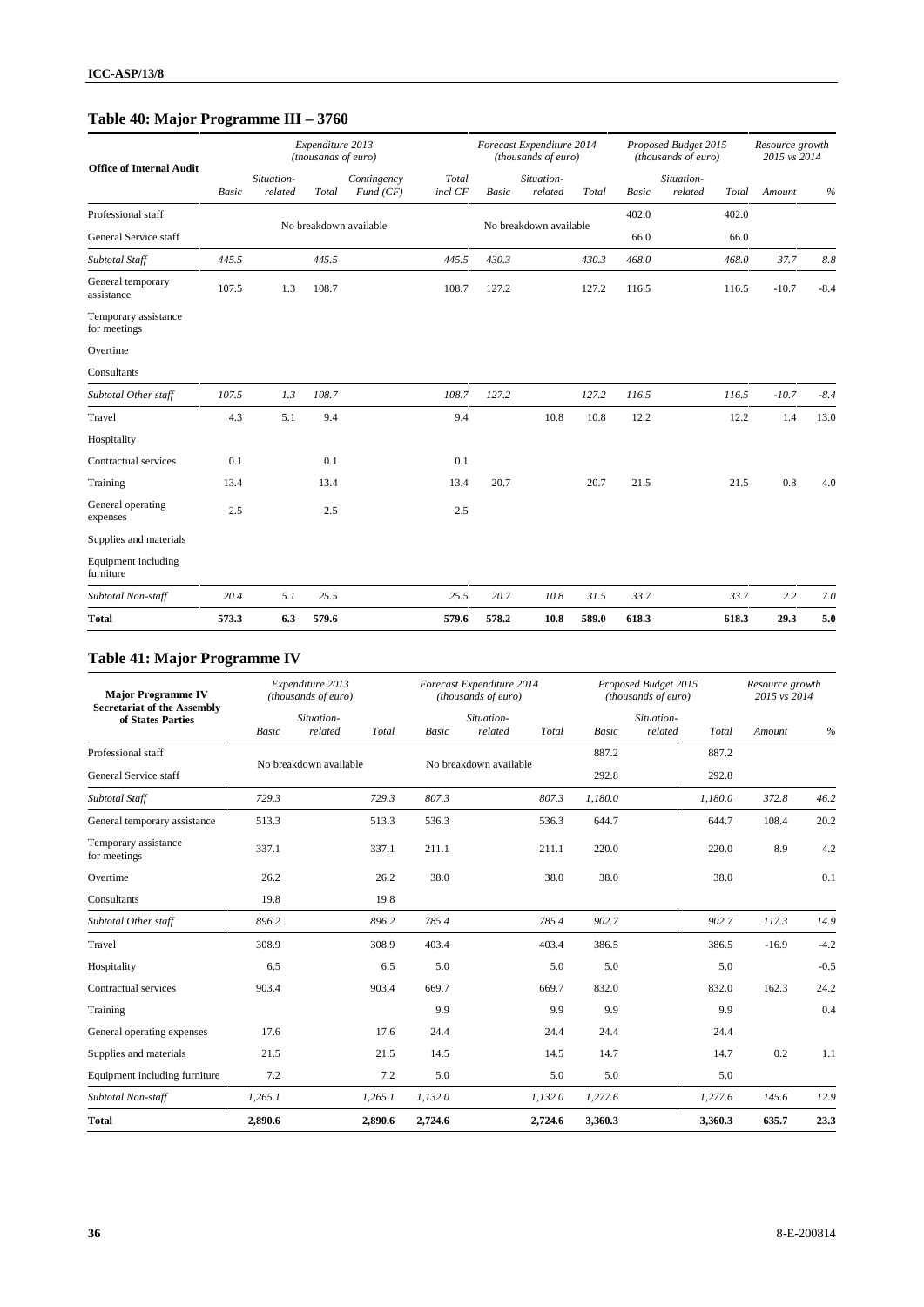## Table 40: Major Programme III – 3760

| Office of Internal Audit | Expenditure 2013 (thousands of euro) | | | | | Forecast Expenditure 2014 (thousands of euro) | | | Proposed Budget 2015 (thousands of euro) | | | Resource growth 2015 vs 2014 | |
|---|---|---|---|---|---|---|---|---|---|---|---|---|---|
| | Basic | Situation-related | Total | Contingency Fund (CF) | Total incl CF | Basic | Situation-related | Total | Basic | Situation-related | Total | Amount | % |
| Professional staff | No breakdown available | | | | | No breakdown available | | | 402.0 | | 402.0 | | |
| General Service staff | | | | | | | | | 66.0 | | 66.0 | | |
| *Subtotal Staff* | *445.5* | | *445.5* | | *445.5* | *430.3* | | *430.3* | *468.0* | | *468.0* | *37.7* | *8.8* |
| General temporary assistance | 107.5 | 1.3 | 108.7 | | 108.7 | 127.2 | | 127.2 | 116.5 | | 116.5 | -10.7 | -8.4 |
| Temporary assistance for meetings | | | | | | | | | | | | | |
| Overtime | | | | | | | | | | | | | |
| Consultants | | | | | | | | | | | | | |
| *Subtotal Other staff* | *107.5* | *1.3* | *108.7* | | *108.7* | *127.2* | | *127.2* | *116.5* | | *116.5* | *-10.7* | *-8.4* |
| Travel | 4.3 | 5.1 | 9.4 | | 9.4 | | 10.8 | 10.8 | 12.2 | | 12.2 | 1.4 | 13.0 |
| Hospitality | | | | | | | | | | | | | |
| Contractual services | 0.1 | | 0.1 | | 0.1 | | | | | | | | |
| Training | 13.4 | | 13.4 | | 13.4 | 20.7 | | 20.7 | 21.5 | | 21.5 | 0.8 | 4.0 |
| General operating expenses | 2.5 | | 2.5 | | 2.5 | | | | | | | | |
| Supplies and materials | | | | | | | | | | | | | |
| Equipment including furniture | | | | | | | | | | | | | |
| *Subtotal Non-staff* | *20.4* | *5.1* | *25.5* | | *25.5* | *20.7* | *10.8* | *31.5* | *33.7* | | *33.7* | *2.2* | *7.0* |
| **Total** | **573.3** | **6.3** | **579.6** | | **579.6** | **578.2** | **10.8** | **589.0** | **618.3** | | **618.3** | **29.3** | **5.0** |

## Table 41: Major Programme IV

| Major Programme IV Secretariat of the Assembly of States Parties | Expenditure 2013 (thousands of euro) | | | Forecast Expenditure 2014 (thousands of euro) | | | Proposed Budget 2015 (thousands of euro) | | | Resource growth 2015 vs 2014 | |
|---|---|---|---|---|---|---|---|---|---|---|---|
| | Basic | Situation-related | Total | Basic | Situation-related | Total | Basic | Situation-related | Total | Amount | % |
| Professional staff | No breakdown available | | | No breakdown available | | | 887.2 | | 887.2 | | |
| General Service staff | | | | | | | 292.8 | | 292.8 | | |
| *Subtotal Staff* | *729.3* | | *729.3* | *807.3* | | *807.3* | *1,180.0* | | *1,180.0* | *372.8* | *46.2* |
| General temporary assistance | 513.3 | | 513.3 | 536.3 | | 536.3 | 644.7 | | 644.7 | 108.4 | 20.2 |
| Temporary assistance for meetings | 337.1 | | 337.1 | 211.1 | | 211.1 | 220.0 | | 220.0 | 8.9 | 4.2 |
| Overtime | 26.2 | | 26.2 | 38.0 | | 38.0 | 38.0 | | 38.0 | | 0.1 |
| Consultants | 19.8 | | 19.8 | | | | | | | | |
| *Subtotal Other staff* | *896.2* | | *896.2* | *785.4* | | *785.4* | *902.7* | | *902.7* | *117.3* | *14.9* |
| Travel | 308.9 | | 308.9 | 403.4 | | 403.4 | 386.5 | | 386.5 | -16.9 | -4.2 |
| Hospitality | 6.5 | | 6.5 | 5.0 | | 5.0 | 5.0 | | 5.0 | | -0.5 |
| Contractual services | 903.4 | | 903.4 | 669.7 | | 669.7 | 832.0 | | 832.0 | 162.3 | 24.2 |
| Training | | | | 9.9 | | 9.9 | 9.9 | | 9.9 | | 0.4 |
| General operating expenses | 17.6 | | 17.6 | 24.4 | | 24.4 | 24.4 | | 24.4 | | |
| Supplies and materials | 21.5 | | 21.5 | 14.5 | | 14.5 | 14.7 | | 14.7 | 0.2 | 1.1 |
| Equipment including furniture | 7.2 | | 7.2 | 5.0 | | 5.0 | 5.0 | | 5.0 | | |
| *Subtotal Non-staff* | *1,265.1* | | *1,265.1* | *1,132.0* | | *1,132.0* | *1,277.6* | | *1,277.6* | *145.6* | *12.9* |
| **Total** | **2,890.6** | | **2,890.6** | **2,724.6** | | **2,724.6** | **3,360.3** | | **3,360.3** | **635.7** | **23.3** |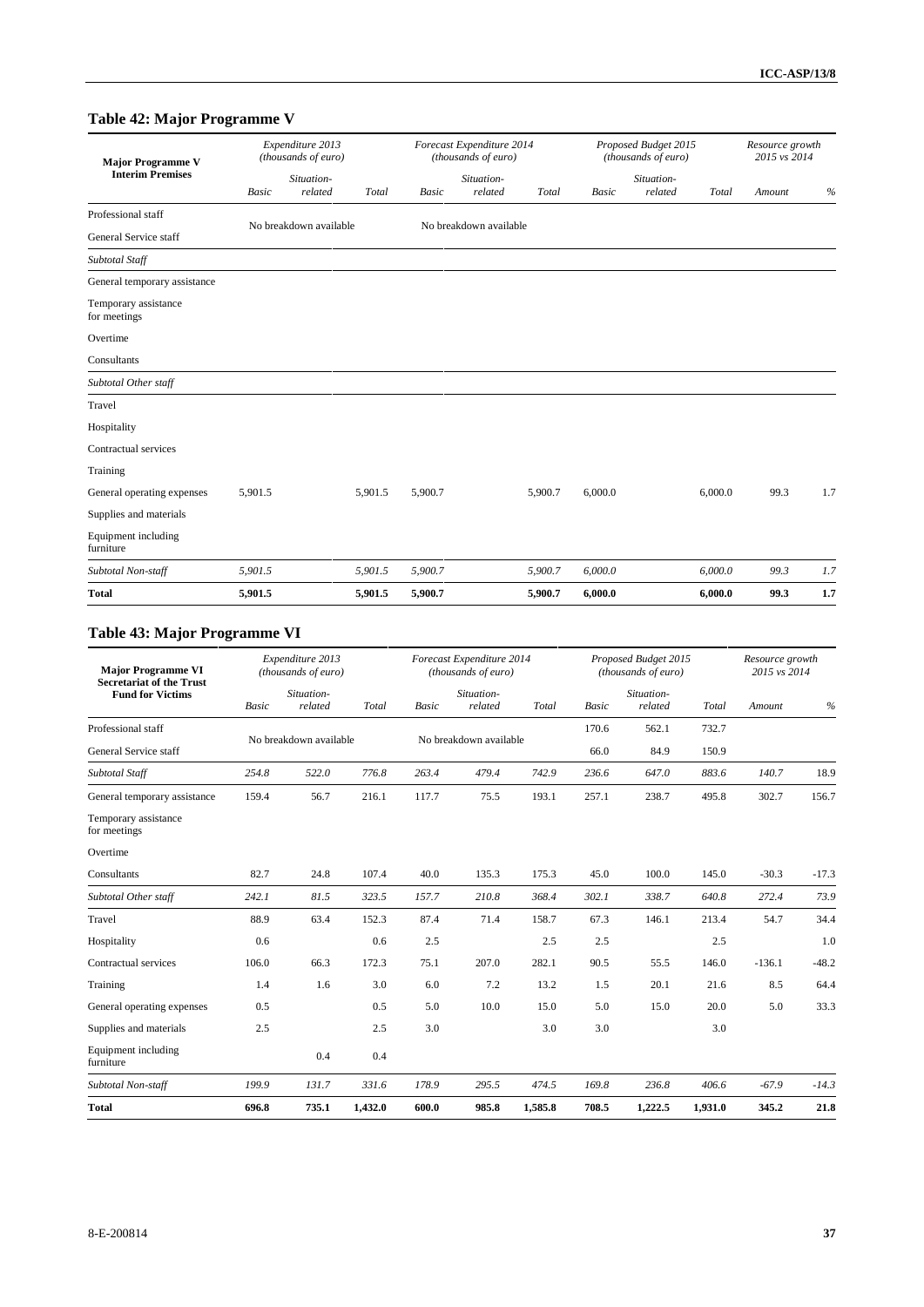## Table 42: Major Programme V

| Major Programme V Interim Premises | Expenditure 2013 (thousands of euro) | | | Forecast Expenditure 2014 (thousands of euro) | | | Proposed Budget 2015 (thousands of euro) | | | Resource growth 2015 vs 2014 | |
|---|---|---|---|---|---|---|---|---|---|---|---|
| | *Basic* | *Situation-related* | *Total* | *Basic* | *Situation-related* | *Total* | *Basic* | *Situation-related* | *Total* | *Amount* | *%* |
| Professional staff | No breakdown available | | | No breakdown available | | | | | | | |
| General Service staff | | | | | | | | | | | |
| *Subtotal Staff* | | | | | | | | | | | |
| General temporary assistance | | | | | | | | | | | |
| Temporary assistance for meetings | | | | | | | | | | | |
| Overtime | | | | | | | | | | | |
| Consultants | | | | | | | | | | | |
| *Subtotal Other staff* | | | | | | | | | | | |
| Travel | | | | | | | | | | | |
| Hospitality | | | | | | | | | | | |
| Contractual services | | | | | | | | | | | |
| Training | | | | | | | | | | | |
| General operating expenses | 5,901.5 | | 5,901.5 | 5,900.7 | | 5,900.7 | 6,000.0 | | 6,000.0 | 99.3 | 1.7 |
| Supplies and materials | | | | | | | | | | | |
| Equipment including furniture | | | | | | | | | | | |
| *Subtotal Non-staff* | *5,901.5* | | *5,901.5* | *5,900.7* | | *5,900.7* | *6,000.0* | | *6,000.0* | *99.3* | *1.7* |
| **Total** | **5,901.5** | | **5,901.5** | **5,900.7** | | **5,900.7** | **6,000.0** | | **6,000.0** | **99.3** | **1.7** |

## Table 43: Major Programme VI

| Major Programme VI Secretariat of the Trust Fund for Victims | Expenditure 2013 (thousands of euro) | | | Forecast Expenditure 2014 (thousands of euro) | | | Proposed Budget 2015 (thousands of euro) | | | Resource growth 2015 vs 2014 | |
|---|---|---|---|---|---|---|---|---|---|---|---|
| | *Basic* | *Situation-related* | *Total* | *Basic* | *Situation-related* | *Total* | *Basic* | *Situation-related* | *Total* | *Amount* | *%* |
| Professional staff | No breakdown available | | | No breakdown available | | | 170.6 | 562.1 | 732.7 | | |
| General Service staff | | | | | | | 66.0 | 84.9 | 150.9 | | |
| *Subtotal Staff* | *254.8* | *522.0* | *776.8* | *263.4* | *479.4* | *742.9* | *236.6* | *647.0* | *883.6* | *140.7* | *18.9* |
| General temporary assistance | 159.4 | 56.7 | 216.1 | 117.7 | 75.5 | 193.1 | 257.1 | 238.7 | 495.8 | 302.7 | 156.7 |
| Temporary assistance for meetings | | | | | | | | | | | |
| Overtime | | | | | | | | | | | |
| Consultants | 82.7 | 24.8 | 107.4 | 40.0 | 135.3 | 175.3 | 45.0 | 100.0 | 145.0 | -30.3 | -17.3 |
| *Subtotal Other staff* | *242.1* | *81.5* | *323.5* | *157.7* | *210.8* | *368.4* | *302.1* | *338.7* | *640.8* | *272.4* | *73.9* |
| Travel | 88.9 | 63.4 | 152.3 | 87.4 | 71.4 | 158.7 | 67.3 | 146.1 | 213.4 | 54.7 | 34.4 |
| Hospitality | 0.6 | | 0.6 | 2.5 | | 2.5 | 2.5 | | 2.5 | | 1.0 |
| Contractual services | 106.0 | 66.3 | 172.3 | 75.1 | 207.0 | 282.1 | 90.5 | 55.5 | 146.0 | -136.1 | -48.2 |
| Training | 1.4 | 1.6 | 3.0 | 6.0 | 7.2 | 13.2 | 1.5 | 20.1 | 21.6 | 8.5 | 64.4 |
| General operating expenses | 0.5 | | 0.5 | 5.0 | 10.0 | 15.0 | 5.0 | 15.0 | 20.0 | 5.0 | 33.3 |
| Supplies and materials | 2.5 | | 2.5 | 3.0 | | 3.0 | 3.0 | | 3.0 | | |
| Equipment including furniture | | 0.4 | 0.4 | | | | | | | | |
| *Subtotal Non-staff* | *199.9* | *131.7* | *331.6* | *178.9* | *295.5* | *474.5* | *169.8* | *236.8* | *406.6* | *-67.9* | *-14.3* |
| **Total** | **696.8** | **735.1** | **1,432.0** | **600.0** | **985.8** | **1,585.8** | **708.5** | **1,222.5** | **1,931.0** | **345.2** | **21.8** |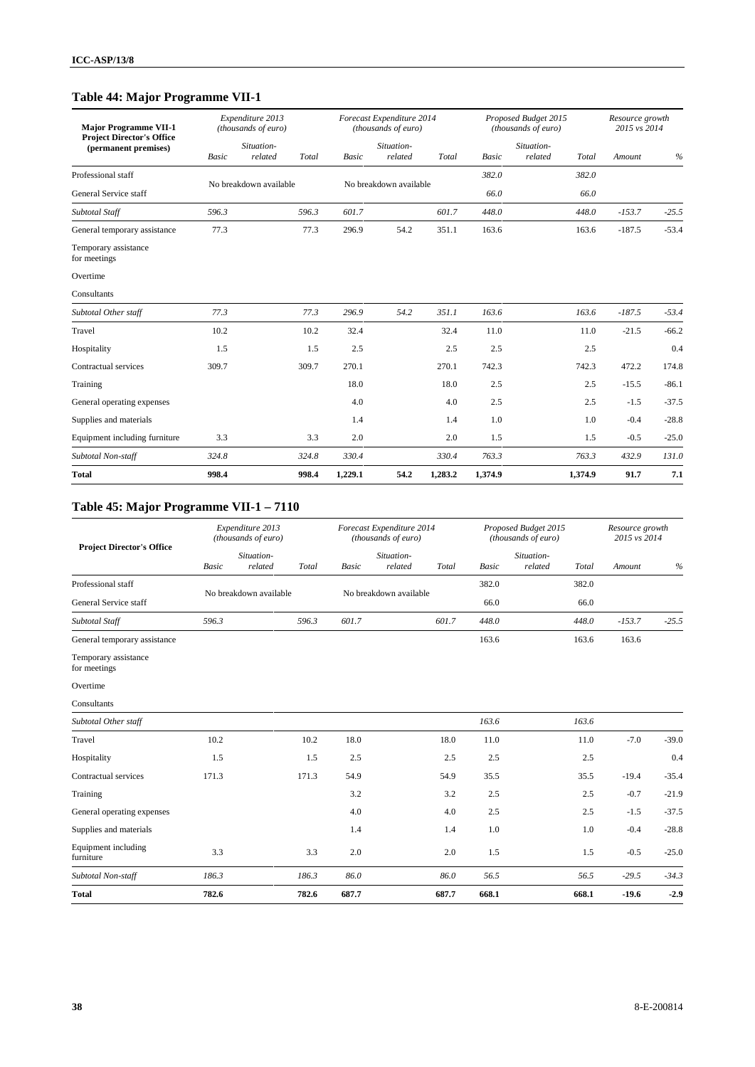## Table 44: Major Programme VII-1

| Major Programme VII-1 Project Director's Office (permanent premises) | Expenditure 2013 (thousands of euro) | | | Forecast Expenditure 2014 (thousands of euro) | | | Proposed Budget 2015 (thousands of euro) | | | Resource growth 2015 vs 2014 | |
|---|---|---|---|---|---|---|---|---|---|---|---|
| | Basic | Situation-related | Total | Basic | Situation-related | Total | Basic | Situation-related | Total | Amount | % |
| Professional staff | No breakdown available | | | No breakdown available | | | 382.0 | | 382.0 | | |
| General Service staff | | | | | | | 66.0 | | 66.0 | | |
| *Subtotal Staff* | *596.3* | | *596.3* | *601.7* | | *601.7* | *448.0* | | *448.0* | *-153.7* | *-25.5* |
| General temporary assistance | 77.3 | | 77.3 | 296.9 | 54.2 | 351.1 | 163.6 | | 163.6 | -187.5 | -53.4 |
| Temporary assistance for meetings | | | | | | | | | | | |
| Overtime | | | | | | | | | | | |
| Consultants | | | | | | | | | | | |
| *Subtotal Other staff* | *77.3* | | *77.3* | *296.9* | *54.2* | *351.1* | *163.6* | | *163.6* | *-187.5* | *-53.4* |
| Travel | 10.2 | | 10.2 | 32.4 | | 32.4 | 11.0 | | 11.0 | -21.5 | -66.2 |
| Hospitality | 1.5 | | 1.5 | 2.5 | | 2.5 | 2.5 | | 2.5 | | 0.4 |
| Contractual services | 309.7 | | 309.7 | 270.1 | | 270.1 | 742.3 | | 742.3 | 472.2 | 174.8 |
| Training | | | | 18.0 | | 18.0 | 2.5 | | 2.5 | -15.5 | -86.1 |
| General operating expenses | | | | 4.0 | | 4.0 | 2.5 | | 2.5 | -1.5 | -37.5 |
| Supplies and materials | | | | 1.4 | | 1.4 | 1.0 | | 1.0 | -0.4 | -28.8 |
| Equipment including furniture | 3.3 | | 3.3 | 2.0 | | 2.0 | 1.5 | | 1.5 | -0.5 | -25.0 |
| *Subtotal Non-staff* | *324.8* | | *324.8* | *330.4* | | *330.4* | *763.3* | | *763.3* | *432.9* | *131.0* |
| **Total** | **998.4** | | **998.4** | **1,229.1** | **54.2** | **1,283.2** | **1,374.9** | | **1,374.9** | **91.7** | **7.1** |

## Table 45: Major Programme VII-1 – 7110

| Project Director's Office | Expenditure 2013 (thousands of euro) | | | Forecast Expenditure 2014 (thousands of euro) | | | Proposed Budget 2015 (thousands of euro) | | | Resource growth 2015 vs 2014 | |
|---|---|---|---|---|---|---|---|---|---|---|---|
| | Basic | Situation-related | Total | Basic | Situation-related | Total | Basic | Situation-related | Total | Amount | % |
| Professional staff | No breakdown available | | | No breakdown available | | | 382.0 | | 382.0 | | |
| General Service staff | | | | | | | 66.0 | | 66.0 | | |
| *Subtotal Staff* | *596.3* | | *596.3* | *601.7* | | *601.7* | *448.0* | | *448.0* | *-153.7* | *-25.5* |
| General temporary assistance | | | | | | | 163.6 | | 163.6 | 163.6 | |
| Temporary assistance for meetings | | | | | | | | | | | |
| Overtime | | | | | | | | | | | |
| Consultants | | | | | | | | | | | |
| *Subtotal Other staff* | | | | | | | *163.6* | | *163.6* | | |
| Travel | 10.2 | | 10.2 | 18.0 | | 18.0 | 11.0 | | 11.0 | -7.0 | -39.0 |
| Hospitality | 1.5 | | 1.5 | 2.5 | | 2.5 | 2.5 | | 2.5 | | 0.4 |
| Contractual services | 171.3 | | 171.3 | 54.9 | | 54.9 | 35.5 | | 35.5 | -19.4 | -35.4 |
| Training | | | | 3.2 | | 3.2 | 2.5 | | 2.5 | -0.7 | -21.9 |
| General operating expenses | | | | 4.0 | | 4.0 | 2.5 | | 2.5 | -1.5 | -37.5 |
| Supplies and materials | | | | 1.4 | | 1.4 | 1.0 | | 1.0 | -0.4 | -28.8 |
| Equipment including furniture | 3.3 | | 3.3 | 2.0 | | 2.0 | 1.5 | | 1.5 | -0.5 | -25.0 |
| *Subtotal Non-staff* | *186.3* | | *186.3* | *86.0* | | *86.0* | *56.5* | | *56.5* | *-29.5* | *-34.3* |
| **Total** | **782.6** | | **782.6** | **687.7** | | **687.7** | **668.1** | | **668.1** | **-19.6** | **-2.9** |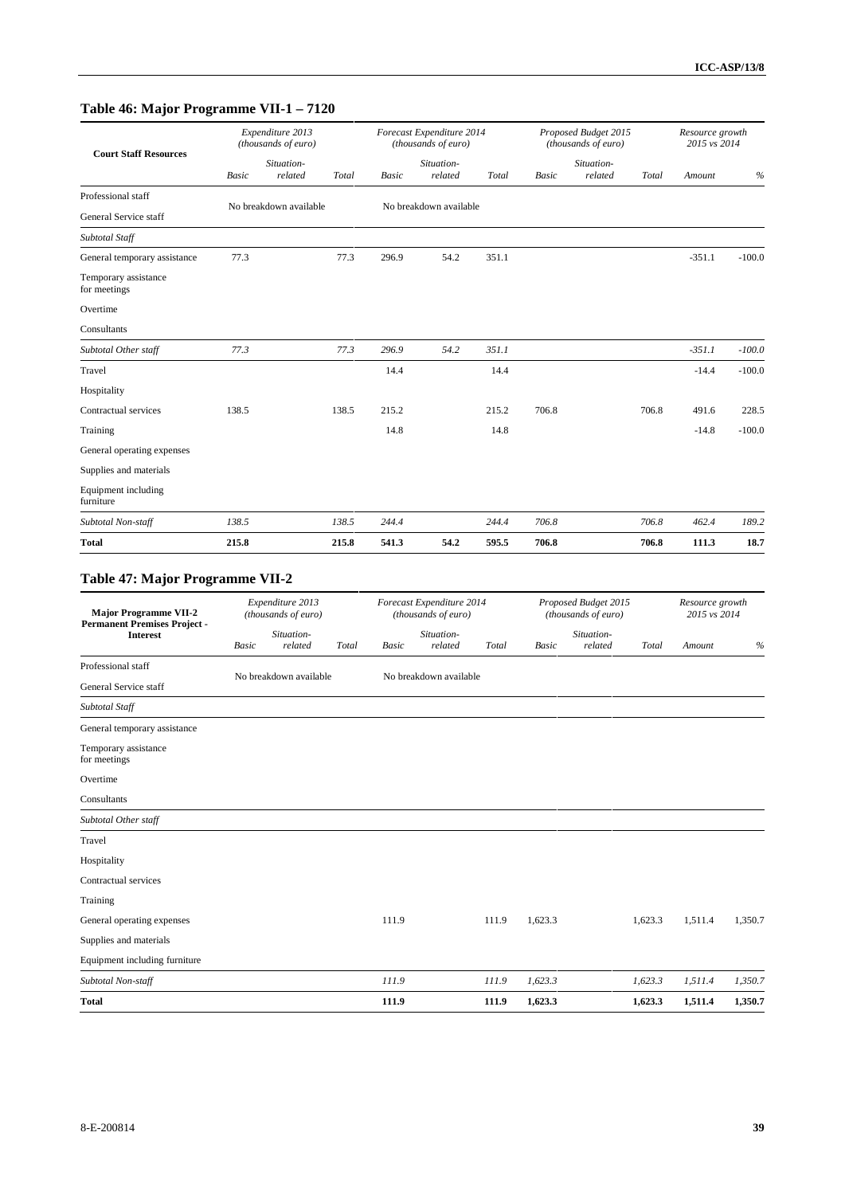## Table 46: Major Programme VII-1 – 7120

| Court Staff Resources | Expenditure 2013 (thousands of euro) | | | Forecast Expenditure 2014 (thousands of euro) | | | Proposed Budget 2015 (thousands of euro) | | | Resource growth 2015 vs 2014 | |
|---|---|---|---|---|---|---|---|---|---|---|---|
| | *Basic* | *Situation-related* | *Total* | *Basic* | *Situation-related* | *Total* | *Basic* | *Situation-related* | *Total* | *Amount* | *%* |
| Professional staff | No breakdown available | | | No breakdown available | | | | | | | |
| General Service staff | | | | | | | | | | | |
| *Subtotal Staff* | | | | | | | | | | | |
| General temporary assistance | 77.3 | | 77.3 | 296.9 | 54.2 | 351.1 | | | | -351.1 | -100.0 |
| Temporary assistance for meetings | | | | | | | | | | | |
| Overtime | | | | | | | | | | | |
| Consultants | | | | | | | | | | | |
| *Subtotal Other staff* | *77.3* | | *77.3* | *296.9* | *54.2* | *351.1* | | | | *-351.1* | *-100.0* |
| Travel | | | | 14.4 | | 14.4 | | | | -14.4 | -100.0 |
| Hospitality | | | | | | | | | | | |
| Contractual services | 138.5 | | 138.5 | 215.2 | | 215.2 | 706.8 | | 706.8 | 491.6 | 228.5 |
| Training | | | | 14.8 | | 14.8 | | | | -14.8 | -100.0 |
| General operating expenses | | | | | | | | | | | |
| Supplies and materials | | | | | | | | | | | |
| Equipment including furniture | | | | | | | | | | | |
| *Subtotal Non-staff* | *138.5* | | *138.5* | *244.4* | | *244.4* | *706.8* | | *706.8* | *462.4* | *189.2* |
| **Total** | **215.8** | | **215.8** | **541.3** | **54.2** | **595.5** | **706.8** | | **706.8** | **111.3** | **18.7** |

## Table 47: Major Programme VII-2

| Major Programme VII-2 Permanent Premises Project - Interest | Expenditure 2013 (thousands of euro) | | | Forecast Expenditure 2014 (thousands of euro) | | | Proposed Budget 2015 (thousands of euro) | | | Resource growth 2015 vs 2014 | |
|---|---|---|---|---|---|---|---|---|---|---|---|
| | *Basic* | *Situation-related* | *Total* | *Basic* | *Situation-related* | *Total* | *Basic* | *Situation-related* | *Total* | *Amount* | *%* |
| Professional staff | No breakdown available | | | No breakdown available | | | | | | | |
| General Service staff | | | | | | | | | | | |
| *Subtotal Staff* | | | | | | | | | | | |
| General temporary assistance | | | | | | | | | | | |
| Temporary assistance for meetings | | | | | | | | | | | |
| Overtime | | | | | | | | | | | |
| Consultants | | | | | | | | | | | |
| *Subtotal Other staff* | | | | | | | | | | | |
| Travel | | | | | | | | | | | |
| Hospitality | | | | | | | | | | | |
| Contractual services | | | | | | | | | | | |
| Training | | | | | | | | | | | |
| General operating expenses | | | | 111.9 | | 111.9 | 1,623.3 | | 1,623.3 | 1,511.4 | 1,350.7 |
| Supplies and materials | | | | | | | | | | | |
| Equipment including furniture | | | | | | | | | | | |
| *Subtotal Non-staff* | | | | *111.9* | | *111.9* | *1,623.3* | | *1,623.3* | *1,511.4* | *1,350.7* |
| **Total** | | | | **111.9** | | **111.9** | **1,623.3** | | **1,623.3** | **1,511.4** | **1,350.7** |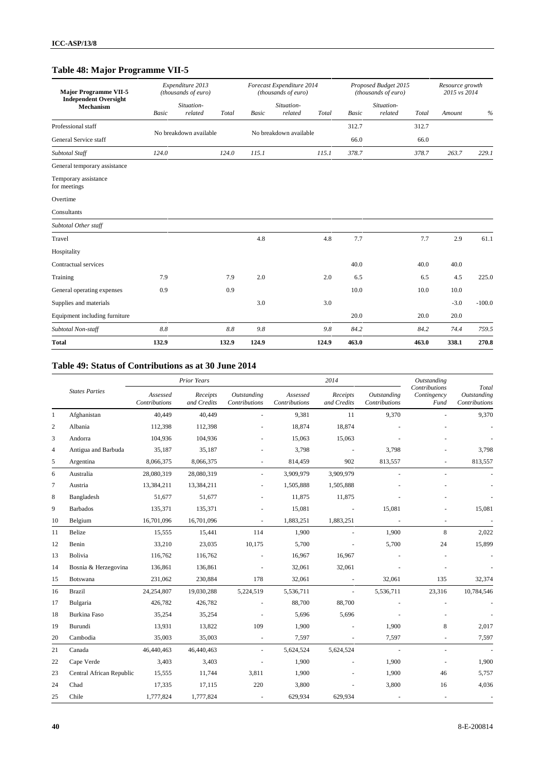## Table 48: Major Programme VII-5

| Major Programme VII-5 Independent Oversight Mechanism | Expenditure 2013 (thousands of euro) | | | Forecast Expenditure 2014 (thousands of euro) | | | Proposed Budget 2015 (thousands of euro) | | | Resource growth 2015 vs 2014 | |
|---|---|---|---|---|---|---|---|---|---|---|---|
| | Basic | Situation-related | Total | Basic | Situation-related | Total | Basic | Situation-related | Total | Amount | % |
| Professional staff | No breakdown available | | | No breakdown available | | | 312.7 | | 312.7 | | |
| General Service staff | | | | | | | 66.0 | | 66.0 | | |
| *Subtotal Staff* | *124.0* | | *124.0* | *115.1* | | *115.1* | *378.7* | | *378.7* | *263.7* | *229.1* |
| General temporary assistance | | | | | | | | | | | |
| Temporary assistance for meetings | | | | | | | | | | | |
| Overtime | | | | | | | | | | | |
| Consultants | | | | | | | | | | | |
| *Subtotal Other staff* | | | | | | | | | | | |
| Travel | | | | 4.8 | | 4.8 | 7.7 | | 7.7 | 2.9 | 61.1 |
| Hospitality | | | | | | | | | | | |
| Contractual services | | | | | | | 40.0 | | 40.0 | 40.0 | |
| Training | 7.9 | | 7.9 | 2.0 | | 2.0 | 6.5 | | 6.5 | 4.5 | 225.0 |
| General operating expenses | 0.9 | | 0.9 | | | | 10.0 | | 10.0 | 10.0 | |
| Supplies and materials | | | | 3.0 | | 3.0 | | | | -3.0 | -100.0 |
| Equipment including furniture | | | | | | | 20.0 | | 20.0 | 20.0 | |
| *Subtotal Non-staff* | *8.8* | | *8.8* | *9.8* | | *9.8* | *84.2* | | *84.2* | *74.4* | *759.5* |
| **Total** | **132.9** | | **132.9** | **124.9** | | **124.9** | **463.0** | | **463.0** | **338.1** | **270.8** |

## Table 49: Status of Contributions as at 30 June 2014

| | States Parties | Prior Years | | | 2014 | | | Outstanding Contributions Contingency Fund | Total Outstanding Contributions |
|---|---|---|---|---|---|---|---|---|---|
| | | Assessed Contributions | Receipts and Credits | Outstanding Contributions | Assessed Contributions | Receipts and Credits | Outstanding Contributions | | |
| 1 | Afghanistan | 40,449 | 40,449 | - | 9,381 | 11 | 9,370 | - | 9,370 |
| 2 | Albania | 112,398 | 112,398 | - | 18,874 | 18,874 | - | - | - |
| 3 | Andorra | 104,936 | 104,936 | - | 15,063 | 15,063 | - | - | - |
| 4 | Antigua and Barbuda | 35,187 | 35,187 | - | 3,798 | - | 3,798 | - | 3,798 |
| 5 | Argentina | 8,066,375 | 8,066,375 | - | 814,459 | 902 | 813,557 | - | 813,557 |
| 6 | Australia | 28,080,319 | 28,080,319 | - | 3,909,979 | 3,909,979 | - | - | - |
| 7 | Austria | 13,384,211 | 13,384,211 | - | 1,505,888 | 1,505,888 | - | - | - |
| 8 | Bangladesh | 51,677 | 51,677 | - | 11,875 | 11,875 | - | - | - |
| 9 | Barbados | 135,371 | 135,371 | - | 15,081 | - | 15,081 | - | 15,081 |
| 10 | Belgium | 16,701,096 | 16,701,096 | - | 1,883,251 | 1,883,251 | - | - | - |
| 11 | Belize | 15,555 | 15,441 | 114 | 1,900 | - | 1,900 | 8 | 2,022 |
| 12 | Benin | 33,210 | 23,035 | 10,175 | 5,700 | - | 5,700 | 24 | 15,899 |
| 13 | Bolivia | 116,762 | 116,762 | - | 16,967 | 16,967 | - | - | - |
| 14 | Bosnia & Herzegovina | 136,861 | 136,861 | - | 32,061 | 32,061 | - | - | - |
| 15 | Botswana | 231,062 | 230,884 | 178 | 32,061 | - | 32,061 | 135 | 32,374 |
| 16 | Brazil | 24,254,807 | 19,030,288 | 5,224,519 | 5,536,711 | - | 5,536,711 | 23,316 | 10,784,546 |
| 17 | Bulgaria | 426,782 | 426,782 | - | 88,700 | 88,700 | - | - | - |
| 18 | Burkina Faso | 35,254 | 35,254 | - | 5,696 | 5,696 | - | - | - |
| 19 | Burundi | 13,931 | 13,822 | 109 | 1,900 | - | 1,900 | 8 | 2,017 |
| 20 | Cambodia | 35,003 | 35,003 | - | 7,597 | - | 7,597 | - | 7,597 |
| 21 | Canada | 46,440,463 | 46,440,463 | - | 5,624,524 | 5,624,524 | - | - | - |
| 22 | Cape Verde | 3,403 | 3,403 | - | 1,900 | - | 1,900 | - | 1,900 |
| 23 | Central African Republic | 15,555 | 11,744 | 3,811 | 1,900 | - | 1,900 | 46 | 5,757 |
| 24 | Chad | 17,335 | 17,115 | 220 | 3,800 | - | 3,800 | 16 | 4,036 |
| 25 | Chile | 1,777,824 | 1,777,824 | - | 629,934 | 629,934 | - | - | - |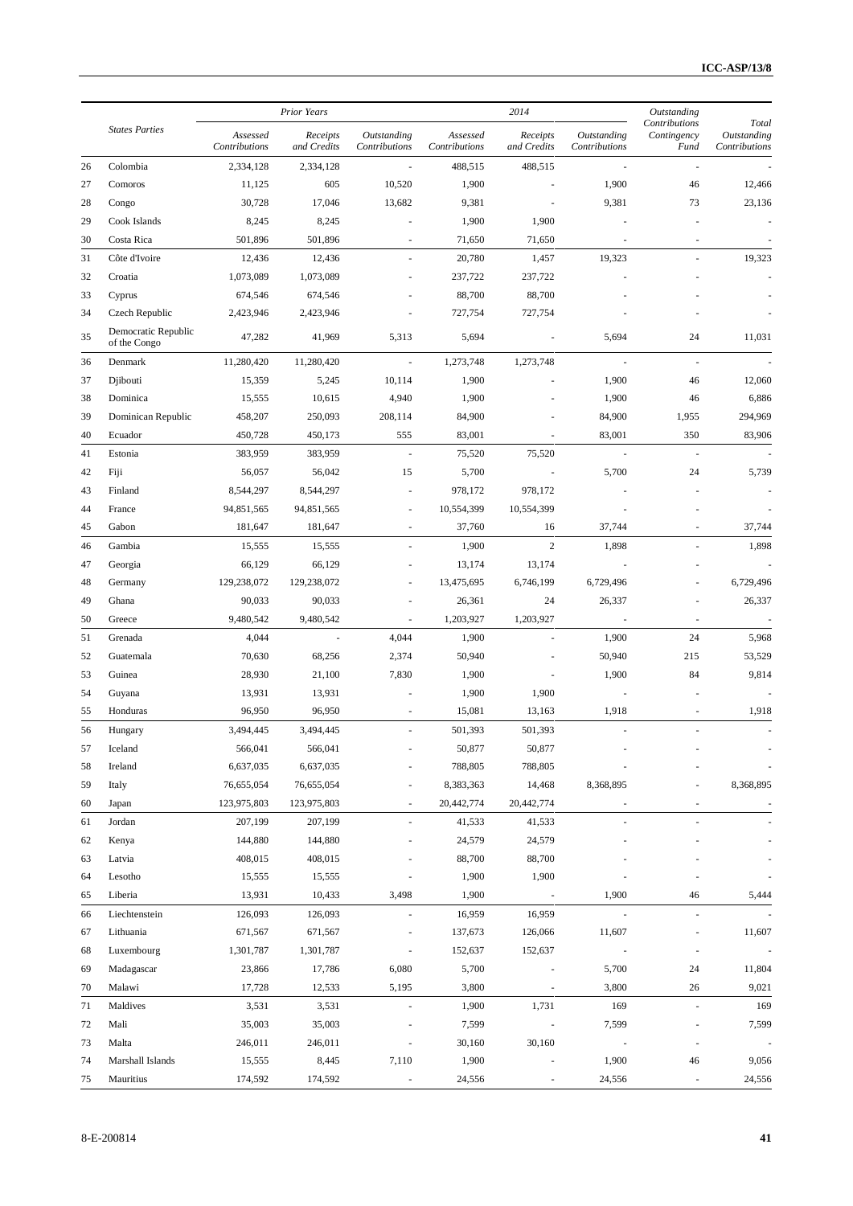| | States Parties | Prior Years | | | 2014 | | | Outstanding Contributions Contingency Fund | Total Outstanding Contributions |
|---|---|---|---|---|---|---|---|---|---|
| | | Assessed Contributions | Receipts and Credits | Outstanding Contributions | Assessed Contributions | Receipts and Credits | Outstanding Contributions | | |
| 26 | Colombia | 2,334,128 | 2,334,128 | - | 488,515 | 488,515 | - | - | - |
| 27 | Comoros | 11,125 | 605 | 10,520 | 1,900 | - | 1,900 | 46 | 12,466 |
| 28 | Congo | 30,728 | 17,046 | 13,682 | 9,381 | - | 9,381 | 73 | 23,136 |
| 29 | Cook Islands | 8,245 | 8,245 | - | 1,900 | 1,900 | - | - | - |
| 30 | Costa Rica | 501,896 | 501,896 | - | 71,650 | 71,650 | - | - | - |
| 31 | Côte d'Ivoire | 12,436 | 12,436 | - | 20,780 | 1,457 | 19,323 | - | 19,323 |
| 32 | Croatia | 1,073,089 | 1,073,089 | - | 237,722 | 237,722 | - | - | - |
| 33 | Cyprus | 674,546 | 674,546 | - | 88,700 | 88,700 | - | - | - |
| 34 | Czech Republic | 2,423,946 | 2,423,946 | - | 727,754 | 727,754 | - | - | - |
| 35 | Democratic Republic of the Congo | 47,282 | 41,969 | 5,313 | 5,694 | - | 5,694 | 24 | 11,031 |
| 36 | Denmark | 11,280,420 | 11,280,420 | - | 1,273,748 | 1,273,748 | - | - | - |
| 37 | Djibouti | 15,359 | 5,245 | 10,114 | 1,900 | - | 1,900 | 46 | 12,060 |
| 38 | Dominica | 15,555 | 10,615 | 4,940 | 1,900 | - | 1,900 | 46 | 6,886 |
| 39 | Dominican Republic | 458,207 | 250,093 | 208,114 | 84,900 | - | 84,900 | 1,955 | 294,969 |
| 40 | Ecuador | 450,728 | 450,173 | 555 | 83,001 | - | 83,001 | 350 | 83,906 |
| 41 | Estonia | 383,959 | 383,959 | - | 75,520 | 75,520 | - | - | - |
| 42 | Fiji | 56,057 | 56,042 | 15 | 5,700 | - | 5,700 | 24 | 5,739 |
| 43 | Finland | 8,544,297 | 8,544,297 | - | 978,172 | 978,172 | - | - | - |
| 44 | France | 94,851,565 | 94,851,565 | - | 10,554,399 | 10,554,399 | - | - | - |
| 45 | Gabon | 181,647 | 181,647 | - | 37,760 | 16 | 37,744 | - | 37,744 |
| 46 | Gambia | 15,555 | 15,555 | - | 1,900 | 2 | 1,898 | - | 1,898 |
| 47 | Georgia | 66,129 | 66,129 | - | 13,174 | 13,174 | - | - | - |
| 48 | Germany | 129,238,072 | 129,238,072 | - | 13,475,695 | 6,746,199 | 6,729,496 | - | 6,729,496 |
| 49 | Ghana | 90,033 | 90,033 | - | 26,361 | 24 | 26,337 | - | 26,337 |
| 50 | Greece | 9,480,542 | 9,480,542 | - | 1,203,927 | 1,203,927 | - | - | - |
| 51 | Grenada | 4,044 | - | 4,044 | 1,900 | - | 1,900 | 24 | 5,968 |
| 52 | Guatemala | 70,630 | 68,256 | 2,374 | 50,940 | - | 50,940 | 215 | 53,529 |
| 53 | Guinea | 28,930 | 21,100 | 7,830 | 1,900 | - | 1,900 | 84 | 9,814 |
| 54 | Guyana | 13,931 | 13,931 | - | 1,900 | 1,900 | - | - | - |
| 55 | Honduras | 96,950 | 96,950 | - | 15,081 | 13,163 | 1,918 | - | 1,918 |
| 56 | Hungary | 3,494,445 | 3,494,445 | - | 501,393 | 501,393 | - | - | - |
| 57 | Iceland | 566,041 | 566,041 | - | 50,877 | 50,877 | - | - | - |
| 58 | Ireland | 6,637,035 | 6,637,035 | - | 788,805 | 788,805 | - | - | - |
| 59 | Italy | 76,655,054 | 76,655,054 | - | 8,383,363 | 14,468 | 8,368,895 | - | 8,368,895 |
| 60 | Japan | 123,975,803 | 123,975,803 | - | 20,442,774 | 20,442,774 | - | - | - |
| 61 | Jordan | 207,199 | 207,199 | - | 41,533 | 41,533 | - | - | - |
| 62 | Kenya | 144,880 | 144,880 | - | 24,579 | 24,579 | - | - | - |
| 63 | Latvia | 408,015 | 408,015 | - | 88,700 | 88,700 | - | - | - |
| 64 | Lesotho | 15,555 | 15,555 | - | 1,900 | 1,900 | - | - | - |
| 65 | Liberia | 13,931 | 10,433 | 3,498 | 1,900 | - | 1,900 | 46 | 5,444 |
| 66 | Liechtenstein | 126,093 | 126,093 | - | 16,959 | 16,959 | - | - | - |
| 67 | Lithuania | 671,567 | 671,567 | - | 137,673 | 126,066 | 11,607 | - | 11,607 |
| 68 | Luxembourg | 1,301,787 | 1,301,787 | - | 152,637 | 152,637 | - | - | - |
| 69 | Madagascar | 23,866 | 17,786 | 6,080 | 5,700 | - | 5,700 | 24 | 11,804 |
| 70 | Malawi | 17,728 | 12,533 | 5,195 | 3,800 | - | 3,800 | 26 | 9,021 |
| 71 | Maldives | 3,531 | 3,531 | - | 1,900 | 1,731 | 169 | - | 169 |
| 72 | Mali | 35,003 | 35,003 | - | 7,599 | - | 7,599 | - | 7,599 |
| 73 | Malta | 246,011 | 246,011 | - | 30,160 | 30,160 | - | - | - |
| 74 | Marshall Islands | 15,555 | 8,445 | 7,110 | 1,900 | - | 1,900 | 46 | 9,056 |
| 75 | Mauritius | 174,592 | 174,592 | - | 24,556 | - | 24,556 | - | 24,556 |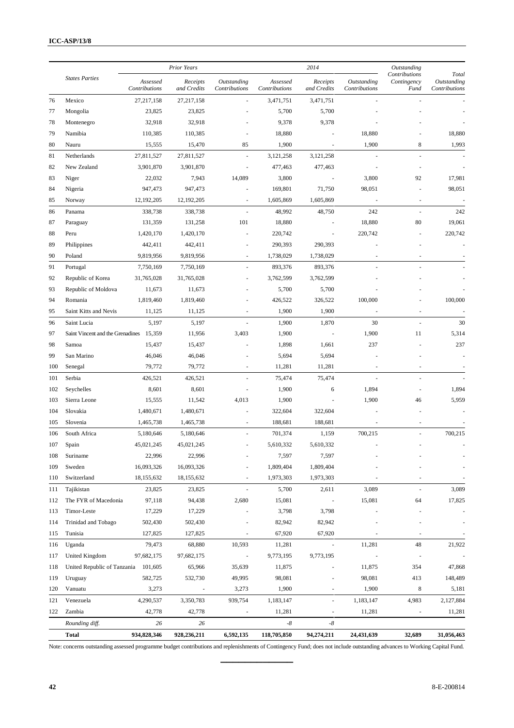| | States Parties | Prior Years | | | 2014 | | | Outstanding Contributions Contingency Fund | Total Outstanding Contributions |
|---|---|---|---|---|---|---|---|---|---|
| | | *Assessed Contributions* | *Receipts and Credits* | *Outstanding Contributions* | *Assessed Contributions* | *Receipts and Credits* | *Outstanding Contributions* | | |
| 76 | Mexico | 27,217,158 | 27,217,158 | - | 3,471,751 | 3,471,751 | - | - | - |
| 77 | Mongolia | 23,825 | 23,825 | - | 5,700 | 5,700 | - | - | - |
| 78 | Montenegro | 32,918 | 32,918 | - | 9,378 | 9,378 | - | - | - |
| 79 | Namibia | 110,385 | 110,385 | - | 18,880 | - | 18,880 | - | 18,880 |
| 80 | Nauru | 15,555 | 15,470 | 85 | 1,900 | - | 1,900 | 8 | 1,993 |
| 81 | Netherlands | 27,811,527 | 27,811,527 | - | 3,121,258 | 3,121,258 | - | - | - |
| 82 | New Zealand | 3,901,870 | 3,901,870 | - | 477,463 | 477,463 | - | - | - |
| 83 | Niger | 22,032 | 7,943 | 14,089 | 3,800 | - | 3,800 | 92 | 17,981 |
| 84 | Nigeria | 947,473 | 947,473 | - | 169,801 | 71,750 | 98,051 | - | 98,051 |
| 85 | Norway | 12,192,205 | 12,192,205 | - | 1,605,869 | 1,605,869 | - | - | - |
| 86 | Panama | 338,738 | 338,738 | - | 48,992 | 48,750 | 242 | - | 242 |
| 87 | Paraguay | 131,359 | 131,258 | 101 | 18,880 | - | 18,880 | 80 | 19,061 |
| 88 | Peru | 1,420,170 | 1,420,170 | - | 220,742 | - | 220,742 | - | 220,742 |
| 89 | Philippines | 442,411 | 442,411 | - | 290,393 | 290,393 | - | - | - |
| 90 | Poland | 9,819,956 | 9,819,956 | - | 1,738,029 | 1,738,029 | - | - | - |
| 91 | Portugal | 7,750,169 | 7,750,169 | - | 893,376 | 893,376 | - | - | - |
| 92 | Republic of Korea | 31,765,028 | 31,765,028 | - | 3,762,599 | 3,762,599 | - | - | - |
| 93 | Republic of Moldova | 11,673 | 11,673 | - | 5,700 | 5,700 | - | - | - |
| 94 | Romania | 1,819,460 | 1,819,460 | - | 426,522 | 326,522 | 100,000 | - | 100,000 |
| 95 | Saint Kitts and Nevis | 11,125 | 11,125 | - | 1,900 | 1,900 | - | - | - |
| 96 | Saint Lucia | 5,197 | 5,197 | - | 1,900 | 1,870 | 30 | - | 30 |
| 97 | Saint Vincent and the Grenadines | 15,359 | 11,956 | 3,403 | 1,900 | - | 1,900 | 11 | 5,314 |
| 98 | Samoa | 15,437 | 15,437 | - | 1,898 | 1,661 | 237 | - | 237 |
| 99 | San Marino | 46,046 | 46,046 | - | 5,694 | 5,694 | - | - | - |
| 100 | Senegal | 79,772 | 79,772 | - | 11,281 | 11,281 | - | - | - |
| 101 | Serbia | 426,521 | 426,521 | - | 75,474 | 75,474 | - | - | - |
| 102 | Seychelles | 8,601 | 8,601 | - | 1,900 | 6 | 1,894 | - | 1,894 |
| 103 | Sierra Leone | 15,555 | 11,542 | 4,013 | 1,900 | - | 1,900 | 46 | 5,959 |
| 104 | Slovakia | 1,480,671 | 1,480,671 | - | 322,604 | 322,604 | - | - | - |
| 105 | Slovenia | 1,465,738 | 1,465,738 | - | 188,681 | 188,681 | - | - | - |
| 106 | South Africa | 5,180,646 | 5,180,646 | - | 701,374 | 1,159 | 700,215 | - | 700,215 |
| 107 | Spain | 45,021,245 | 45,021,245 | - | 5,610,332 | 5,610,332 | - | - | - |
| 108 | Suriname | 22,996 | 22,996 | - | 7,597 | 7,597 | - | - | - |
| 109 | Sweden | 16,093,326 | 16,093,326 | - | 1,809,404 | 1,809,404 | - | - | - |
| 110 | Switzerland | 18,155,632 | 18,155,632 | - | 1,973,303 | 1,973,303 | - | - | - |
| 111 | Tajikistan | 23,825 | 23,825 | - | 5,700 | 2,611 | 3,089 | - | 3,089 |
| 112 | The FYR of Macedonia | 97,118 | 94,438 | 2,680 | 15,081 | - | 15,081 | 64 | 17,825 |
| 113 | Timor-Leste | 17,229 | 17,229 | - | 3,798 | 3,798 | - | - | - |
| 114 | Trinidad and Tobago | 502,430 | 502,430 | - | 82,942 | 82,942 | - | - | - |
| 115 | Tunisia | 127,825 | 127,825 | - | 67,920 | 67,920 | - | - | - |
| 116 | Uganda | 79,473 | 68,880 | 10,593 | 11,281 | - | 11,281 | 48 | 21,922 |
| 117 | United Kingdom | 97,682,175 | 97,682,175 | - | 9,773,195 | 9,773,195 | - | - | - |
| 118 | United Republic of Tanzania | 101,605 | 65,966 | 35,639 | 11,875 | - | 11,875 | 354 | 47,868 |
| 119 | Uruguay | 582,725 | 532,730 | 49,995 | 98,081 | - | 98,081 | 413 | 148,489 |
| 120 | Vanuatu | 3,273 | - | 3,273 | 1,900 | - | 1,900 | 8 | 5,181 |
| 121 | Venezuela | 4,290,537 | 3,350,783 | 939,754 | 1,183,147 | - | 1,183,147 | 4,983 | 2,127,884 |
| 122 | Zambia | 42,778 | 42,778 | - | 11,281 | - | 11,281 | - | 11,281 |
| | *Rounding diff.* | *26* | *26* | | *-8* | *-8* | | | |
| | **Total** | **934,828,346** | **928,236,211** | **6,592,135** | **118,705,850** | **94,274,211** | **24,431,639** | **32,689** | **31,056,463** |

Note: concerns outstanding assessed programme budget contributions and replenishments of Contingency Fund; does not include outstanding advances to Working Capital Fund.